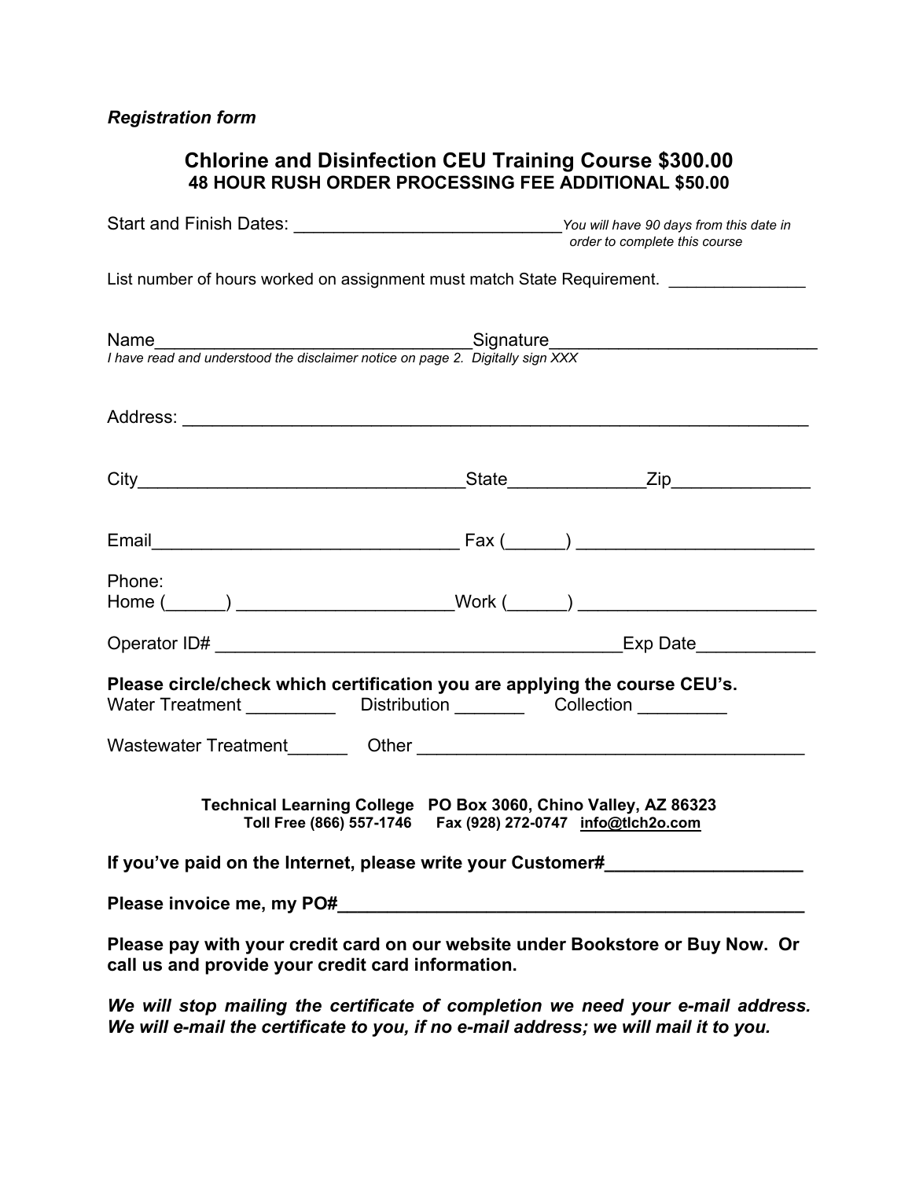*Registration form*

## Chlorine and Disinfection CEU Training Course $300.00
### 48 HOUR RUSH ORDER PROCESSING FEE ADDITIONAL $50.00

Start and Finish Dates: ____________________________ *You will have 90 days from this date in order to complete this course*

List number of hours worked on assignment must match State Requirement. _______________

Name_________________________________Signature___________________________
*I have read and understood the disclaimer notice on page 2. Digitally sign XXX*

Address: _________________________________________________________________

City_________________________________State_____________Zip______________

Email_______________________________ Fax (______) ________________________

Phone:
Home (______) ______________________Work (______) ________________________

Operator ID# ___________________________________________Exp Date____________

**Please circle/check which certification you are applying the course CEU's.**
Water Treatment _________ Distribution _______ Collection _________

Wastewater Treatment______ Other _______________________________________

**Technical Learning College PO Box 3060, Chino Valley, AZ 86323**
**Toll Free (866) 557-1746 Fax (928) 272-0747 info@tlch2o.com**

**If you've paid on the Internet, please write your Customer#____________________**

**Please invoice me, my PO#_______________________________________________**

**Please pay with your credit card on our website under Bookstore or Buy Now. Or call us and provide your credit card information.**

***We will stop mailing the certificate of completion we need your e-mail address. We will e-mail the certificate to you, if no e-mail address; we will mail it to you.***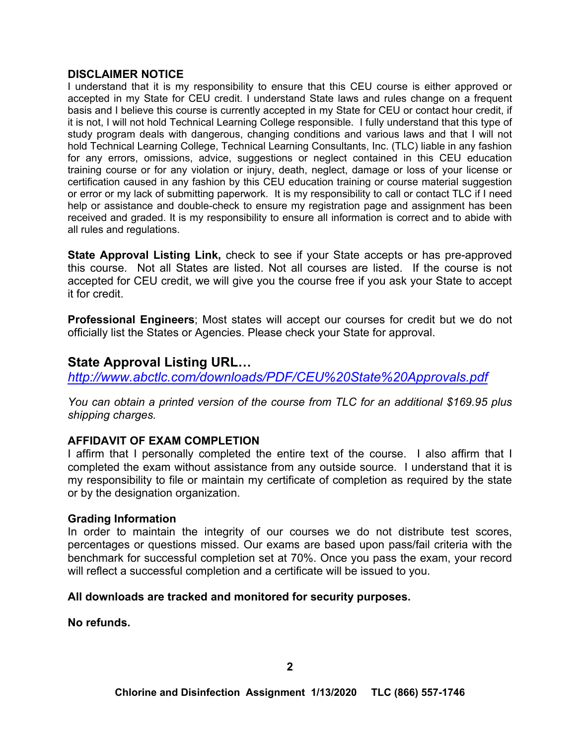**DISCLAIMER NOTICE**

I understand that it is my responsibility to ensure that this CEU course is either approved or accepted in my State for CEU credit. I understand State laws and rules change on a frequent basis and I believe this course is currently accepted in my State for CEU or contact hour credit, if it is not, I will not hold Technical Learning College responsible. I fully understand that this type of study program deals with dangerous, changing conditions and various laws and that I will not hold Technical Learning College, Technical Learning Consultants, Inc. (TLC) liable in any fashion for any errors, omissions, advice, suggestions or neglect contained in this CEU education training course or for any violation or injury, death, neglect, damage or loss of your license or certification caused in any fashion by this CEU education training or course material suggestion or error or my lack of submitting paperwork. It is my responsibility to call or contact TLC if I need help or assistance and double-check to ensure my registration page and assignment has been received and graded. It is my responsibility to ensure all information is correct and to abide with all rules and regulations.

**State Approval Listing Link,** check to see if your State accepts or has pre-approved this course. Not all States are listed. Not all courses are listed. If the course is not accepted for CEU credit, we will give you the course free if you ask your State to accept it for credit.

**Professional Engineers**; Most states will accept our courses for credit but we do not officially list the States or Agencies. Please check your State for approval.

## State Approval Listing URL…

*http://www.abctlc.com/downloads/PDF/CEU%20State%20Approvals.pdf*

*You can obtain a printed version of the course from TLC for an additional $169.95 plus shipping charges.*

**AFFIDAVIT OF EXAM COMPLETION**

I affirm that I personally completed the entire text of the course. I also affirm that I completed the exam without assistance from any outside source. I understand that it is my responsibility to file or maintain my certificate of completion as required by the state or by the designation organization.

**Grading Information**

In order to maintain the integrity of our courses we do not distribute test scores, percentages or questions missed. Our exams are based upon pass/fail criteria with the benchmark for successful completion set at 70%. Once you pass the exam, your record will reflect a successful completion and a certificate will be issued to you.

**All downloads are tracked and monitored for security purposes.**

**No refunds.**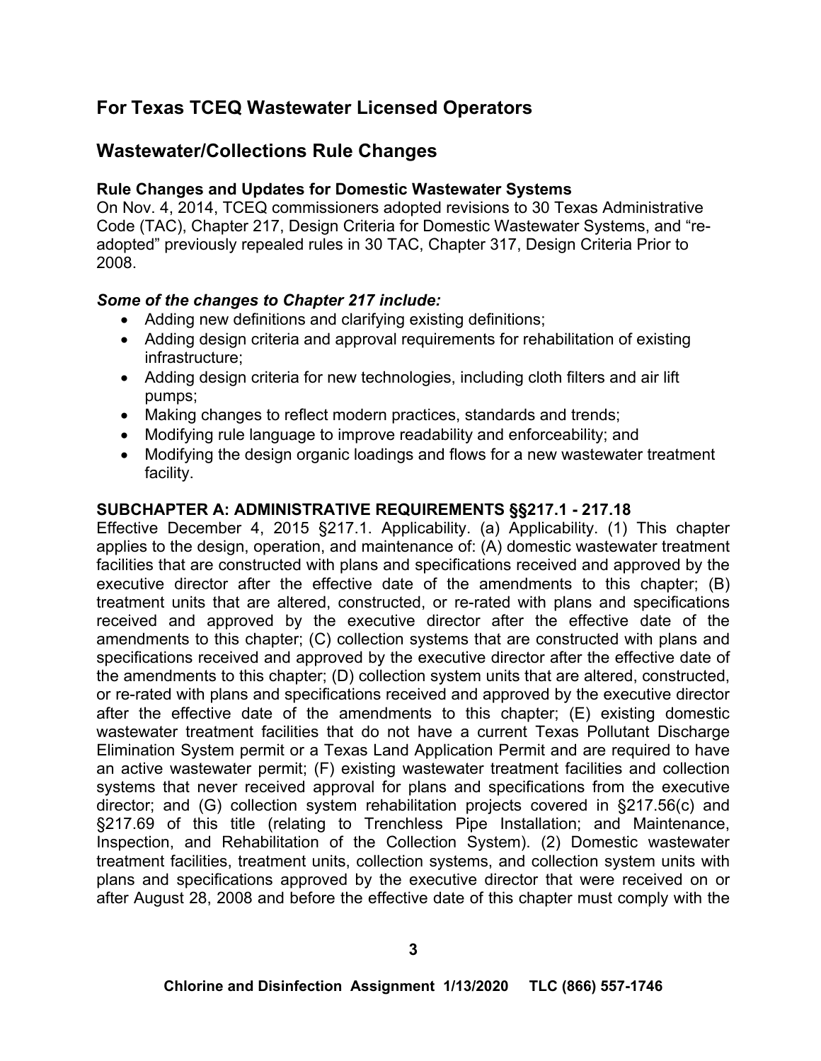## For Texas TCEQ Wastewater Licensed Operators

## Wastewater/Collections Rule Changes

**Rule Changes and Updates for Domestic Wastewater Systems**

On Nov. 4, 2014, TCEQ commissioners adopted revisions to 30 Texas Administrative Code (TAC), Chapter 217, Design Criteria for Domestic Wastewater Systems, and "re-adopted" previously repealed rules in 30 TAC, Chapter 317, Design Criteria Prior to 2008.

***Some of the changes to Chapter 217 include:***

- Adding new definitions and clarifying existing definitions;
- Adding design criteria and approval requirements for rehabilitation of existing infrastructure;
- Adding design criteria for new technologies, including cloth filters and air lift pumps;
- Making changes to reflect modern practices, standards and trends;
- Modifying rule language to improve readability and enforceability; and
- Modifying the design organic loadings and flows for a new wastewater treatment facility.

**SUBCHAPTER A: ADMINISTRATIVE REQUIREMENTS §§217.1 - 217.18**

Effective December 4, 2015 §217.1. Applicability. (a) Applicability. (1) This chapter applies to the design, operation, and maintenance of: (A) domestic wastewater treatment facilities that are constructed with plans and specifications received and approved by the executive director after the effective date of the amendments to this chapter; (B) treatment units that are altered, constructed, or re-rated with plans and specifications received and approved by the executive director after the effective date of the amendments to this chapter; (C) collection systems that are constructed with plans and specifications received and approved by the executive director after the effective date of the amendments to this chapter; (D) collection system units that are altered, constructed, or re-rated with plans and specifications received and approved by the executive director after the effective date of the amendments to this chapter; (E) existing domestic wastewater treatment facilities that do not have a current Texas Pollutant Discharge Elimination System permit or a Texas Land Application Permit and are required to have an active wastewater permit; (F) existing wastewater treatment facilities and collection systems that never received approval for plans and specifications from the executive director; and (G) collection system rehabilitation projects covered in §217.56(c) and §217.69 of this title (relating to Trenchless Pipe Installation; and Maintenance, Inspection, and Rehabilitation of the Collection System). (2) Domestic wastewater treatment facilities, treatment units, collection systems, and collection system units with plans and specifications approved by the executive director that were received on or after August 28, 2008 and before the effective date of this chapter must comply with the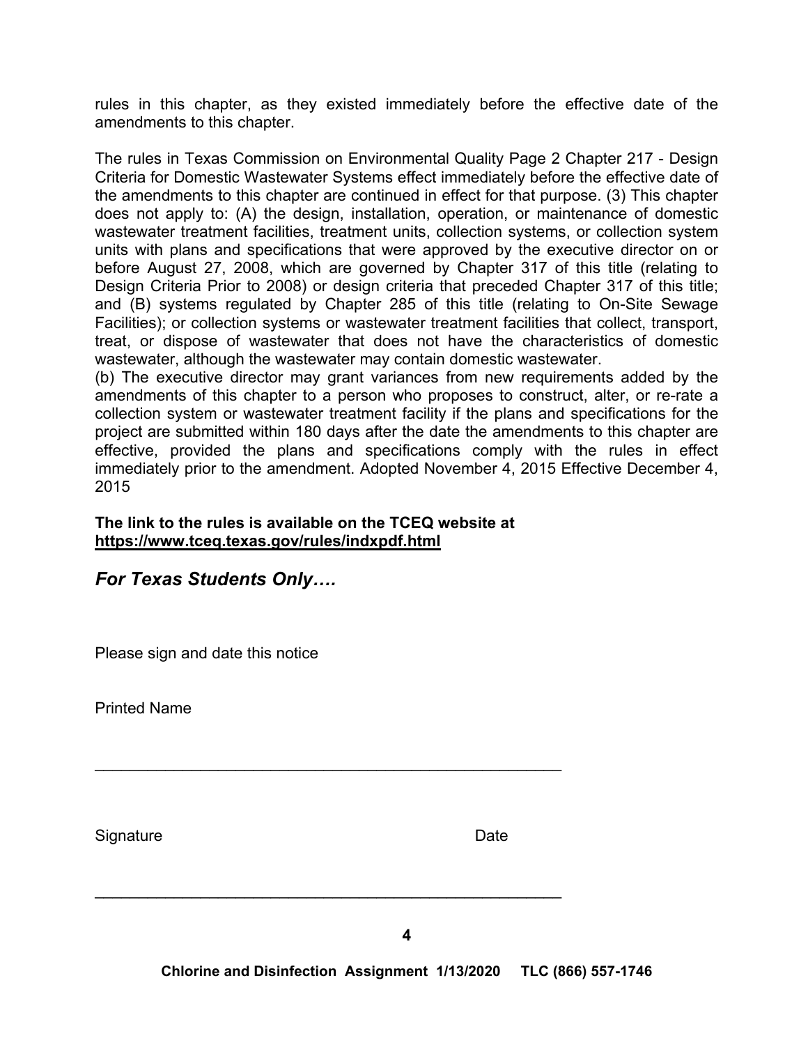rules in this chapter, as they existed immediately before the effective date of the amendments to this chapter.

The rules in Texas Commission on Environmental Quality Page 2 Chapter 217 - Design Criteria for Domestic Wastewater Systems effect immediately before the effective date of the amendments to this chapter are continued in effect for that purpose. (3) This chapter does not apply to: (A) the design, installation, operation, or maintenance of domestic wastewater treatment facilities, treatment units, collection systems, or collection system units with plans and specifications that were approved by the executive director on or before August 27, 2008, which are governed by Chapter 317 of this title (relating to Design Criteria Prior to 2008) or design criteria that preceded Chapter 317 of this title; and (B) systems regulated by Chapter 285 of this title (relating to On-Site Sewage Facilities); or collection systems or wastewater treatment facilities that collect, transport, treat, or dispose of wastewater that does not have the characteristics of domestic wastewater, although the wastewater may contain domestic wastewater.
(b) The executive director may grant variances from new requirements added by the amendments of this chapter to a person who proposes to construct, alter, or re-rate a collection system or wastewater treatment facility if the plans and specifications for the project are submitted within 180 days after the date the amendments to this chapter are effective, provided the plans and specifications comply with the rules in effect immediately prior to the amendment. Adopted November 4, 2015 Effective December 4, 2015

**The link to the rules is available on the TCEQ website at**
**https://www.tceq.texas.gov/rules/indxpdf.html**

***For Texas Students Only….***

Please sign and date this notice

Printed Name

_______________________________________________________

Signature                                                                 Date

_______________________________________________________

**Chlorine and Disinfection Assignment 1/13/2020 TLC (866) 557-1746**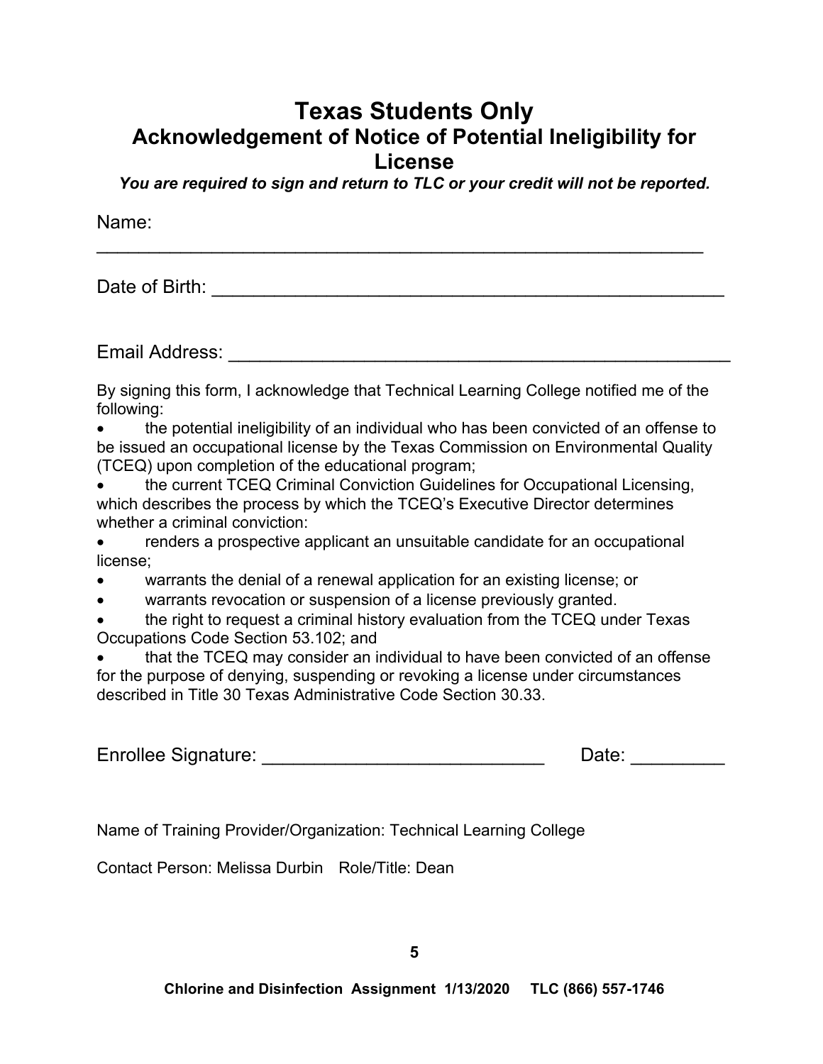# Texas Students Only

## Acknowledgement of Notice of Potential Ineligibility for License

***You are required to sign and return to TLC or your credit will not be reported.***

Name: ___________________________________________________________

Date of Birth: ______________________________________________

Email Address: _____________________________________________

By signing this form, I acknowledge that Technical Learning College notified me of the following:

- the potential ineligibility of an individual who has been convicted of an offense to be issued an occupational license by the Texas Commission on Environmental Quality (TCEQ) upon completion of the educational program;
- the current TCEQ Criminal Conviction Guidelines for Occupational Licensing, which describes the process by which the TCEQ's Executive Director determines whether a criminal conviction:
- renders a prospective applicant an unsuitable candidate for an occupational license;
- warrants the denial of a renewal application for an existing license; or
- warrants revocation or suspension of a license previously granted.
- the right to request a criminal history evaluation from the TCEQ under Texas Occupations Code Section 53.102; and
- that the TCEQ may consider an individual to have been convicted of an offense for the purpose of denying, suspending or revoking a license under circumstances described in Title 30 Texas Administrative Code Section 30.33.

Enrollee Signature: ___________________________ Date: _________

Name of Training Provider/Organization: Technical Learning College

Contact Person: Melissa Durbin Role/Title: Dean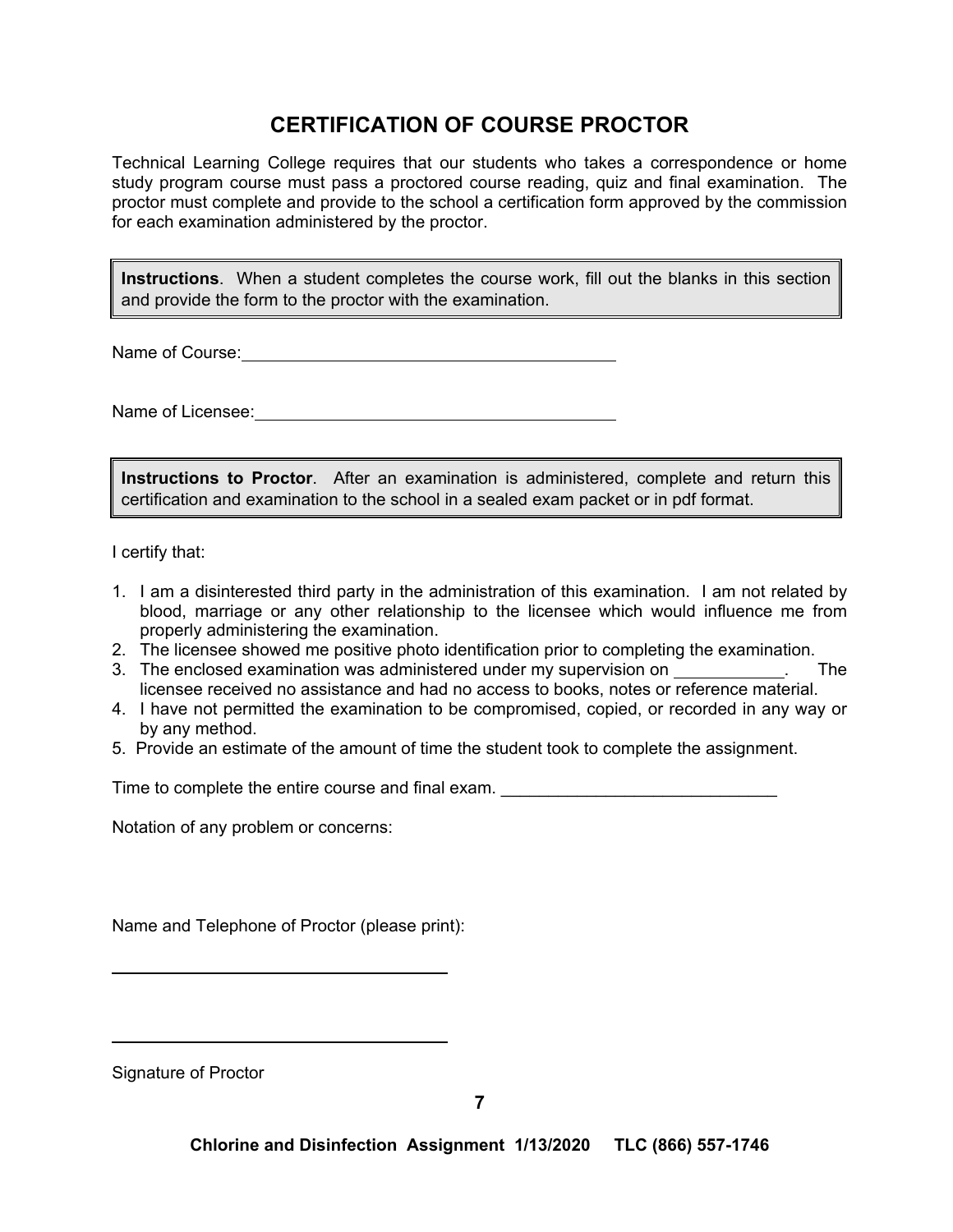## CERTIFICATION OF COURSE PROCTOR

Technical Learning College requires that our students who takes a correspondence or home study program course must pass a proctored course reading, quiz and final examination. The proctor must complete and provide to the school a certification form approved by the commission for each examination administered by the proctor.

**Instructions**. When a student completes the course work, fill out the blanks in this section and provide the form to the proctor with the examination.

Name of Course: ________________________________________

Name of Licensee: ______________________________________

**Instructions to Proctor**. After an examination is administered, complete and return this certification and examination to the school in a sealed exam packet or in pdf format.

I certify that:

1. I am a disinterested third party in the administration of this examination. I am not related by blood, marriage or any other relationship to the licensee which would influence me from properly administering the examination.
2. The licensee showed me positive photo identification prior to completing the examination.
3. The enclosed examination was administered under my supervision on ____________. The licensee received no assistance and had no access to books, notes or reference material.
4. I have not permitted the examination to be compromised, copied, or recorded in any way or by any method.
5. Provide an estimate of the amount of time the student took to complete the assignment.

Time to complete the entire course and final exam. ______________________________

Notation of any problem or concerns:

Name and Telephone of Proctor (please print):

______________________________________

______________________________________

Signature of Proctor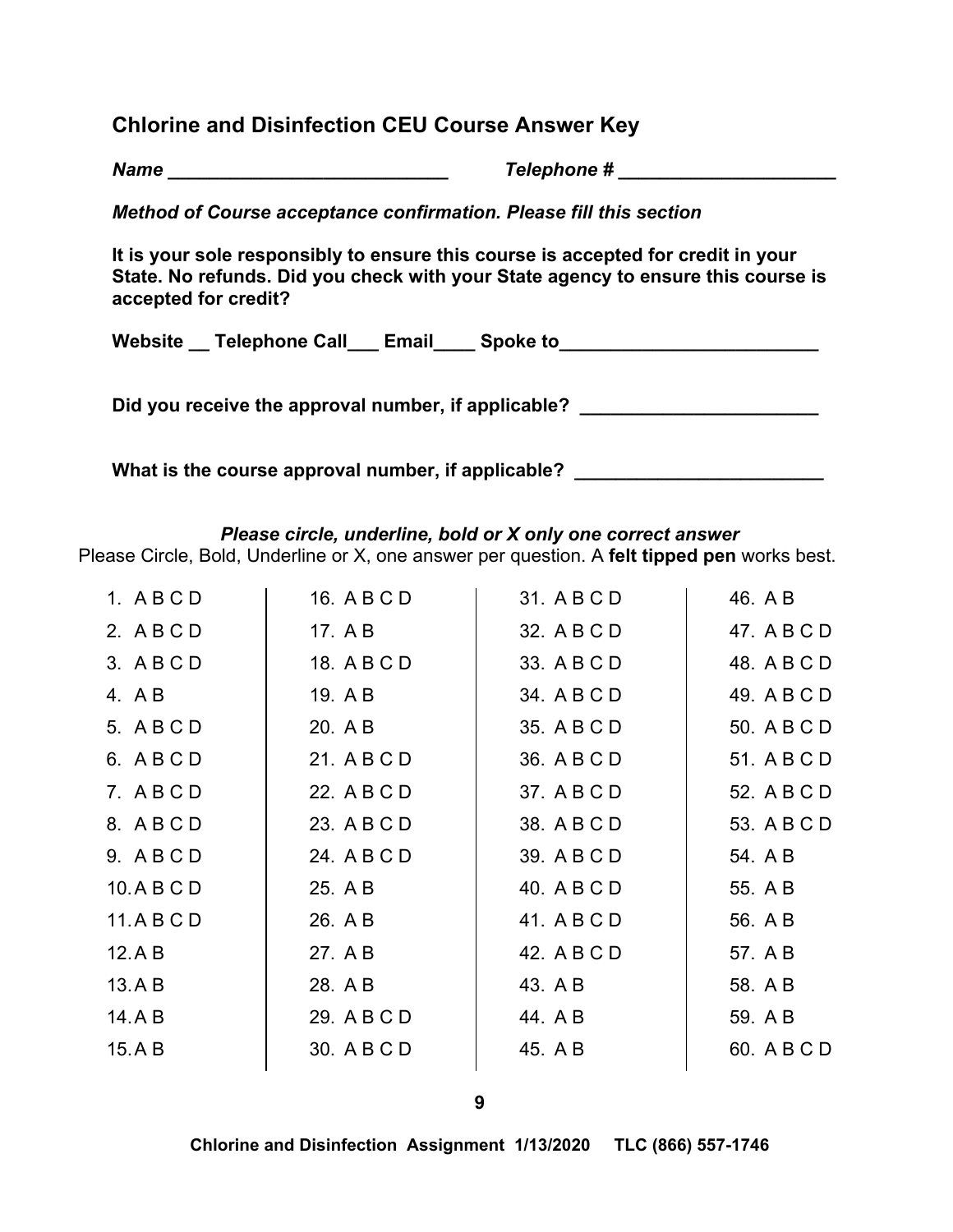## Chlorine and Disinfection CEU Course Answer Key

***Name \_\_\_\_\_\_\_\_\_\_\_\_\_\_\_\_\_\_\_\_\_\_\_\_\_\_\_\_ Telephone # \_\_\_\_\_\_\_\_\_\_\_\_\_\_\_\_\_\_\_\_\_\_***

***Method of Course acceptance confirmation. Please fill this section***

**It is your sole responsibly to ensure this course is accepted for credit in your State. No refunds. Did you check with your State agency to ensure this course is accepted for credit?**

**Website \_\_ Telephone Call\_\_\_ Email\_\_\_\_ Spoke to\_\_\_\_\_\_\_\_\_\_\_\_\_\_\_\_\_\_\_\_\_\_\_\_\_\_**

**Did you receive the approval number, if applicable? \_\_\_\_\_\_\_\_\_\_\_\_\_\_\_\_\_\_\_\_\_\_\_\_**

**What is the course approval number, if applicable? \_\_\_\_\_\_\_\_\_\_\_\_\_\_\_\_\_\_\_\_\_\_\_\_\_**

***Please circle, underline, bold or X only one correct answer***

Please Circle, Bold, Underline or X, one answer per question. A **felt tipped pen** works best.

| | | | |
|---|---|---|---|
| 1. A B C D | 16. A B C D | 31. A B C D | 46. A B |
| 2. A B C D | 17. A B | 32. A B C D | 47. A B C D |
| 3. A B C D | 18. A B C D | 33. A B C D | 48. A B C D |
| 4. A B | 19. A B | 34. A B C D | 49. A B C D |
| 5. A B C D | 20. A B | 35. A B C D | 50. A B C D |
| 6. A B C D | 21. A B C D | 36. A B C D | 51. A B C D |
| 7. A B C D | 22. A B C D | 37. A B C D | 52. A B C D |
| 8. A B C D | 23. A B C D | 38. A B C D | 53. A B C D |
| 9. A B C D | 24. A B C D | 39. A B C D | 54. A B |
| 10. A B C D | 25. A B | 40. A B C D | 55. A B |
| 11. A B C D | 26. A B | 41. A B C D | 56. A B |
| 12. A B | 27. A B | 42. A B C D | 57. A B |
| 13. A B | 28. A B | 43. A B | 58. A B |
| 14. A B | 29. A B C D | 44. A B | 59. A B |
| 15. A B | 30. A B C D | 45. A B | 60. A B C D |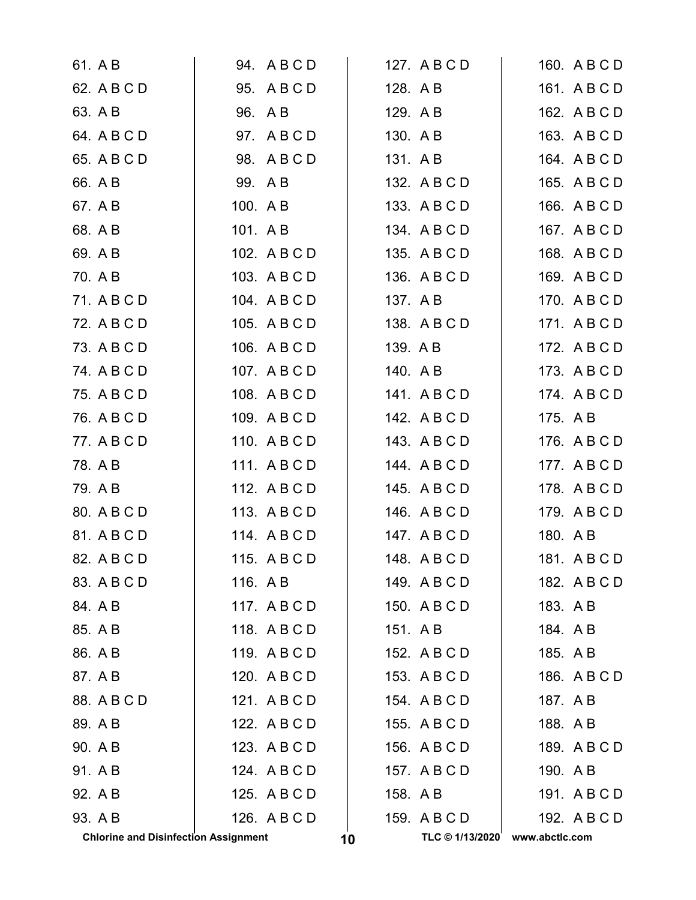61. A B
62. A B C D
63. A B
64. A B C D
65. A B C D
66. A B
67. A B
68. A B
69. A B
70. A B
71. A B C D
72. A B C D
73. A B C D
74. A B C D
75. A B C D
76. A B C D
77. A B C D
78. A B
79. A B
80. A B C D
81. A B C D
82. A B C D
83. A B C D
84. A B
85. A B
86. A B
87. A B
88. A B C D
89. A B
90. A B
91. A B
92. A B
93. A B
94. A B C D
95. A B C D
96. A B
97. A B C D
98. A B C D
99. A B
100. A B
101. A B
102. A B C D
103. A B C D
104. A B C D
105. A B C D
106. A B C D
107. A B C D
108. A B C D
109. A B C D
110. A B C D
111. A B C D
112. A B C D
113. A B C D
114. A B C D
115. A B C D
116. A B
117. A B C D
118. A B C D
119. A B C D
120. A B C D
121. A B C D
122. A B C D
123. A B C D
124. A B C D
125. A B C D
126. A B C D
127. A B C D
128. A B
129. A B
130. A B
131. A B
132. A B C D
133. A B C D
134. A B C D
135. A B C D
136. A B C D
137. A B
138. A B C D
139. A B
140. A B
141. A B C D
142. A B C D
143. A B C D
144. A B C D
145. A B C D
146. A B C D
147. A B C D
148. A B C D
149. A B C D
150. A B C D
151. A B
152. A B C D
153. A B C D
154. A B C D
155. A B C D
156. A B C D
157. A B C D
158. A B
159. A B C D
160. A B C D
161. A B C D
162. A B C D
163. A B C D
164. A B C D
165. A B C D
166. A B C D
167. A B C D
168. A B C D
169. A B C D
170. A B C D
171. A B C D
172. A B C D
173. A B C D
174. A B C D
175. A B
176. A B C D
177. A B C D
178. A B C D
179. A B C D
180. A B
181. A B C D
182. A B C D
183. A B
184. A B
185. A B
186. A B C D
187. A B
188. A B
189. A B C D
190. A B
191. A B C D
192. A B C D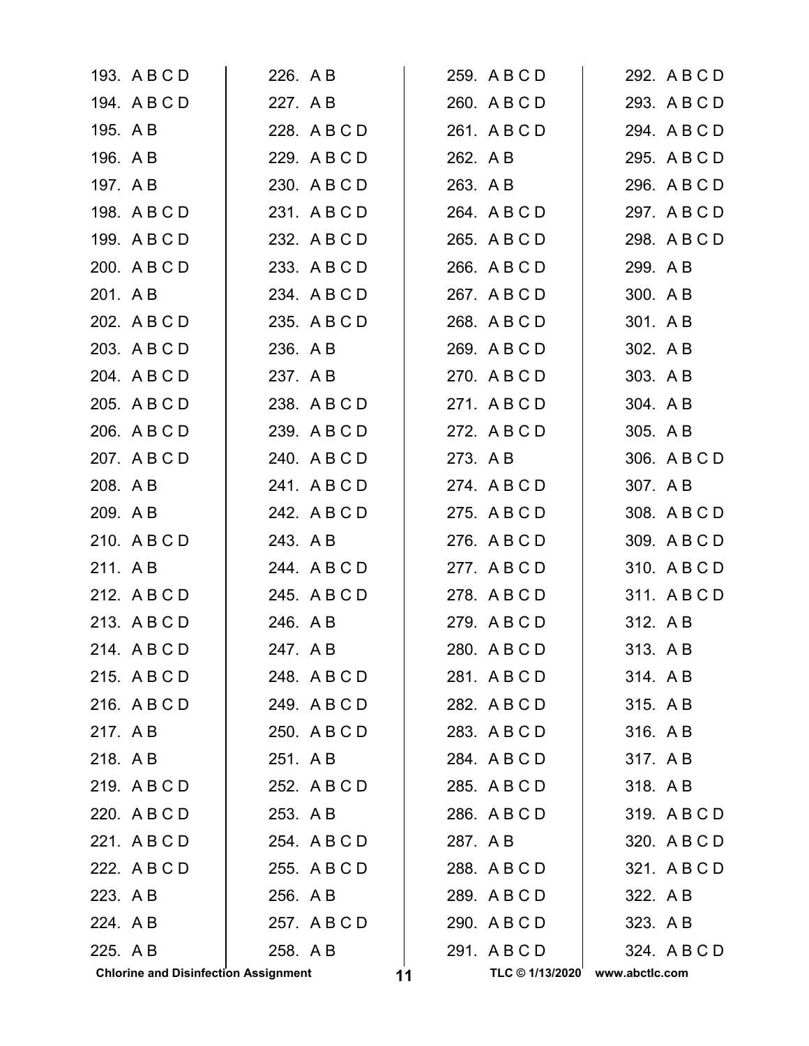193. A B C D
194. A B C D
195. A B
196. A B
197. A B
198. A B C D
199. A B C D
200. A B C D
201. A B
202. A B C D
203. A B C D
204. A B C D
205. A B C D
206. A B C D
207. A B C D
208. A B
209. A B
210. A B C D
211. A B
212. A B C D
213. A B C D
214. A B C D
215. A B C D
216. A B C D
217. A B
218. A B
219. A B C D
220. A B C D
221. A B C D
222. A B C D
223. A B
224. A B
225. A B
226. A B
227. A B
228. A B C D
229. A B C D
230. A B C D
231. A B C D
232. A B C D
233. A B C D
234. A B C D
235. A B C D
236. A B
237. A B
238. A B C D
239. A B C D
240. A B C D
241. A B C D
242. A B C D
243. A B
244. A B C D
245. A B C D
246. A B
247. A B
248. A B C D
249. A B C D
250. A B C D
251. A B
252. A B C D
253. A B
254. A B C D
255. A B C D
256. A B
257. A B C D
258. A B
259. A B C D
260. A B C D
261. A B C D
262. A B
263. A B
264. A B C D
265. A B C D
266. A B C D
267. A B C D
268. A B C D
269. A B C D
270. A B C D
271. A B C D
272. A B C D
273. A B
274. A B C D
275. A B C D
276. A B C D
277. A B C D
278. A B C D
279. A B C D
280. A B C D
281. A B C D
282. A B C D
283. A B C D
284. A B C D
285. A B C D
286. A B C D
287. A B
288. A B C D
289. A B C D
290. A B C D
291. A B C D
292. A B C D
293. A B C D
294. A B C D
295. A B C D
296. A B C D
297. A B C D
298. A B C D
299. A B
300. A B
301. A B
302. A B
303. A B
304. A B
305. A B
306. A B C D
307. A B
308. A B C D
309. A B C D
310. A B C D
311. A B C D
312. A B
313. A B
314. A B
315. A B
316. A B
317. A B
318. A B
319. A B C D
320. A B C D
321. A B C D
322. A B
323. A B
324. A B C D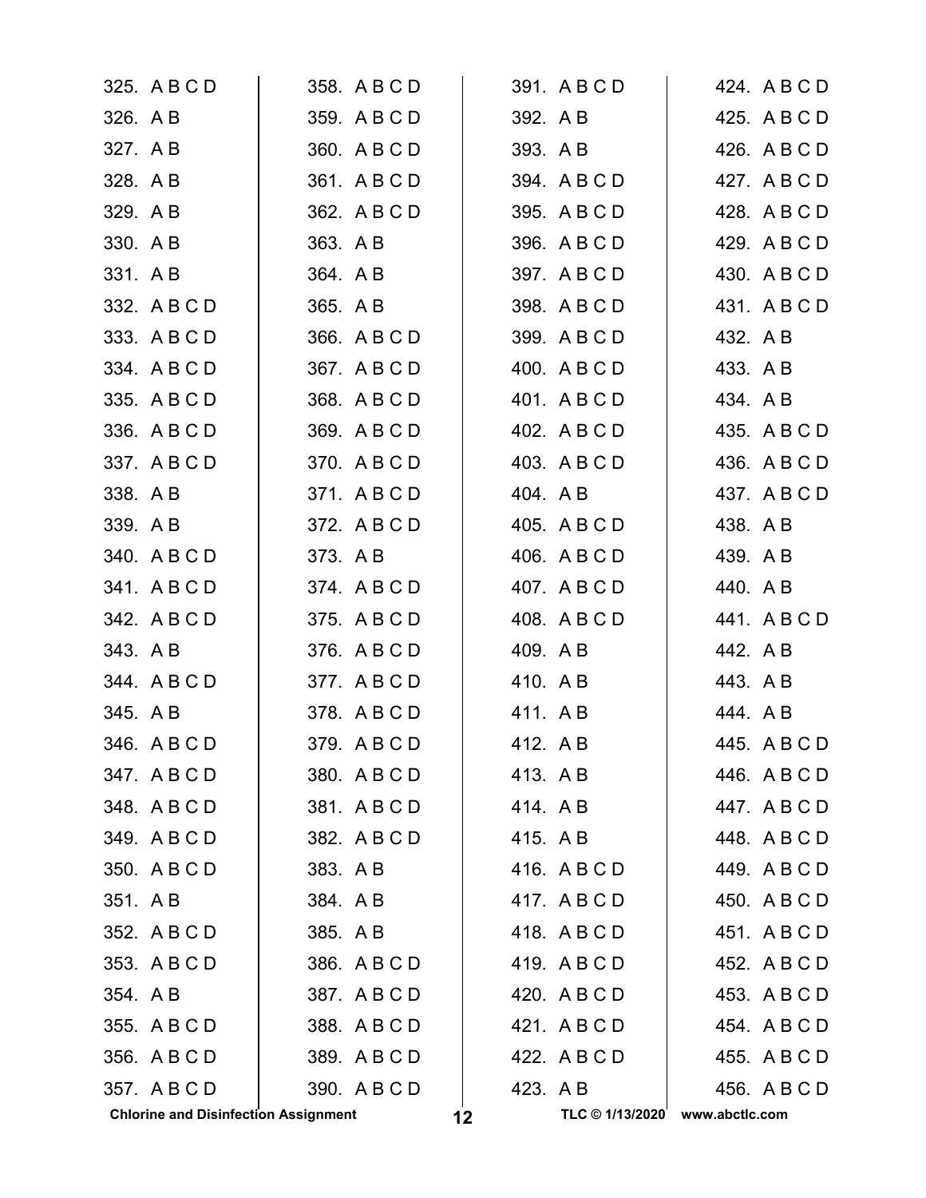325. A B C D
326. A B
327. A B
328. A B
329. A B
330. A B
331. A B
332. A B C D
333. A B C D
334. A B C D
335. A B C D
336. A B C D
337. A B C D
338. A B
339. A B
340. A B C D
341. A B C D
342. A B C D
343. A B
344. A B C D
345. A B
346. A B C D
347. A B C D
348. A B C D
349. A B C D
350. A B C D
351. A B
352. A B C D
353. A B C D
354. A B
355. A B C D
356. A B C D
357. A B C D
358. A B C D
359. A B C D
360. A B C D
361. A B C D
362. A B C D
363. A B
364. A B
365. A B
366. A B C D
367. A B C D
368. A B C D
369. A B C D
370. A B C D
371. A B C D
372. A B C D
373. A B
374. A B C D
375. A B C D
376. A B C D
377. A B C D
378. A B C D
379. A B C D
380. A B C D
381. A B C D
382. A B C D
383. A B
384. A B
385. A B
386. A B C D
387. A B C D
388. A B C D
389. A B C D
390. A B C D
391. A B C D
392. A B
393. A B
394. A B C D
395. A B C D
396. A B C D
397. A B C D
398. A B C D
399. A B C D
400. A B C D
401. A B C D
402. A B C D
403. A B C D
404. A B
405. A B C D
406. A B C D
407. A B C D
408. A B C D
409. A B
410. A B
411. A B
412. A B
413. A B
414. A B
415. A B
416. A B C D
417. A B C D
418. A B C D
419. A B C D
420. A B C D
421. A B C D
422. A B C D
423. A B
424. A B C D
425. A B C D
426. A B C D
427. A B C D
428. A B C D
429. A B C D
430. A B C D
431. A B C D
432. A B
433. A B
434. A B
435. A B C D
436. A B C D
437. A B C D
438. A B
439. A B
440. A B
441. A B C D
442. A B
443. A B
444. A B
445. A B C D
446. A B C D
447. A B C D
448. A B C D
449. A B C D
450. A B C D
451. A B C D
452. A B C D
453. A B C D
454. A B C D
455. A B C D
456. A B C D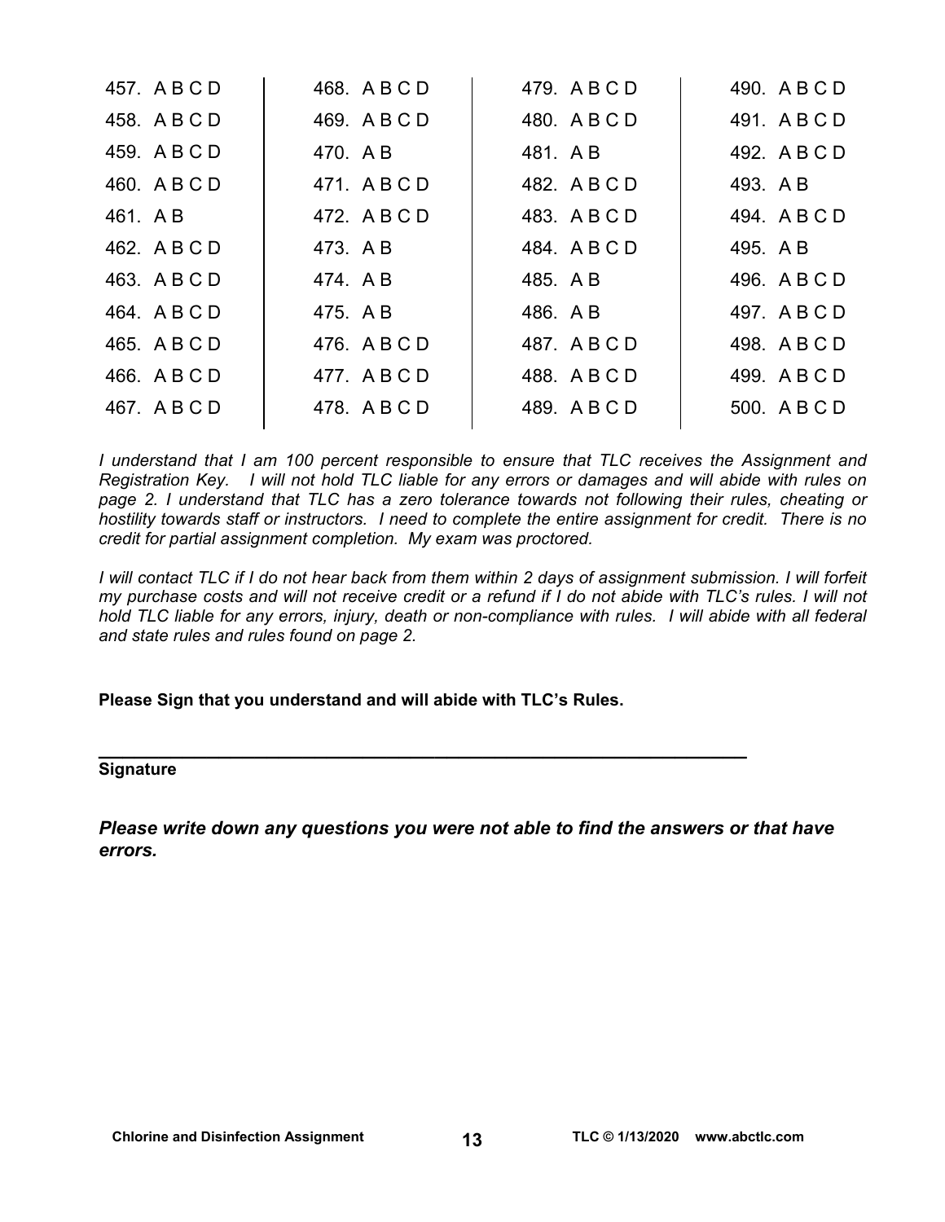| | | | |
|---|---|---|---|
| 457. A B C D | 468. A B C D | 479. A B C D | 490. A B C D |
| 458. A B C D | 469. A B C D | 480. A B C D | 491. A B C D |
| 459. A B C D | 470. A B | 481. A B | 492. A B C D |
| 460. A B C D | 471. A B C D | 482. A B C D | 493. A B |
| 461. A B | 472. A B C D | 483. A B C D | 494. A B C D |
| 462. A B C D | 473. A B | 484. A B C D | 495. A B |
| 463. A B C D | 474. A B | 485. A B | 496. A B C D |
| 464. A B C D | 475. A B | 486. A B | 497. A B C D |
| 465. A B C D | 476. A B C D | 487. A B C D | 498. A B C D |
| 466. A B C D | 477. A B C D | 488. A B C D | 499. A B C D |
| 467. A B C D | 478. A B C D | 489. A B C D | 500. A B C D |

*I understand that I am 100 percent responsible to ensure that TLC receives the Assignment and Registration Key. I will not hold TLC liable for any errors or damages and will abide with rules on page 2. I understand that TLC has a zero tolerance towards not following their rules, cheating or hostility towards staff or instructors. I need to complete the entire assignment for credit. There is no credit for partial assignment completion. My exam was proctored.*

*I will contact TLC if I do not hear back from them within 2 days of assignment submission. I will forfeit my purchase costs and will not receive credit or a refund if I do not abide with TLC's rules. I will not hold TLC liable for any errors, injury, death or non-compliance with rules. I will abide with all federal and state rules and rules found on page 2.*

**Please Sign that you understand and will abide with TLC's Rules.**

\_\_\_\_\_\_\_\_\_\_\_\_\_\_\_\_\_\_\_\_\_\_\_\_\_\_\_\_\_\_\_\_\_\_\_\_\_\_\_\_\_\_\_\_\_\_\_\_\_\_\_\_\_\_\_\_\_\_\_\_

**Signature**

***Please write down any questions you were not able to find the answers or that have errors.***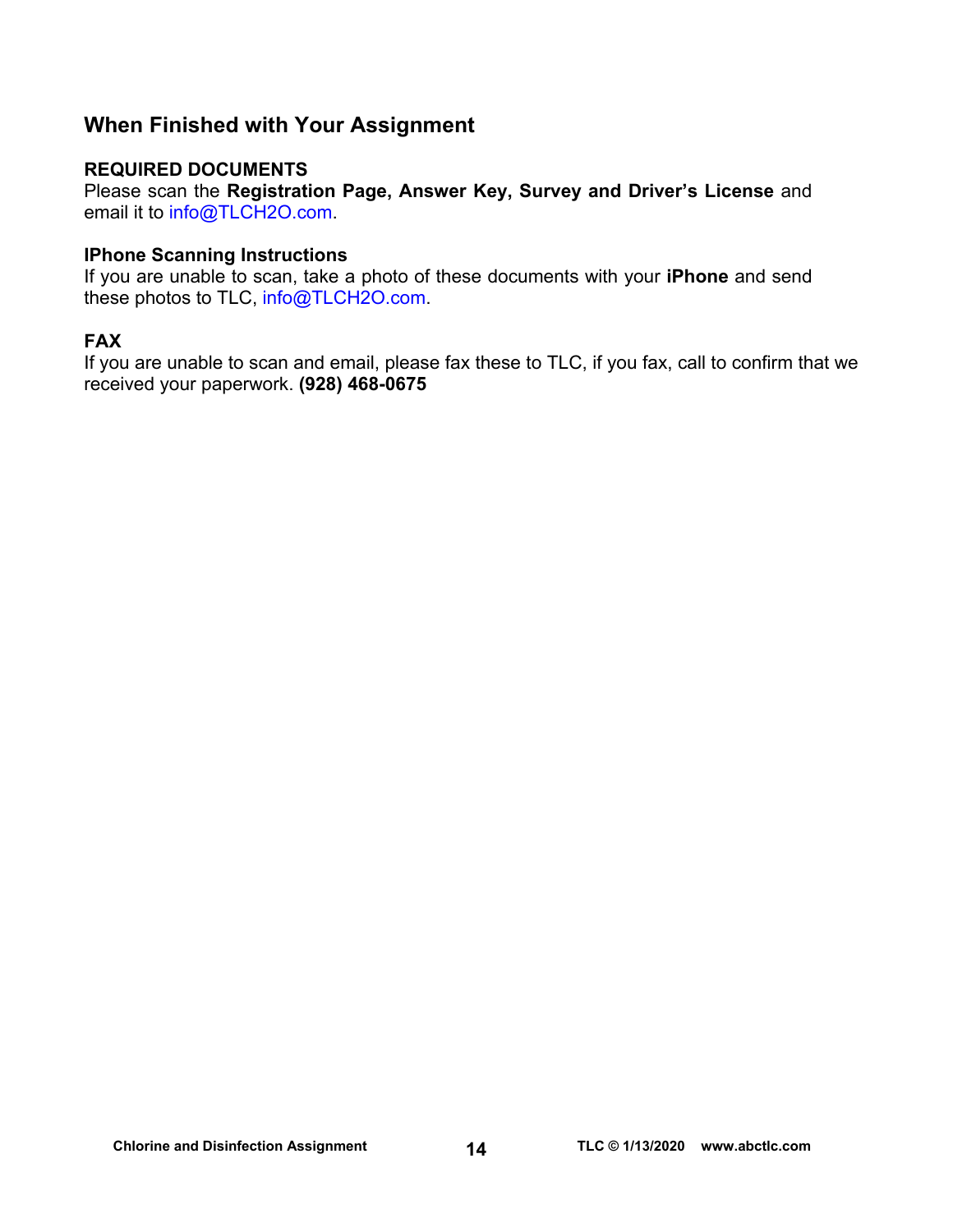## When Finished with Your Assignment

**REQUIRED DOCUMENTS**
Please scan the **Registration Page, Answer Key, Survey and Driver's License** and email it to info@TLCH2O.com.

**IPhone Scanning Instructions**
If you are unable to scan, take a photo of these documents with your **iPhone** and send these photos to TLC, info@TLCH2O.com.

**FAX**
If you are unable to scan and email, please fax these to TLC, if you fax, call to confirm that we received your paperwork. **(928) 468-0675**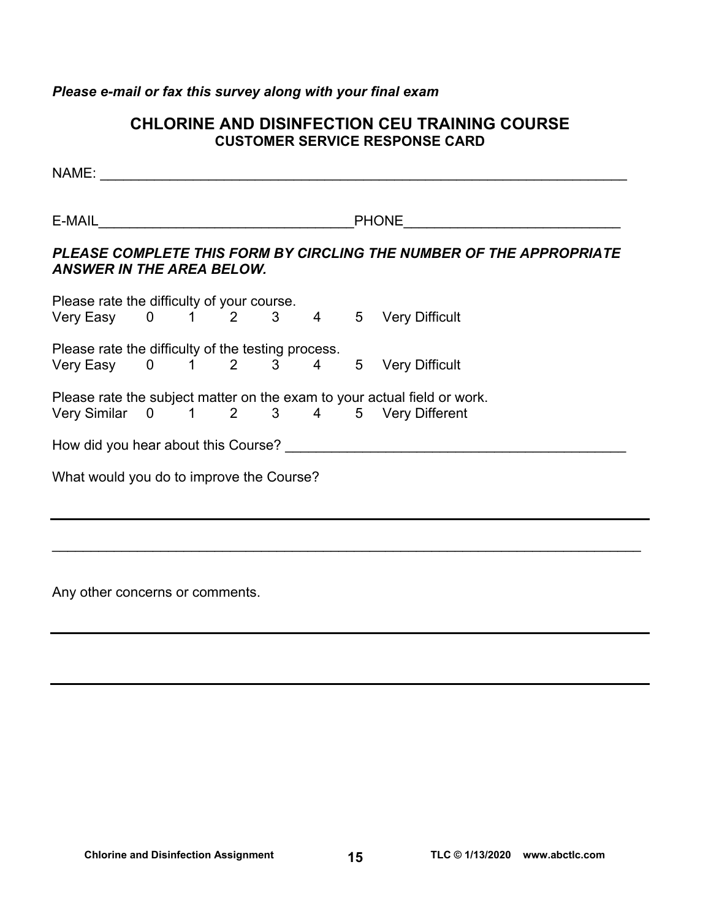*Please e-mail or fax this survey along with your final exam*

## CHLORINE AND DISINFECTION CEU TRAINING COURSE
### CUSTOMER SERVICE RESPONSE CARD

NAME: ______________________________________________________________________

E-MAIL________________________________PHONE__________________________

***PLEASE COMPLETE THIS FORM BY CIRCLING THE NUMBER OF THE APPROPRIATE ANSWER IN THE AREA BELOW.***

Please rate the difficulty of your course.
Very Easy 0 1 2 3 4 5 Very Difficult

Please rate the difficulty of the testing process.
Very Easy 0 1 2 3 4 5 Very Difficult

Please rate the subject matter on the exam to your actual field or work.
Very Similar 0 1 2 3 4 5 Very Different

How did you hear about this Course? ___________________________________________

What would you do to improve the Course?

______________________________________________________________________________

______________________________________________________________________________

Any other concerns or comments.

______________________________________________________________________________

______________________________________________________________________________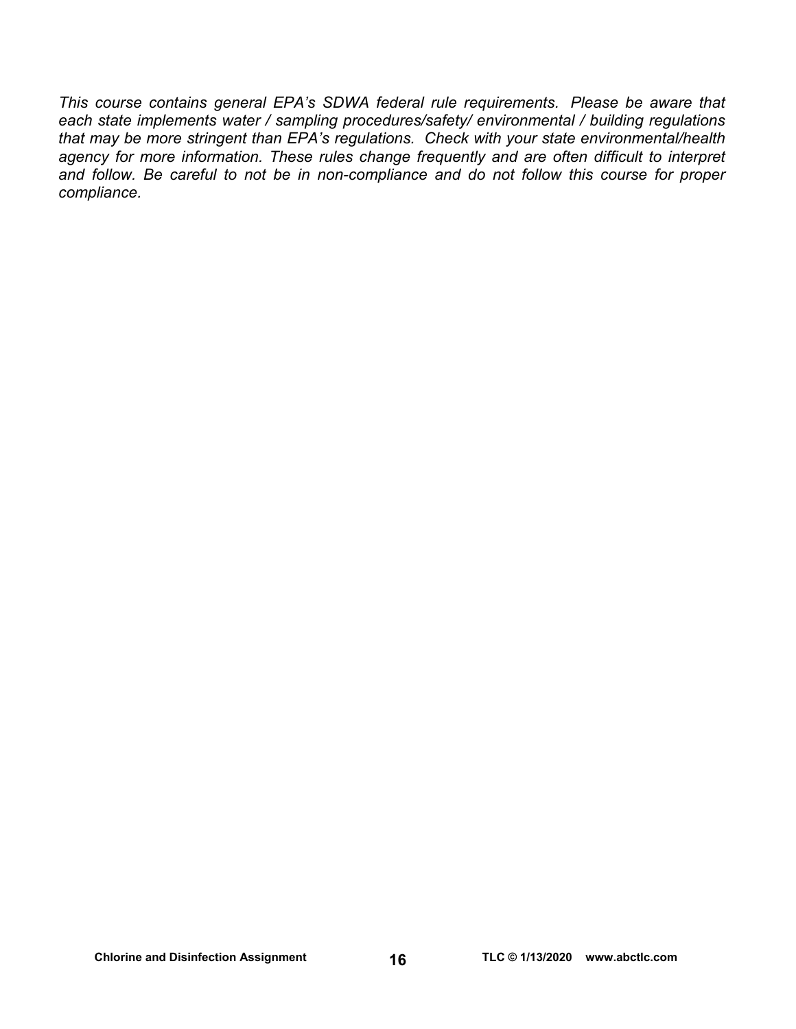*This course contains general EPA's SDWA federal rule requirements. Please be aware that each state implements water / sampling procedures/safety/ environmental / building regulations that may be more stringent than EPA's regulations. Check with your state environmental/health agency for more information. These rules change frequently and are often difficult to interpret and follow. Be careful to not be in non-compliance and do not follow this course for proper compliance.*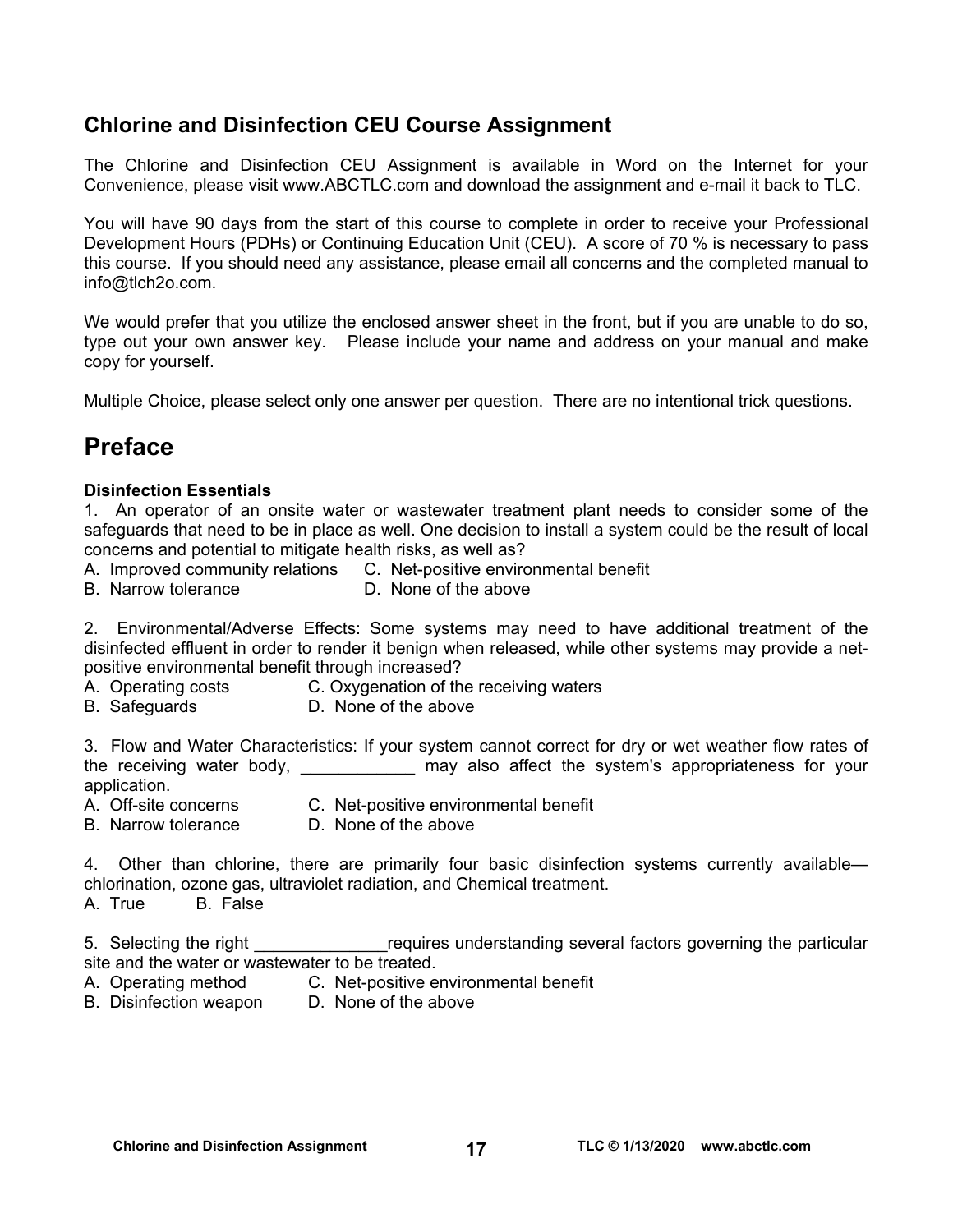## Chlorine and Disinfection CEU Course Assignment

The Chlorine and Disinfection CEU Assignment is available in Word on the Internet for your Convenience, please visit www.ABCTLC.com and download the assignment and e-mail it back to TLC.

You will have 90 days from the start of this course to complete in order to receive your Professional Development Hours (PDHs) or Continuing Education Unit (CEU). A score of 70 % is necessary to pass this course. If you should need any assistance, please email all concerns and the completed manual to info@tlch2o.com.

We would prefer that you utilize the enclosed answer sheet in the front, but if you are unable to do so, type out your own answer key. Please include your name and address on your manual and make copy for yourself.

Multiple Choice, please select only one answer per question. There are no intentional trick questions.

# Preface

**Disinfection Essentials**

1. An operator of an onsite water or wastewater treatment plant needs to consider some of the safeguards that need to be in place as well. One decision to install a system could be the result of local concerns and potential to mitigate health risks, as well as?

A. Improved community relations
B. Narrow tolerance
C. Net-positive environmental benefit
D. None of the above

2. Environmental/Adverse Effects: Some systems may need to have additional treatment of the disinfected effluent in order to render it benign when released, while other systems may provide a net-positive environmental benefit through increased?

A. Operating costs
B. Safeguards
C. Oxygenation of the receiving waters
D. None of the above

3. Flow and Water Characteristics: If your system cannot correct for dry or wet weather flow rates of the receiving water body, ____________ may also affect the system's appropriateness for your application.

A. Off-site concerns
B. Narrow tolerance
C. Net-positive environmental benefit
D. None of the above

4. Other than chlorine, there are primarily four basic disinfection systems currently available—chlorination, ozone gas, ultraviolet radiation, and Chemical treatment.

A. True
B. False

5. Selecting the right ______________requires understanding several factors governing the particular site and the water or wastewater to be treated.

A. Operating method
B. Disinfection weapon
C. Net-positive environmental benefit
D. None of the above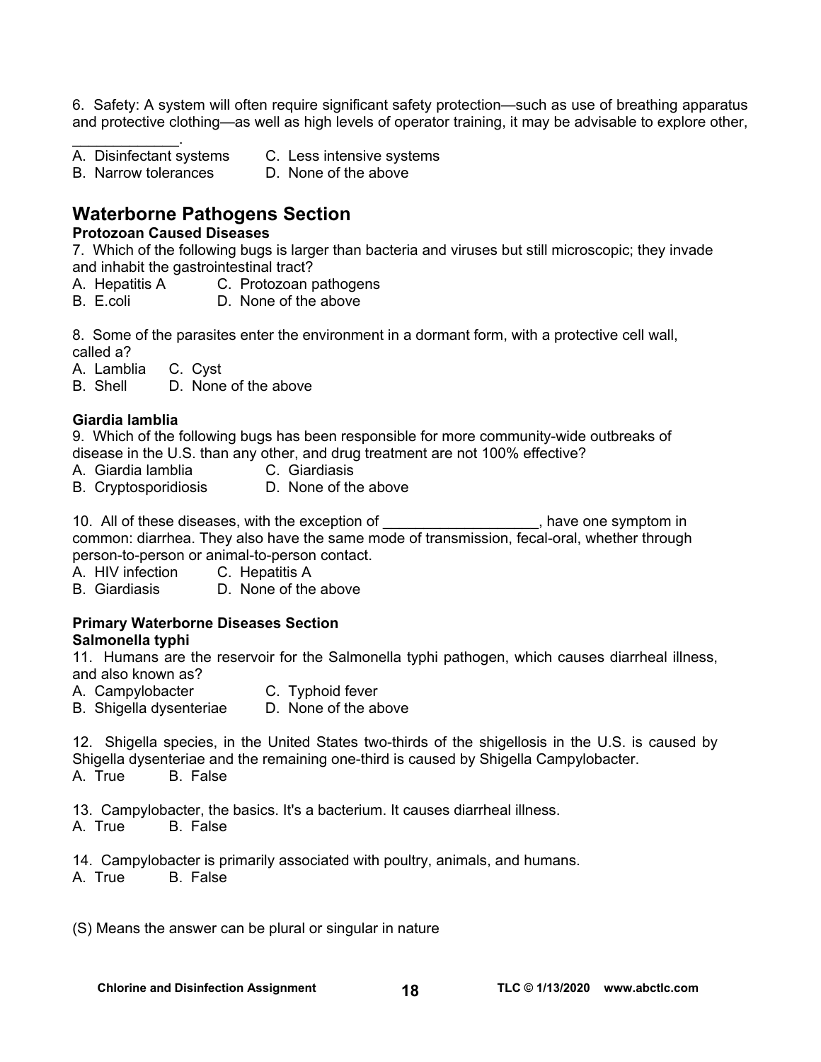6. Safety: A system will often require significant safety protection—such as use of breathing apparatus and protective clothing—as well as high levels of operator training, it may be advisable to explore other, _____________.

A. Disinfectant systems
B. Narrow tolerances
C. Less intensive systems
D. None of the above

## Waterborne Pathogens Section

### Protozoan Caused Diseases

7. Which of the following bugs is larger than bacteria and viruses but still microscopic; they invade and inhabit the gastrointestinal tract?

A. Hepatitis A
B. E.coli
C. Protozoan pathogens
D. None of the above

8. Some of the parasites enter the environment in a dormant form, with a protective cell wall, called a?

A. Lamblia
B. Shell
C. Cyst
D. None of the above

### Giardia lamblia

9. Which of the following bugs has been responsible for more community-wide outbreaks of disease in the U.S. than any other, and drug treatment are not 100% effective?

A. Giardia lamblia
B. Cryptosporidiosis
C. Giardiasis
D. None of the above

10. All of these diseases, with the exception of __________________, have one symptom in common: diarrhea. They also have the same mode of transmission, fecal-oral, whether through person-to-person or animal-to-person contact.

A. HIV infection
B. Giardiasis
C. Hepatitis A
D. None of the above

### Primary Waterborne Diseases Section

### Salmonella typhi

11. Humans are the reservoir for the Salmonella typhi pathogen, which causes diarrheal illness, and also known as?

A. Campylobacter
B. Shigella dysenteriae
C. Typhoid fever
D. None of the above

12. Shigella species, in the United States two-thirds of the shigellosis in the U.S. is caused by Shigella dysenteriae and the remaining one-third is caused by Shigella Campylobacter.

A. True B. False

13. Campylobacter, the basics. It's a bacterium. It causes diarrheal illness.

A. True B. False

14. Campylobacter is primarily associated with poultry, animals, and humans.

A. True B. False

(S) Means the answer can be plural or singular in nature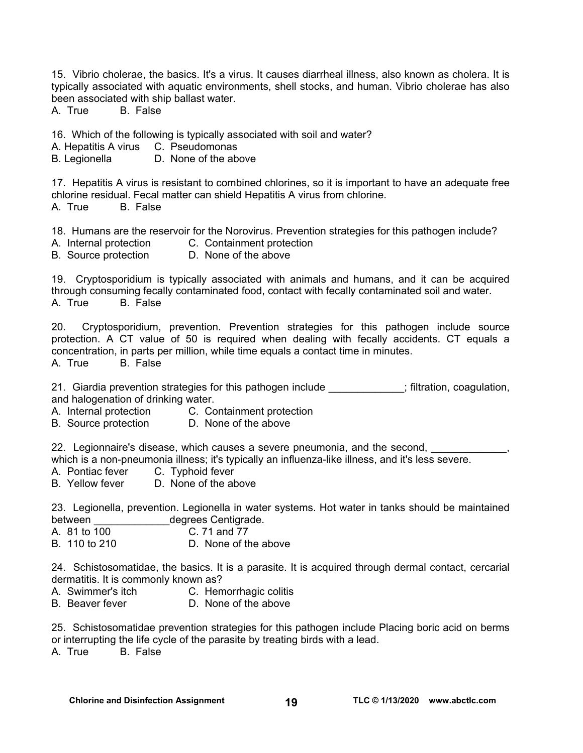15. Vibrio cholerae, the basics. It's a virus. It causes diarrheal illness, also known as cholera. It is typically associated with aquatic environments, shell stocks, and human. Vibrio cholerae has also been associated with ship ballast water.  
A. True B. False

16. Which of the following is typically associated with soil and water?  
A. Hepatitis A virus C. Pseudomonas  
B. Legionella D. None of the above

17. Hepatitis A virus is resistant to combined chlorines, so it is important to have an adequate free chlorine residual. Fecal matter can shield Hepatitis A virus from chlorine.  
A. True B. False

18. Humans are the reservoir for the Norovirus. Prevention strategies for this pathogen include?  
A. Internal protection C. Containment protection  
B. Source protection D. None of the above

19. Cryptosporidium is typically associated with animals and humans, and it can be acquired through consuming fecally contaminated food, contact with fecally contaminated soil and water.  
A. True B. False

20. Cryptosporidium, prevention. Prevention strategies for this pathogen include source protection. A CT value of 50 is required when dealing with fecally accidents. CT equals a concentration, in parts per million, while time equals a contact time in minutes.  
A. True B. False

21. Giardia prevention strategies for this pathogen include _____________; filtration, coagulation, and halogenation of drinking water.  
A. Internal protection C. Containment protection  
B. Source protection D. None of the above

22. Legionnaire's disease, which causes a severe pneumonia, and the second, _____________, which is a non-pneumonia illness; it's typically an influenza-like illness, and it's less severe.  
A. Pontiac fever C. Typhoid fever  
B. Yellow fever D. None of the above

23. Legionella, prevention. Legionella in water systems. Hot water in tanks should be maintained between _____________degrees Centigrade.  
A. 81 to 100 C. 71 and 77  
B. 110 to 210 D. None of the above

24. Schistosomatidae, the basics. It is a parasite. It is acquired through dermal contact, cercarial dermatitis. It is commonly known as?  
A. Swimmer's itch C. Hemorrhagic colitis  
B. Beaver fever D. None of the above

25. Schistosomatidae prevention strategies for this pathogen include Placing boric acid on berms or interrupting the life cycle of the parasite by treating birds with a lead.  
A. True B. False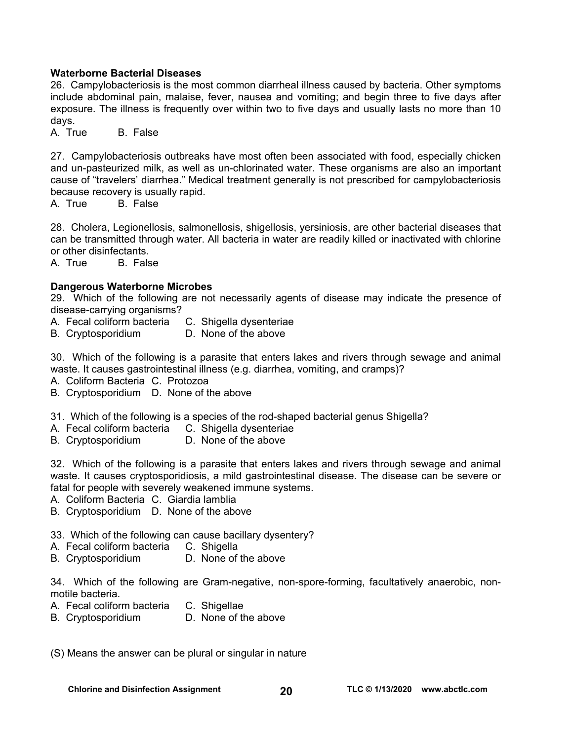**Waterborne Bacterial Diseases**

26. Campylobacteriosis is the most common diarrheal illness caused by bacteria. Other symptoms include abdominal pain, malaise, fever, nausea and vomiting; and begin three to five days after exposure. The illness is frequently over within two to five days and usually lasts no more than 10 days.
A. True B. False

27. Campylobacteriosis outbreaks have most often been associated with food, especially chicken and un-pasteurized milk, as well as un-chlorinated water. These organisms are also an important cause of "travelers' diarrhea." Medical treatment generally is not prescribed for campylobacteriosis because recovery is usually rapid.
A. True B. False

28. Cholera, Legionellosis, salmonellosis, shigellosis, yersiniosis, are other bacterial diseases that can be transmitted through water. All bacteria in water are readily killed or inactivated with chlorine or other disinfectants.
A. True B. False

**Dangerous Waterborne Microbes**

29. Which of the following are not necessarily agents of disease may indicate the presence of disease-carrying organisms?
A. Fecal coliform bacteria
B. Cryptosporidium
C. Shigella dysenteriae
D. None of the above

30. Which of the following is a parasite that enters lakes and rivers through sewage and animal waste. It causes gastrointestinal illness (e.g. diarrhea, vomiting, and cramps)?
A. Coliform Bacteria
B. Cryptosporidium
C. Protozoa
D. None of the above

31. Which of the following is a species of the rod-shaped bacterial genus Shigella?
A. Fecal coliform bacteria
B. Cryptosporidium
C. Shigella dysenteriae
D. None of the above

32. Which of the following is a parasite that enters lakes and rivers through sewage and animal waste. It causes cryptosporidiosis, a mild gastrointestinal disease. The disease can be severe or fatal for people with severely weakened immune systems.
A. Coliform Bacteria
B. Cryptosporidium
C. Giardia lamblia
D. None of the above

33. Which of the following can cause bacillary dysentery?
A. Fecal coliform bacteria
B. Cryptosporidium
C. Shigella
D. None of the above

34. Which of the following are Gram-negative, non-spore-forming, facultatively anaerobic, non-motile bacteria.
A. Fecal coliform bacteria
B. Cryptosporidium
C. Shigellae
D. None of the above

(S) Means the answer can be plural or singular in nature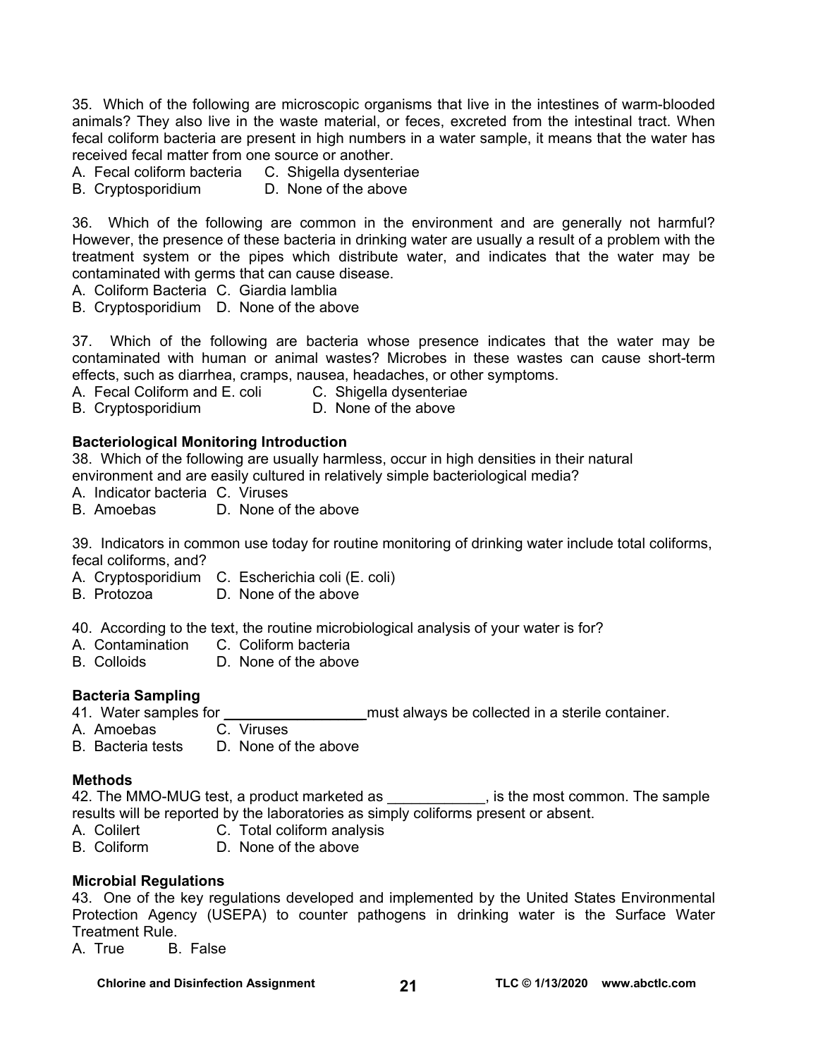35. Which of the following are microscopic organisms that live in the intestines of warm-blooded animals? They also live in the waste material, or feces, excreted from the intestinal tract. When fecal coliform bacteria are present in high numbers in a water sample, it means that the water has received fecal matter from one source or another.
A. Fecal coliform bacteria C. Shigella dysenteriae
B. Cryptosporidium D. None of the above

36. Which of the following are common in the environment and are generally not harmful? However, the presence of these bacteria in drinking water are usually a result of a problem with the treatment system or the pipes which distribute water, and indicates that the water may be contaminated with germs that can cause disease.
A. Coliform Bacteria C. Giardia lamblia
B. Cryptosporidium D. None of the above

37. Which of the following are bacteria whose presence indicates that the water may be contaminated with human or animal wastes? Microbes in these wastes can cause short-term effects, such as diarrhea, cramps, nausea, headaches, or other symptoms.
A. Fecal Coliform and E. coli C. Shigella dysenteriae
B. Cryptosporidium D. None of the above

**Bacteriological Monitoring Introduction**

38. Which of the following are usually harmless, occur in high densities in their natural environment and are easily cultured in relatively simple bacteriological media?
A. Indicator bacteria C. Viruses
B. Amoebas D. None of the above

39. Indicators in common use today for routine monitoring of drinking water include total coliforms, fecal coliforms, and?
A. Cryptosporidium C. Escherichia coli (E. coli)
B. Protozoa D. None of the above

40. According to the text, the routine microbiological analysis of your water is for?
A. Contamination C. Coliform bacteria
B. Colloids D. None of the above

**Bacteria Sampling**

41. Water samples for __________________ must always be collected in a sterile container.
A. Amoebas C. Viruses
B. Bacteria tests D. None of the above

**Methods**

42. The MMO-MUG test, a product marketed as ____________, is the most common. The sample results will be reported by the laboratories as simply coliforms present or absent.
A. Colilert C. Total coliform analysis
B. Coliform D. None of the above

**Microbial Regulations**

43. One of the key regulations developed and implemented by the United States Environmental Protection Agency (USEPA) to counter pathogens in drinking water is the Surface Water Treatment Rule.
A. True B. False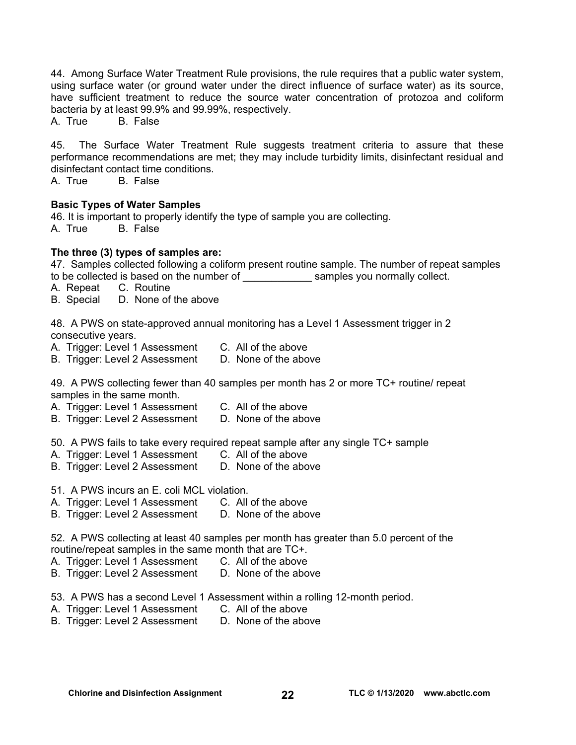44. Among Surface Water Treatment Rule provisions, the rule requires that a public water system, using surface water (or ground water under the direct influence of surface water) as its source, have sufficient treatment to reduce the source water concentration of protozoa and coliform bacteria by at least 99.9% and 99.99%, respectively.
A. True B. False

45. The Surface Water Treatment Rule suggests treatment criteria to assure that these performance recommendations are met; they may include turbidity limits, disinfectant residual and disinfectant contact time conditions.
A. True B. False

**Basic Types of Water Samples**

46. It is important to properly identify the type of sample you are collecting.
A. True B. False

**The three (3) types of samples are:**

47. Samples collected following a coliform present routine sample. The number of repeat samples to be collected is based on the number of ____________ samples you normally collect.
A. Repeat C. Routine
B. Special D. None of the above

48. A PWS on state-approved annual monitoring has a Level 1 Assessment trigger in 2 consecutive years.
A. Trigger: Level 1 Assessment C. All of the above
B. Trigger: Level 2 Assessment D. None of the above

49. A PWS collecting fewer than 40 samples per month has 2 or more TC+ routine/ repeat samples in the same month.
A. Trigger: Level 1 Assessment C. All of the above
B. Trigger: Level 2 Assessment D. None of the above

50. A PWS fails to take every required repeat sample after any single TC+ sample
A. Trigger: Level 1 Assessment C. All of the above
B. Trigger: Level 2 Assessment D. None of the above

51. A PWS incurs an E. coli MCL violation.
A. Trigger: Level 1 Assessment C. All of the above
B. Trigger: Level 2 Assessment D. None of the above

52. A PWS collecting at least 40 samples per month has greater than 5.0 percent of the routine/repeat samples in the same month that are TC+.
A. Trigger: Level 1 Assessment C. All of the above
B. Trigger: Level 2 Assessment D. None of the above

53. A PWS has a second Level 1 Assessment within a rolling 12-month period.
A. Trigger: Level 1 Assessment C. All of the above
B. Trigger: Level 2 Assessment D. None of the above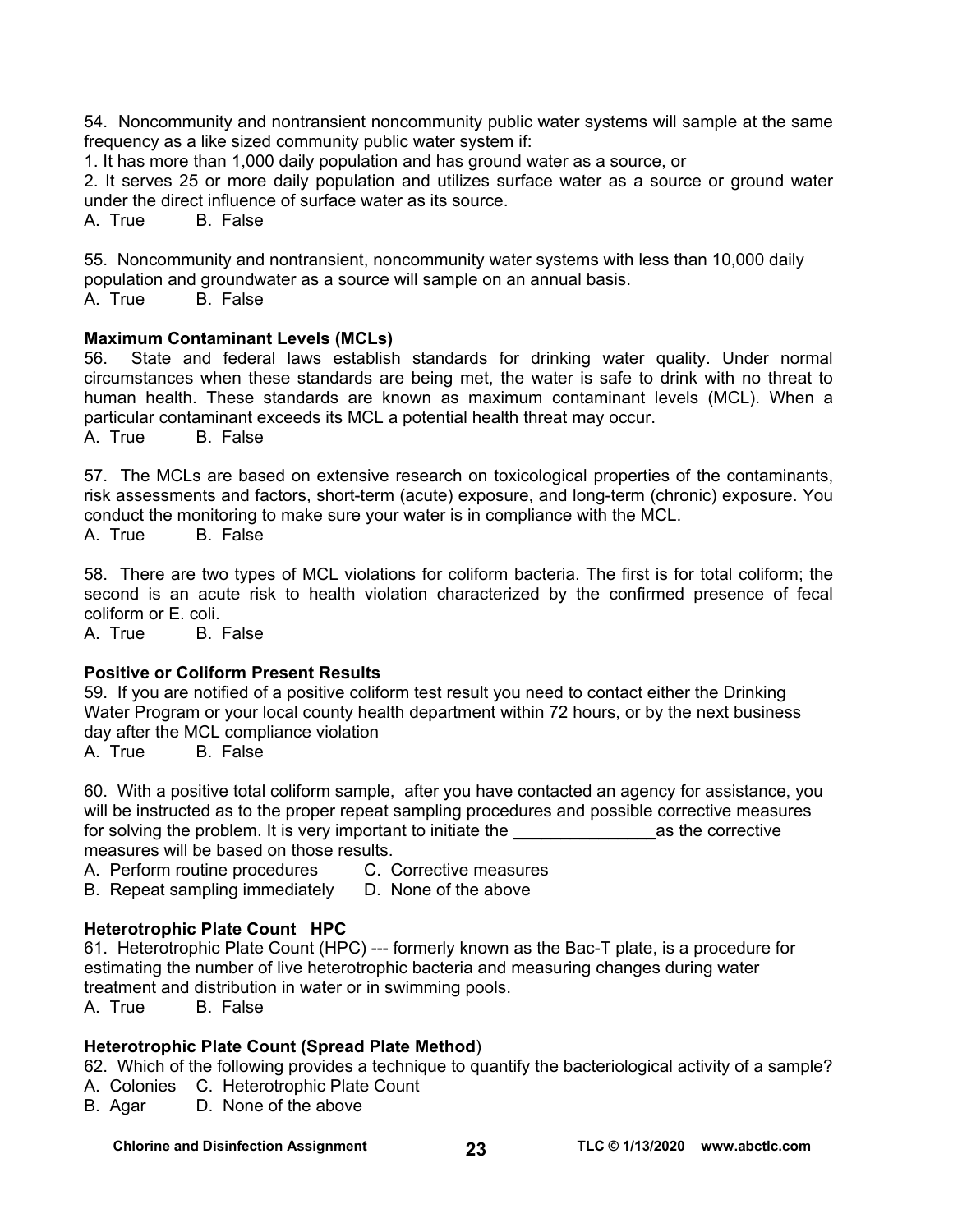54. Noncommunity and nontransient noncommunity public water systems will sample at the same frequency as a like sized community public water system if:

1. It has more than 1,000 daily population and has ground water as a source, or
2. It serves 25 or more daily population and utilizes surface water as a source or ground water under the direct influence of surface water as its source.

A. True B. False

55. Noncommunity and nontransient, noncommunity water systems with less than 10,000 daily population and groundwater as a source will sample on an annual basis.

A. True B. False

**Maximum Contaminant Levels (MCLs)**

56. State and federal laws establish standards for drinking water quality. Under normal circumstances when these standards are being met, the water is safe to drink with no threat to human health. These standards are known as maximum contaminant levels (MCL). When a particular contaminant exceeds its MCL a potential health threat may occur.

A. True B. False

57. The MCLs are based on extensive research on toxicological properties of the contaminants, risk assessments and factors, short-term (acute) exposure, and long-term (chronic) exposure. You conduct the monitoring to make sure your water is in compliance with the MCL.

A. True B. False

58. There are two types of MCL violations for coliform bacteria. The first is for total coliform; the second is an acute risk to health violation characterized by the confirmed presence of fecal coliform or E. coli.

A. True B. False

**Positive or Coliform Present Results**

59. If you are notified of a positive coliform test result you need to contact either the Drinking Water Program or your local county health department within 72 hours, or by the next business day after the MCL compliance violation

A. True B. False

60. With a positive total coliform sample, after you have contacted an agency for assistance, you will be instructed as to the proper repeat sampling procedures and possible corrective measures for solving the problem. It is very important to initiate the _______________as the corrective measures will be based on those results.

A. Perform routine procedures C. Corrective measures
B. Repeat sampling immediately D. None of the above

**Heterotrophic Plate Count HPC**

61. Heterotrophic Plate Count (HPC) --- formerly known as the Bac-T plate, is a procedure for estimating the number of live heterotrophic bacteria and measuring changes during water treatment and distribution in water or in swimming pools.

A. True B. False

**Heterotrophic Plate Count (Spread Plate Method)**

62. Which of the following provides a technique to quantify the bacteriological activity of a sample?

A. Colonies C. Heterotrophic Plate Count
B. Agar D. None of the above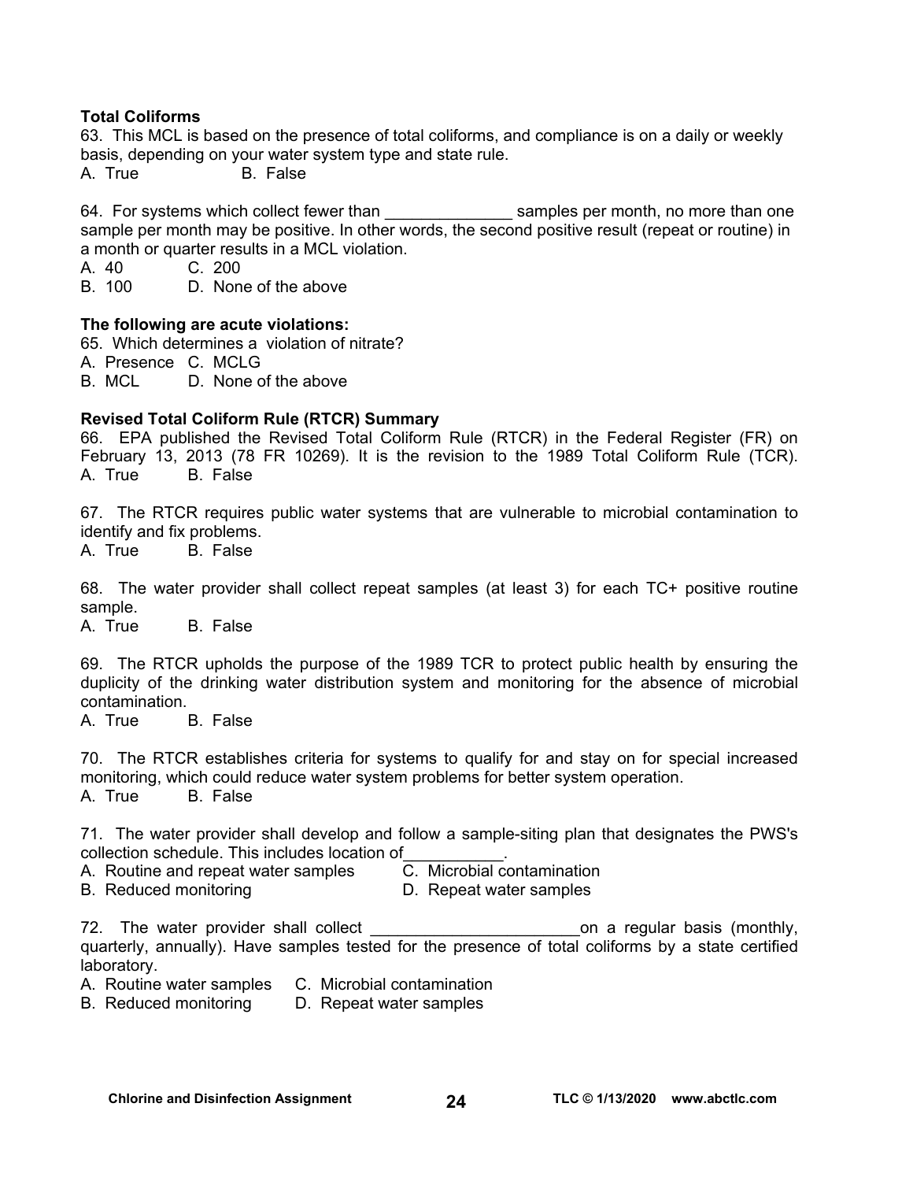**Total Coliforms**

63. This MCL is based on the presence of total coliforms, and compliance is on a daily or weekly basis, depending on your water system type and state rule.
A. True B. False

64. For systems which collect fewer than ______________ samples per month, no more than one sample per month may be positive. In other words, the second positive result (repeat or routine) in a month or quarter results in a MCL violation.
A. 40 C. 200
B. 100 D. None of the above

**The following are acute violations:**

65. Which determines a violation of nitrate?
A. Presence C. MCLG
B. MCL D. None of the above

**Revised Total Coliform Rule (RTCR) Summary**

66. EPA published the Revised Total Coliform Rule (RTCR) in the Federal Register (FR) on February 13, 2013 (78 FR 10269). It is the revision to the 1989 Total Coliform Rule (TCR).
A. True B. False

67. The RTCR requires public water systems that are vulnerable to microbial contamination to identify and fix problems.
A. True B. False

68. The water provider shall collect repeat samples (at least 3) for each TC+ positive routine sample.
A. True B. False

69. The RTCR upholds the purpose of the 1989 TCR to protect public health by ensuring the duplicity of the drinking water distribution system and monitoring for the absence of microbial contamination.
A. True B. False

70. The RTCR establishes criteria for systems to qualify for and stay on for special increased monitoring, which could reduce water system problems for better system operation.
A. True B. False

71. The water provider shall develop and follow a sample-siting plan that designates the PWS's collection schedule. This includes location of___________.
A. Routine and repeat water samples C. Microbial contamination
B. Reduced monitoring D. Repeat water samples

72. The water provider shall collect _______________________on a regular basis (monthly, quarterly, annually). Have samples tested for the presence of total coliforms by a state certified laboratory.
A. Routine water samples C. Microbial contamination
B. Reduced monitoring D. Repeat water samples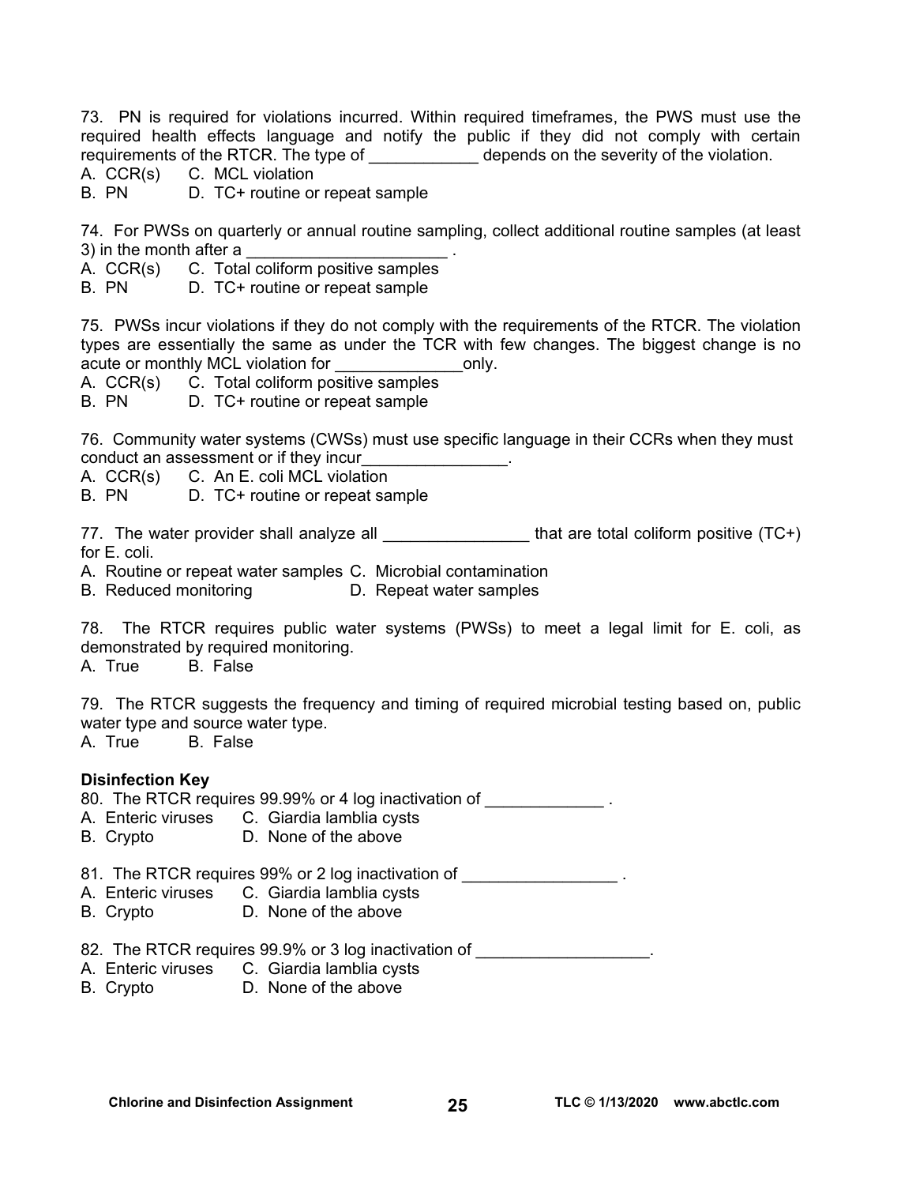73. PN is required for violations incurred. Within required timeframes, the PWS must use the required health effects language and notify the public if they did not comply with certain requirements of the RTCR. The type of ____________ depends on the severity of the violation.

A. CCR(s) C. MCL violation
B. PN D. TC+ routine or repeat sample

74. For PWSs on quarterly or annual routine sampling, collect additional routine samples (at least 3) in the month after a ______________________ .

A. CCR(s) C. Total coliform positive samples
B. PN D. TC+ routine or repeat sample

75. PWSs incur violations if they do not comply with the requirements of the RTCR. The violation types are essentially the same as under the TCR with few changes. The biggest change is no acute or monthly MCL violation for ______________only.

A. CCR(s) C. Total coliform positive samples
B. PN D. TC+ routine or repeat sample

76. Community water systems (CWSs) must use specific language in their CCRs when they must conduct an assessment or if they incur________________.

A. CCR(s) C. An E. coli MCL violation
B. PN D. TC+ routine or repeat sample

77. The water provider shall analyze all ________________ that are total coliform positive (TC+) for E. coli.

A. Routine or repeat water samples C. Microbial contamination
B. Reduced monitoring D. Repeat water samples

78. The RTCR requires public water systems (PWSs) to meet a legal limit for E. coli, as demonstrated by required monitoring.

A. True B. False

79. The RTCR suggests the frequency and timing of required microbial testing based on, public water type and source water type.

A. True B. False

**Disinfection Key**

80. The RTCR requires 99.99% or 4 log inactivation of _____________ .

A. Enteric viruses C. Giardia lamblia cysts
B. Crypto D. None of the above

81. The RTCR requires 99% or 2 log inactivation of _________________ .

A. Enteric viruses C. Giardia lamblia cysts
B. Crypto D. None of the above

82. The RTCR requires 99.9% or 3 log inactivation of ___________________.

A. Enteric viruses C. Giardia lamblia cysts
B. Crypto D. None of the above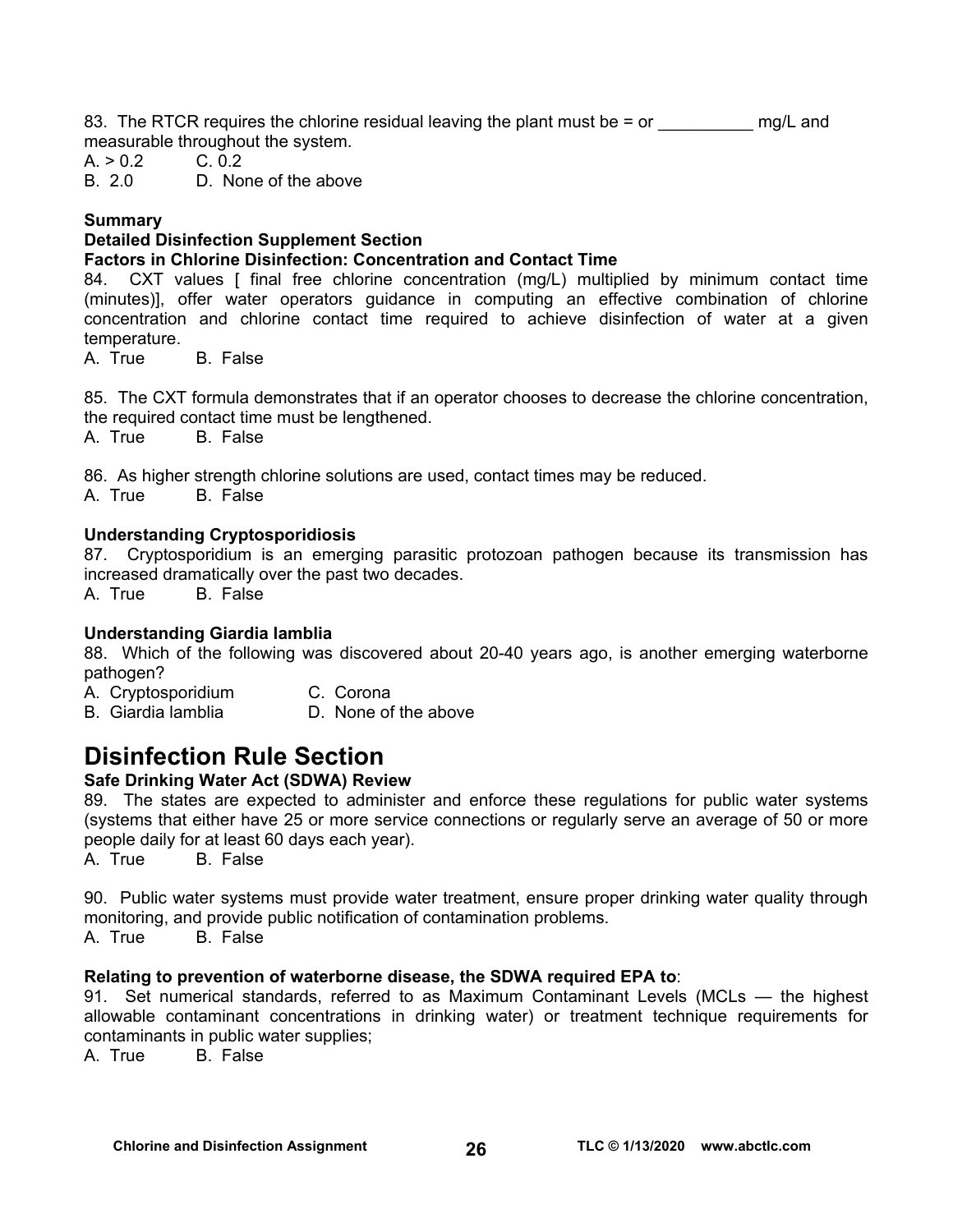83. The RTCR requires the chlorine residual leaving the plant must be = or __________ mg/L and measurable throughout the system.

A. > 0.2 C. 0.2
B. 2.0 D. None of the above

**Summary**

**Detailed Disinfection Supplement Section**

**Factors in Chlorine Disinfection: Concentration and Contact Time**

84. CXT values [ final free chlorine concentration (mg/L) multiplied by minimum contact time (minutes)], offer water operators guidance in computing an effective combination of chlorine concentration and chlorine contact time required to achieve disinfection of water at a given temperature.

A. True B. False

85. The CXT formula demonstrates that if an operator chooses to decrease the chlorine concentration, the required contact time must be lengthened.

A. True B. False

86. As higher strength chlorine solutions are used, contact times may be reduced.

A. True B. False

**Understanding Cryptosporidiosis**

87. Cryptosporidium is an emerging parasitic protozoan pathogen because its transmission has increased dramatically over the past two decades.

A. True B. False

**Understanding Giardia lamblia**

88. Which of the following was discovered about 20-40 years ago, is another emerging waterborne pathogen?

A. Cryptosporidium C. Corona
B. Giardia lamblia D. None of the above

# Disinfection Rule Section

**Safe Drinking Water Act (SDWA) Review**

89. The states are expected to administer and enforce these regulations for public water systems (systems that either have 25 or more service connections or regularly serve an average of 50 or more people daily for at least 60 days each year).

A. True B. False

90. Public water systems must provide water treatment, ensure proper drinking water quality through monitoring, and provide public notification of contamination problems.

A. True B. False

**Relating to prevention of waterborne disease, the SDWA required EPA to**:

91. Set numerical standards, referred to as Maximum Contaminant Levels (MCLs — the highest allowable contaminant concentrations in drinking water) or treatment technique requirements for contaminants in public water supplies;

A. True B. False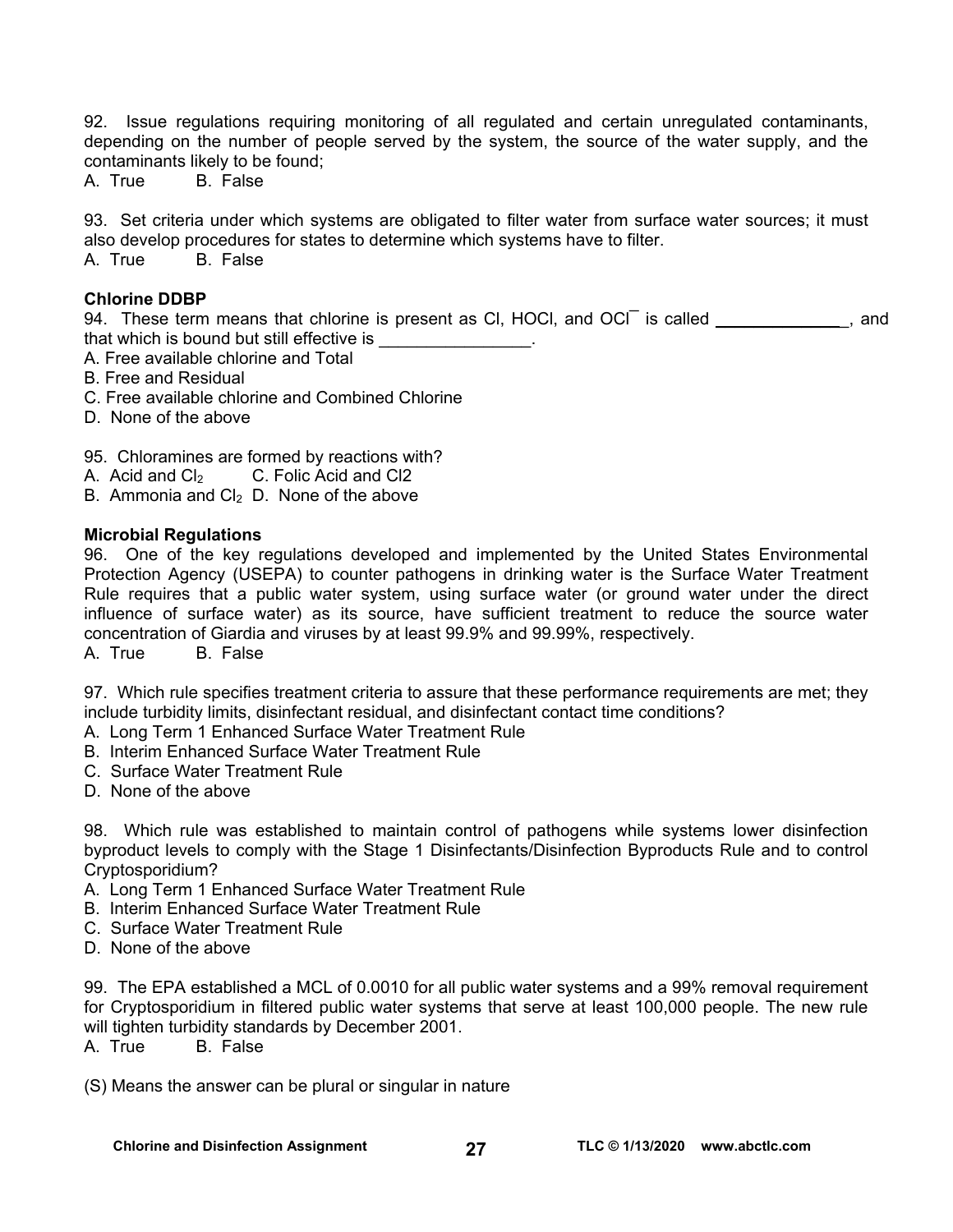92. Issue regulations requiring monitoring of all regulated and certain unregulated contaminants, depending on the number of people served by the system, the source of the water supply, and the contaminants likely to be found;

A. True B. False

93. Set criteria under which systems are obligated to filter water from surface water sources; it must also develop procedures for states to determine which systems have to filter.

A. True B. False

**Chlorine DDBP**

94. These term means that chlorine is present as Cl, HOCl, and $OCl^{-}$ is called ______________, and that which is bound but still effective is ________________.

A. Free available chlorine and Total

B. Free and Residual

C. Free available chlorine and Combined Chlorine

D. None of the above

95. Chloramines are formed by reactions with?

A. Acid and $Cl_2$

B. Ammonia and $Cl_2$

C. Folic Acid and Cl2

D. None of the above

**Microbial Regulations**

96. One of the key regulations developed and implemented by the United States Environmental Protection Agency (USEPA) to counter pathogens in drinking water is the Surface Water Treatment Rule requires that a public water system, using surface water (or ground water under the direct influence of surface water) as its source, have sufficient treatment to reduce the source water concentration of Giardia and viruses by at least 99.9% and 99.99%, respectively.

A. True B. False

97. Which rule specifies treatment criteria to assure that these performance requirements are met; they include turbidity limits, disinfectant residual, and disinfectant contact time conditions?

A. Long Term 1 Enhanced Surface Water Treatment Rule

B. Interim Enhanced Surface Water Treatment Rule

C. Surface Water Treatment Rule

D. None of the above

98. Which rule was established to maintain control of pathogens while systems lower disinfection byproduct levels to comply with the Stage 1 Disinfectants/Disinfection Byproducts Rule and to control Cryptosporidium?

A. Long Term 1 Enhanced Surface Water Treatment Rule

B. Interim Enhanced Surface Water Treatment Rule

C. Surface Water Treatment Rule

D. None of the above

99. The EPA established a MCL of 0.0010 for all public water systems and a 99% removal requirement for Cryptosporidium in filtered public water systems that serve at least 100,000 people. The new rule will tighten turbidity standards by December 2001.

A. True B. False

(S) Means the answer can be plural or singular in nature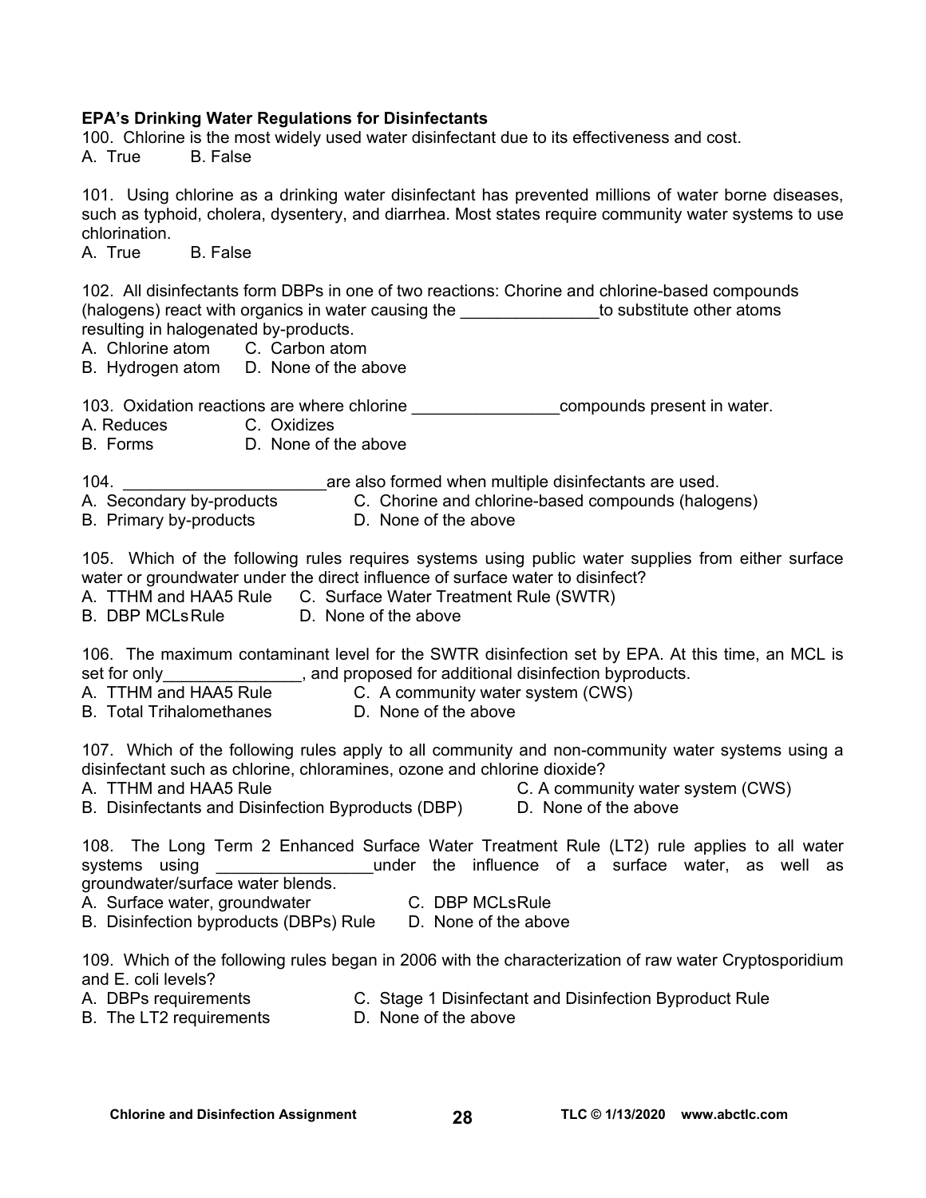**EPA's Drinking Water Regulations for Disinfectants**

100. Chlorine is the most widely used water disinfectant due to its effectiveness and cost.
A. True B. False

101. Using chlorine as a drinking water disinfectant has prevented millions of water borne diseases, such as typhoid, cholera, dysentery, and diarrhea. Most states require community water systems to use chlorination.
A. True B. False

102. All disinfectants form DBPs in one of two reactions: Chorine and chlorine-based compounds (halogens) react with organics in water causing the _______________to substitute other atoms resulting in halogenated by-products.
A. Chlorine atom C. Carbon atom
B. Hydrogen atom D. None of the above

103. Oxidation reactions are where chlorine ________________compounds present in water.
A. Reduces C. Oxidizes
B. Forms D. None of the above

104. ______________________are also formed when multiple disinfectants are used.
A. Secondary by-products C. Chorine and chlorine-based compounds (halogens)
B. Primary by-products D. None of the above

105. Which of the following rules requires systems using public water supplies from either surface water or groundwater under the direct influence of surface water to disinfect?
A. TTHM and HAA5 Rule C. Surface Water Treatment Rule (SWTR)
B. DBP MCLs Rule D. None of the above

106. The maximum contaminant level for the SWTR disinfection set by EPA. At this time, an MCL is set for only_______________, and proposed for additional disinfection byproducts.
A. TTHM and HAA5 Rule C. A community water system (CWS)
B. Total Trihalomethanes D. None of the above

107. Which of the following rules apply to all community and non-community water systems using a disinfectant such as chlorine, chloramines, ozone and chlorine dioxide?
A. TTHM and HAA5 Rule C. A community water system (CWS)
B. Disinfectants and Disinfection Byproducts (DBP) D. None of the above

108. The Long Term 2 Enhanced Surface Water Treatment Rule (LT2) rule applies to all water systems using _________________under the influence of a surface water, as well as groundwater/surface water blends.
A. Surface water, groundwater C. DBP MCLsRule
B. Disinfection byproducts (DBPs) Rule D. None of the above

109. Which of the following rules began in 2006 with the characterization of raw water Cryptosporidium and E. coli levels?
A. DBPs requirements C. Stage 1 Disinfectant and Disinfection Byproduct Rule
B. The LT2 requirements D. None of the above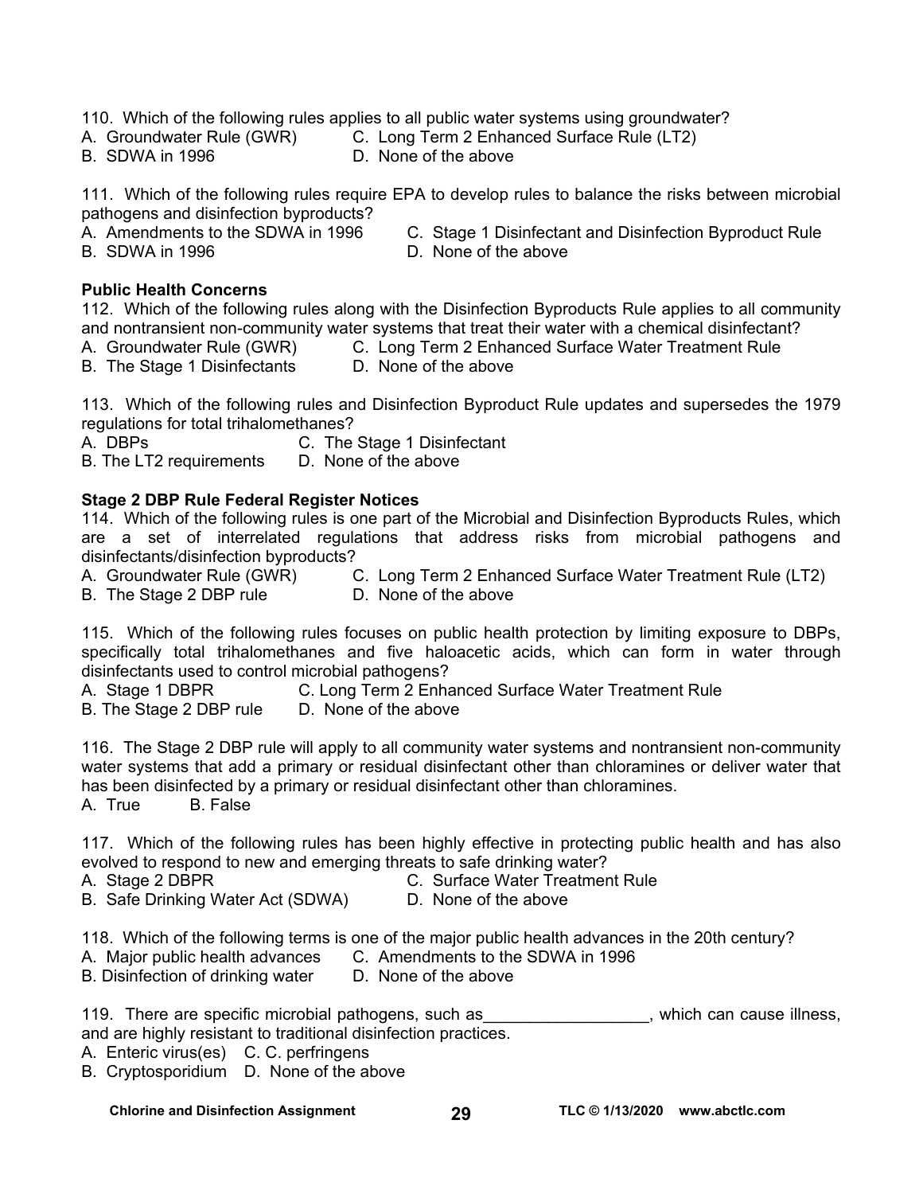110. Which of the following rules applies to all public water systems using groundwater?
A. Groundwater Rule (GWR)
B. SDWA in 1996
C. Long Term 2 Enhanced Surface Rule (LT2)
D. None of the above

111. Which of the following rules require EPA to develop rules to balance the risks between microbial pathogens and disinfection byproducts?
A. Amendments to the SDWA in 1996
B. SDWA in 1996
C. Stage 1 Disinfectant and Disinfection Byproduct Rule
D. None of the above

**Public Health Concerns**

112. Which of the following rules along with the Disinfection Byproducts Rule applies to all community and nontransient non-community water systems that treat their water with a chemical disinfectant?
A. Groundwater Rule (GWR)
B. The Stage 1 Disinfectants
C. Long Term 2 Enhanced Surface Water Treatment Rule
D. None of the above

113. Which of the following rules and Disinfection Byproduct Rule updates and supersedes the 1979 regulations for total trihalomethanes?
A. DBPs
B. The LT2 requirements
C. The Stage 1 Disinfectant
D. None of the above

**Stage 2 DBP Rule Federal Register Notices**

114. Which of the following rules is one part of the Microbial and Disinfection Byproducts Rules, which are a set of interrelated regulations that address risks from microbial pathogens and disinfectants/disinfection byproducts?
A. Groundwater Rule (GWR)
B. The Stage 2 DBP rule
C. Long Term 2 Enhanced Surface Water Treatment Rule (LT2)
D. None of the above

115. Which of the following rules focuses on public health protection by limiting exposure to DBPs, specifically total trihalomethanes and five haloacetic acids, which can form in water through disinfectants used to control microbial pathogens?
A. Stage 1 DBPR
B. The Stage 2 DBP rule
C. Long Term 2 Enhanced Surface Water Treatment Rule
D. None of the above

116. The Stage 2 DBP rule will apply to all community water systems and nontransient non-community water systems that add a primary or residual disinfectant other than chloramines or deliver water that has been disinfected by a primary or residual disinfectant other than chloramines.
A. True
B. False

117. Which of the following rules has been highly effective in protecting public health and has also evolved to respond to new and emerging threats to safe drinking water?
A. Stage 2 DBPR
B. Safe Drinking Water Act (SDWA)
C. Surface Water Treatment Rule
D. None of the above

118. Which of the following terms is one of the major public health advances in the 20th century?
A. Major public health advances
B. Disinfection of drinking water
C. Amendments to the SDWA in 1996
D. None of the above

119. There are specific microbial pathogens, such as__________________, which can cause illness, and are highly resistant to traditional disinfection practices.
A. Enteric virus(es)
B. Cryptosporidium
C. C. perfringens
D. None of the above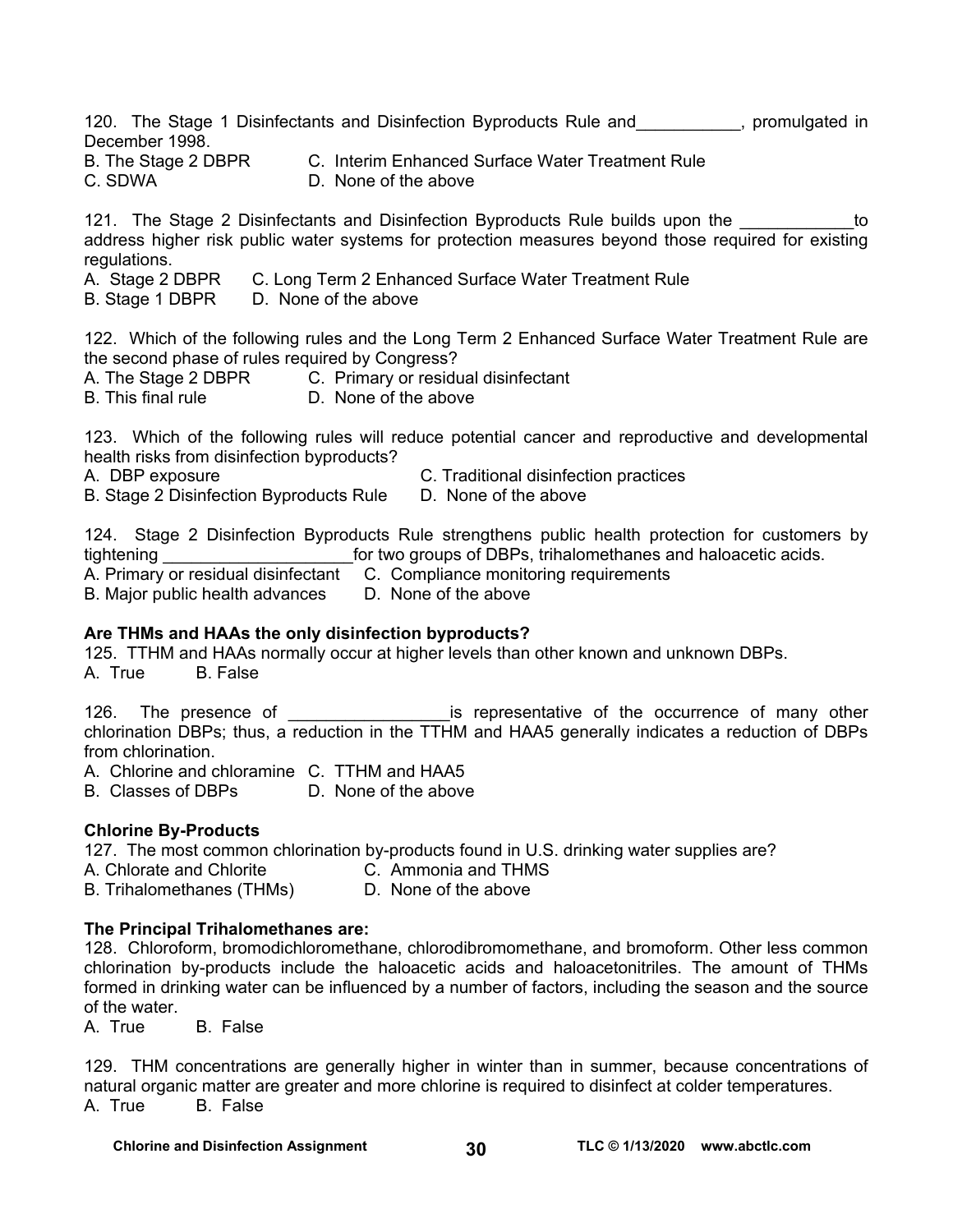120. The Stage 1 Disinfectants and Disinfection Byproducts Rule and___________, promulgated in December 1998.

B. The Stage 2 DBPR    C. Interim Enhanced Surface Water Treatment Rule
C. SDWA    D. None of the above

121. The Stage 2 Disinfectants and Disinfection Byproducts Rule builds upon the ____________to address higher risk public water systems for protection measures beyond those required for existing regulations.

A. Stage 2 DBPR    C. Long Term 2 Enhanced Surface Water Treatment Rule
B. Stage 1 DBPR    D. None of the above

122. Which of the following rules and the Long Term 2 Enhanced Surface Water Treatment Rule are the second phase of rules required by Congress?

A. The Stage 2 DBPR    C. Primary or residual disinfectant
B. This final rule    D. None of the above

123. Which of the following rules will reduce potential cancer and reproductive and developmental health risks from disinfection byproducts?

A. DBP exposure    C. Traditional disinfection practices
B. Stage 2 Disinfection Byproducts Rule    D. None of the above

124. Stage 2 Disinfection Byproducts Rule strengthens public health protection for customers by tightening ____________________for two groups of DBPs, trihalomethanes and haloacetic acids.

A. Primary or residual disinfectant    C. Compliance monitoring requirements
B. Major public health advances    D. None of the above

**Are THMs and HAAs the only disinfection byproducts?**

125. TTHM and HAAs normally occur at higher levels than other known and unknown DBPs.

A. True    B. False

126. The presence of _________________is representative of the occurrence of many other chlorination DBPs; thus, a reduction in the TTHM and HAA5 generally indicates a reduction of DBPs from chlorination.

A. Chlorine and chloramine    C. TTHM and HAA5
B. Classes of DBPs    D. None of the above

**Chlorine By-Products**

127. The most common chlorination by-products found in U.S. drinking water supplies are?

A. Chlorate and Chlorite    C. Ammonia and THMS
B. Trihalomethanes (THMs)    D. None of the above

**The Principal Trihalomethanes are:**

128. Chloroform, bromodichloromethane, chlorodibromomethane, and bromoform. Other less common chlorination by-products include the haloacetic acids and haloacetonitriles. The amount of THMs formed in drinking water can be influenced by a number of factors, including the season and the source of the water.

A. True    B. False

129. THM concentrations are generally higher in winter than in summer, because concentrations of natural organic matter are greater and more chlorine is required to disinfect at colder temperatures.

A. True    B. False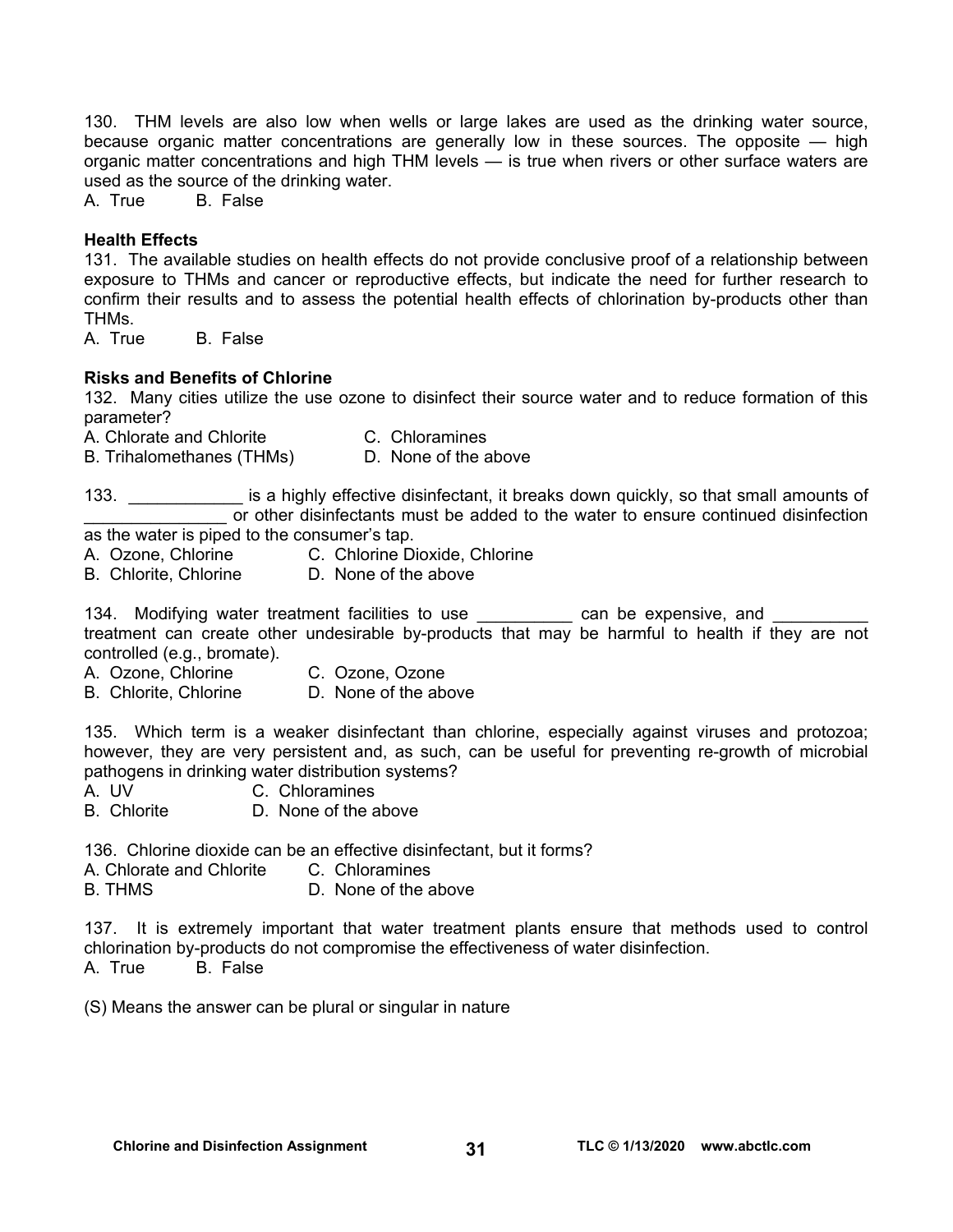130. THM levels are also low when wells or large lakes are used as the drinking water source, because organic matter concentrations are generally low in these sources. The opposite — high organic matter concentrations and high THM levels — is true when rivers or other surface waters are used as the source of the drinking water.
A. True B. False

**Health Effects**
131. The available studies on health effects do not provide conclusive proof of a relationship between exposure to THMs and cancer or reproductive effects, but indicate the need for further research to confirm their results and to assess the potential health effects of chlorination by-products other than THMs.
A. True B. False

**Risks and Benefits of Chlorine**
132. Many cities utilize the use ozone to disinfect their source water and to reduce formation of this parameter?
A. Chlorate and Chlorite
B. Trihalomethanes (THMs)
C. Chloramines
D. None of the above

133. ____________ is a highly effective disinfectant, it breaks down quickly, so that small amounts of _______________ or other disinfectants must be added to the water to ensure continued disinfection as the water is piped to the consumer's tap.
A. Ozone, Chlorine
B. Chlorite, Chlorine
C. Chlorine Dioxide, Chlorine
D. None of the above

134. Modifying water treatment facilities to use __________ can be expensive, and __________ treatment can create other undesirable by-products that may be harmful to health if they are not controlled (e.g., bromate).
A. Ozone, Chlorine
B. Chlorite, Chlorine
C. Ozone, Ozone
D. None of the above

135. Which term is a weaker disinfectant than chlorine, especially against viruses and protozoa; however, they are very persistent and, as such, can be useful for preventing re-growth of microbial pathogens in drinking water distribution systems?
A. UV
B. Chlorite
C. Chloramines
D. None of the above

136. Chlorine dioxide can be an effective disinfectant, but it forms?
A. Chlorate and Chlorite
B. THMS
C. Chloramines
D. None of the above

137. It is extremely important that water treatment plants ensure that methods used to control chlorination by-products do not compromise the effectiveness of water disinfection.
A. True B. False

(S) Means the answer can be plural or singular in nature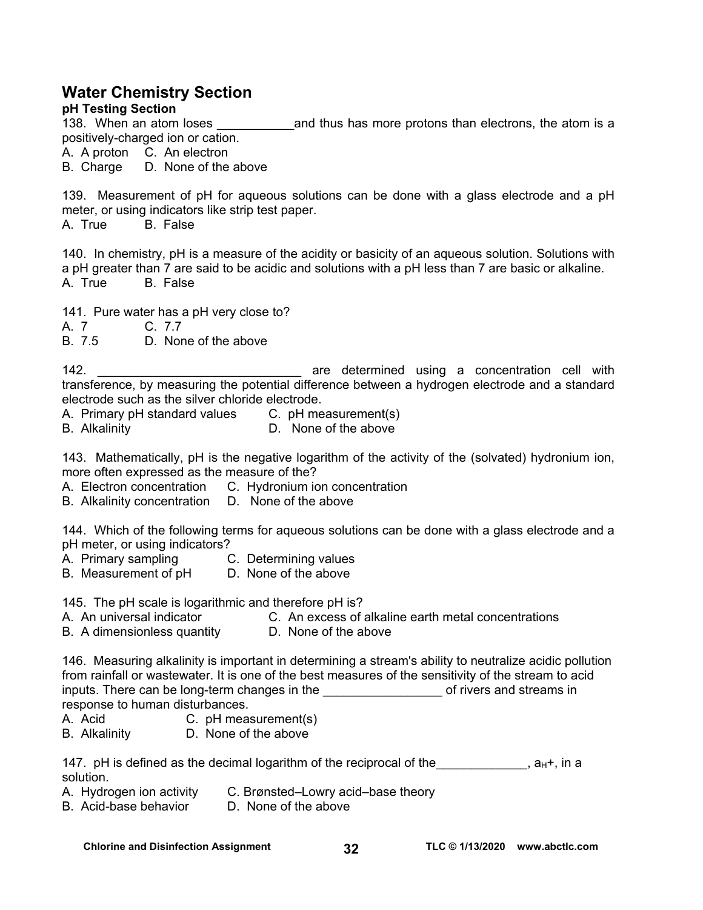## Water Chemistry Section

### pH Testing Section

138. When an atom loses ___________and thus has more protons than electrons, the atom is a positively-charged ion or cation.

A. A proton    C. An electron
B. Charge    D. None of the above

139. Measurement of pH for aqueous solutions can be done with a glass electrode and a pH meter, or using indicators like strip test paper.

A. True    B. False

140. In chemistry, pH is a measure of the acidity or basicity of an aqueous solution. Solutions with a pH greater than 7 are said to be acidic and solutions with a pH less than 7 are basic or alkaline.

A. True    B. False

141. Pure water has a pH very close to?

A. 7    C. 7.7
B. 7.5    D. None of the above

142. _____________________________ are determined using a concentration cell with transference, by measuring the potential difference between a hydrogen electrode and a standard electrode such as the silver chloride electrode.

A. Primary pH standard values    C. pH measurement(s)
B. Alkalinity    D. None of the above

143. Mathematically, pH is the negative logarithm of the activity of the (solvated) hydronium ion, more often expressed as the measure of the?

A. Electron concentration    C. Hydronium ion concentration
B. Alkalinity concentration    D. None of the above

144. Which of the following terms for aqueous solutions can be done with a glass electrode and a pH meter, or using indicators?

A. Primary sampling    C. Determining values
B. Measurement of pH    D. None of the above

145. The pH scale is logarithmic and therefore pH is?

A. An universal indicator    C. An excess of alkaline earth metal concentrations
B. A dimensionless quantity    D. None of the above

146. Measuring alkalinity is important in determining a stream's ability to neutralize acidic pollution from rainfall or wastewater. It is one of the best measures of the sensitivity of the stream to acid inputs. There can be long-term changes in the _________________ of rivers and streams in response to human disturbances.

A. Acid    C. pH measurement(s)
B. Alkalinity    D. None of the above

147. pH is defined as the decimal logarithm of the reciprocal of the_____________, $a_H$+, in a solution.

A. Hydrogen ion activity    C. Brønsted–Lowry acid–base theory
B. Acid-base behavior    D. None of the above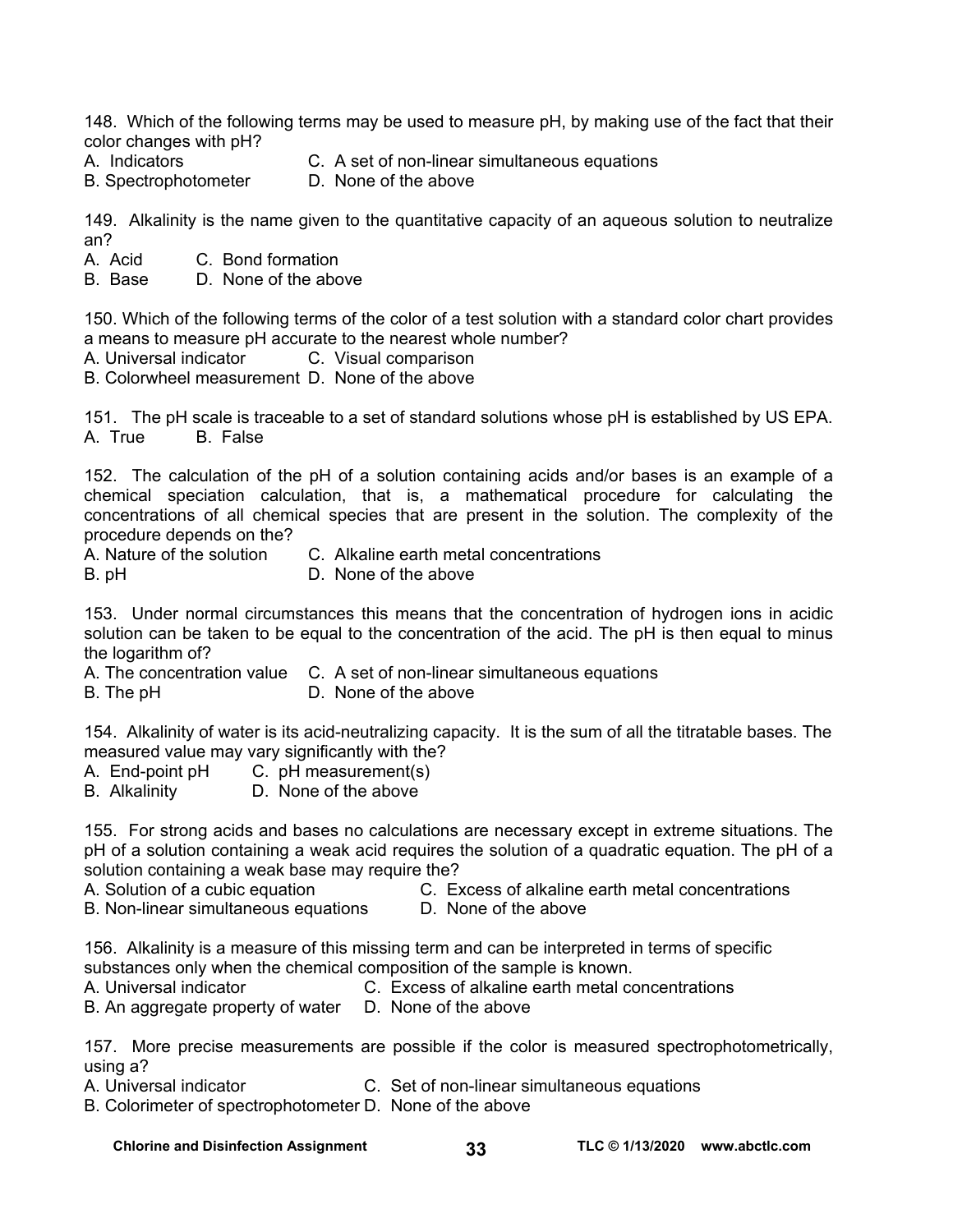148. Which of the following terms may be used to measure pH, by making use of the fact that their color changes with pH?

A. Indicators
B. Spectrophotometer
C. A set of non-linear simultaneous equations
D. None of the above

149. Alkalinity is the name given to the quantitative capacity of an aqueous solution to neutralize an?

A. Acid
B. Base
C. Bond formation
D. None of the above

150. Which of the following terms of the color of a test solution with a standard color chart provides a means to measure pH accurate to the nearest whole number?

A. Universal indicator
B. Colorwheel measurement
C. Visual comparison
D. None of the above

151. The pH scale is traceable to a set of standard solutions whose pH is established by US EPA.

A. True
B. False

152. The calculation of the pH of a solution containing acids and/or bases is an example of a chemical speciation calculation, that is, a mathematical procedure for calculating the concentrations of all chemical species that are present in the solution. The complexity of the procedure depends on the?

A. Nature of the solution
B. pH
C. Alkaline earth metal concentrations
D. None of the above

153. Under normal circumstances this means that the concentration of hydrogen ions in acidic solution can be taken to be equal to the concentration of the acid. The pH is then equal to minus the logarithm of?

A. The concentration value
B. The pH
C. A set of non-linear simultaneous equations
D. None of the above

154. Alkalinity of water is its acid-neutralizing capacity. It is the sum of all the titratable bases. The measured value may vary significantly with the?

A. End-point pH
B. Alkalinity
C. pH measurement(s)
D. None of the above

155. For strong acids and bases no calculations are necessary except in extreme situations. The pH of a solution containing a weak acid requires the solution of a quadratic equation. The pH of a solution containing a weak base may require the?

A. Solution of a cubic equation
B. Non-linear simultaneous equations
C. Excess of alkaline earth metal concentrations
D. None of the above

156. Alkalinity is a measure of this missing term and can be interpreted in terms of specific substances only when the chemical composition of the sample is known.

A. Universal indicator
B. An aggregate property of water
C. Excess of alkaline earth metal concentrations
D. None of the above

157. More precise measurements are possible if the color is measured spectrophotometrically, using a?

A. Universal indicator
B. Colorimeter of spectrophotometer
C. Set of non-linear simultaneous equations
D. None of the above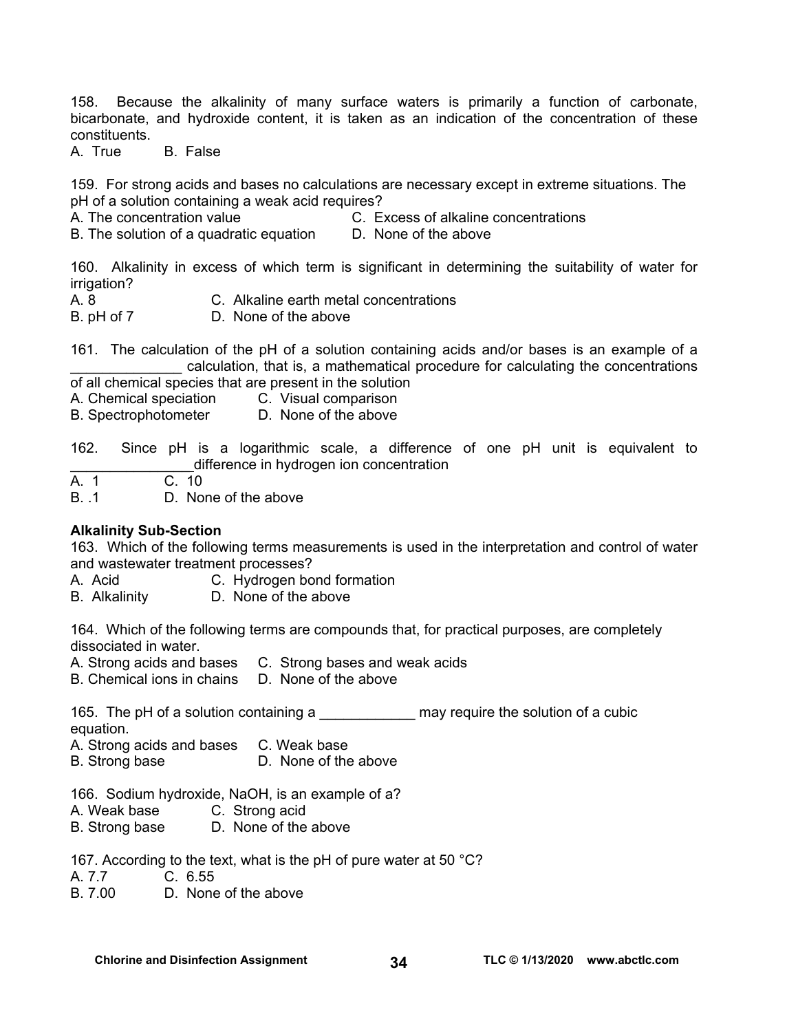158. Because the alkalinity of many surface waters is primarily a function of carbonate, bicarbonate, and hydroxide content, it is taken as an indication of the concentration of these constituents.

A. True B. False

159. For strong acids and bases no calculations are necessary except in extreme situations. The pH of a solution containing a weak acid requires?

A. The concentration value
B. The solution of a quadratic equation
C. Excess of alkaline concentrations
D. None of the above

160. Alkalinity in excess of which term is significant in determining the suitability of water for irrigation?

A. 8
B. pH of 7
C. Alkaline earth metal concentrations
D. None of the above

161. The calculation of the pH of a solution containing acids and/or bases is an example of a ______________ calculation, that is, a mathematical procedure for calculating the concentrations of all chemical species that are present in the solution

A. Chemical speciation
B. Spectrophotometer
C. Visual comparison
D. None of the above

162. Since pH is a logarithmic scale, a difference of one pH unit is equivalent to ________________difference in hydrogen ion concentration

A. 1
B. .1
C. 10
D. None of the above

**Alkalinity Sub-Section**

163. Which of the following terms measurements is used in the interpretation and control of water and wastewater treatment processes?

A. Acid
B. Alkalinity
C. Hydrogen bond formation
D. None of the above

164. Which of the following terms are compounds that, for practical purposes, are completely dissociated in water.

A. Strong acids and bases
B. Chemical ions in chains
C. Strong bases and weak acids
D. None of the above

165. The pH of a solution containing a ____________ may require the solution of a cubic equation.

A. Strong acids and bases
B. Strong base
C. Weak base
D. None of the above

166. Sodium hydroxide, NaOH, is an example of a?

A. Weak base
B. Strong base
C. Strong acid
D. None of the above

167. According to the text, what is the pH of pure water at 50 °C?

A. 7.7
B. 7.00
C. 6.55
D. None of the above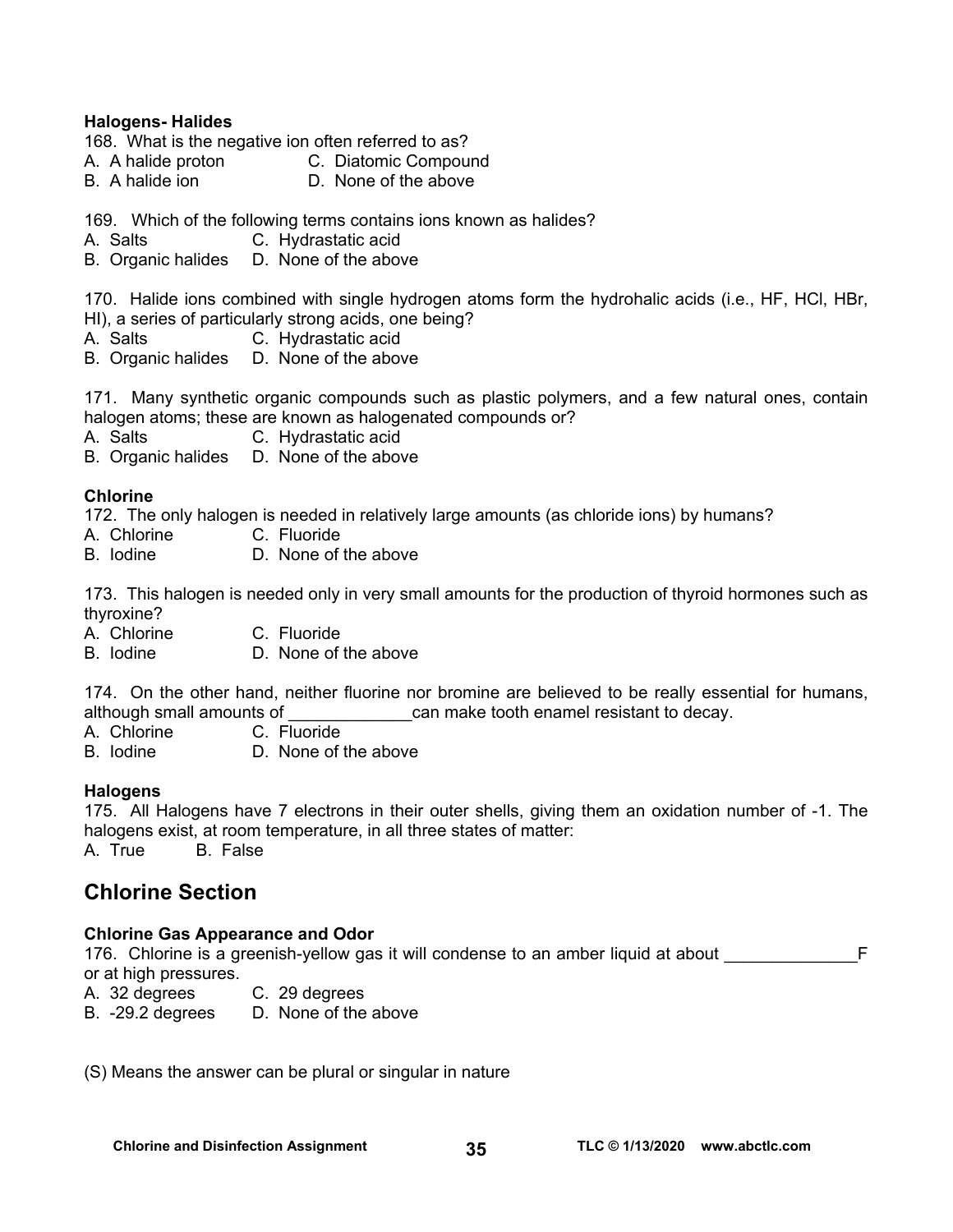**Halogens- Halides**

168. What is the negative ion often referred to as?

A. A halide proton
B. A halide ion
C. Diatomic Compound
D. None of the above

169. Which of the following terms contains ions known as halides?

A. Salts
B. Organic halides
C. Hydrastatic acid
D. None of the above

170. Halide ions combined with single hydrogen atoms form the hydrohalic acids (i.e., HF, HCl, HBr, HI), a series of particularly strong acids, one being?

A. Salts
B. Organic halides
C. Hydrastatic acid
D. None of the above

171. Many synthetic organic compounds such as plastic polymers, and a few natural ones, contain halogen atoms; these are known as halogenated compounds or?

A. Salts
B. Organic halides
C. Hydrastatic acid
D. None of the above

**Chlorine**

172. The only halogen is needed in relatively large amounts (as chloride ions) by humans?

A. Chlorine
B. Iodine
C. Fluoride
D. None of the above

173. This halogen is needed only in very small amounts for the production of thyroid hormones such as thyroxine?

A. Chlorine
B. Iodine
C. Fluoride
D. None of the above

174. On the other hand, neither fluorine nor bromine are believed to be really essential for humans, although small amounts of _____________can make tooth enamel resistant to decay.

A. Chlorine
B. Iodine
C. Fluoride
D. None of the above

**Halogens**

175. All Halogens have 7 electrons in their outer shells, giving them an oxidation number of -1. The halogens exist, at room temperature, in all three states of matter:

A. True
B. False

## Chlorine Section

**Chlorine Gas Appearance and Odor**

176. Chlorine is a greenish-yellow gas it will condense to an amber liquid at about ______________F or at high pressures.

A. 32 degrees
B. -29.2 degrees
C. 29 degrees
D. None of the above

(S) Means the answer can be plural or singular in nature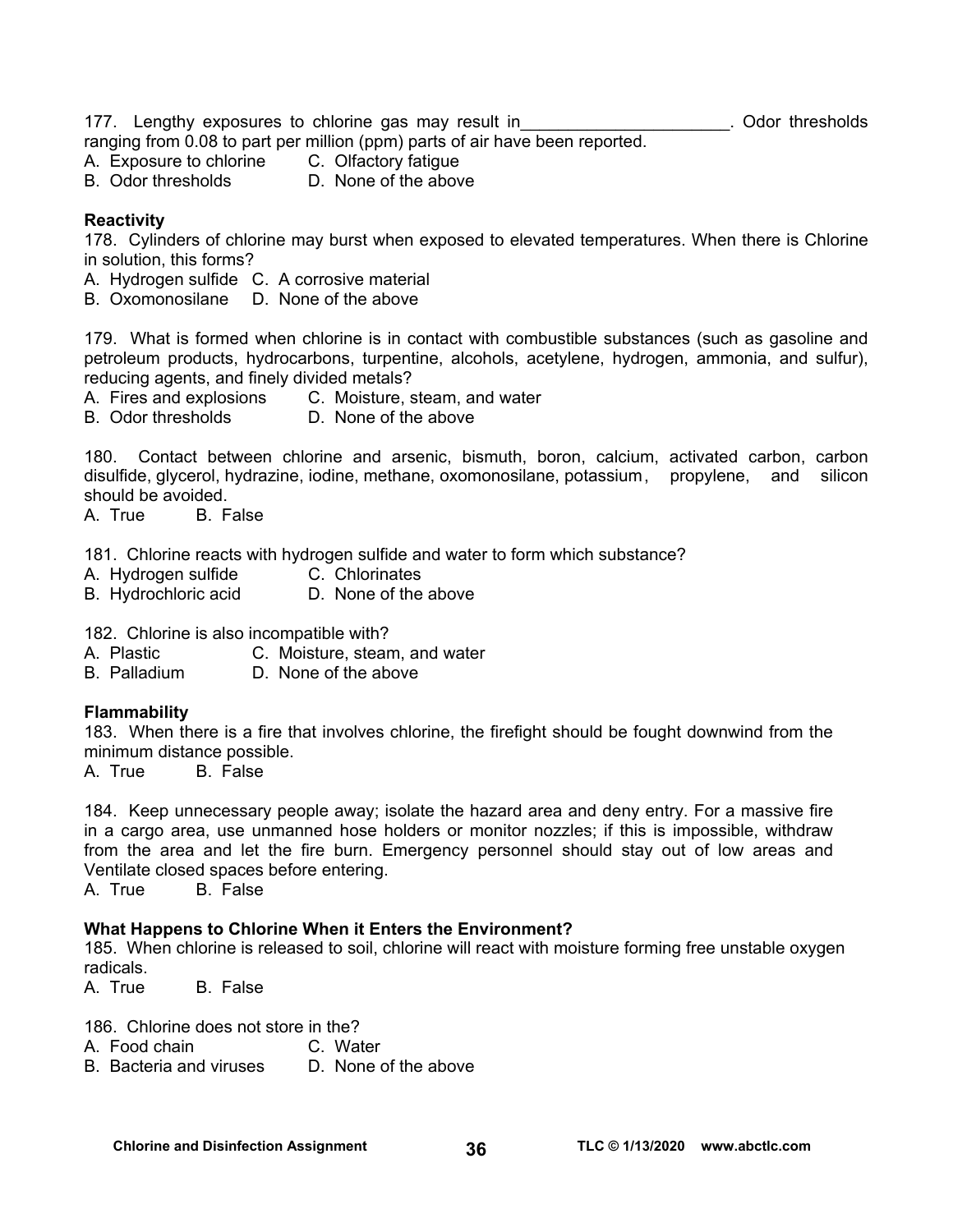177. Lengthy exposures to chlorine gas may result in______________________. Odor thresholds ranging from 0.08 to part per million (ppm) parts of air have been reported.
A. Exposure to chlorine C. Olfactory fatigue
B. Odor thresholds D. None of the above

**Reactivity**

178. Cylinders of chlorine may burst when exposed to elevated temperatures. When there is Chlorine in solution, this forms?
A. Hydrogen sulfide C. A corrosive material
B. Oxomonosilane D. None of the above

179. What is formed when chlorine is in contact with combustible substances (such as gasoline and petroleum products, hydrocarbons, turpentine, alcohols, acetylene, hydrogen, ammonia, and sulfur), reducing agents, and finely divided metals?
A. Fires and explosions C. Moisture, steam, and water
B. Odor thresholds D. None of the above

180. Contact between chlorine and arsenic, bismuth, boron, calcium, activated carbon, carbon disulfide, glycerol, hydrazine, iodine, methane, oxomonosilane, potassium, propylene, and silicon should be avoided.
A. True B. False

181. Chlorine reacts with hydrogen sulfide and water to form which substance?
A. Hydrogen sulfide C. Chlorinates
B. Hydrochloric acid D. None of the above

182. Chlorine is also incompatible with?
A. Plastic C. Moisture, steam, and water
B. Palladium D. None of the above

**Flammability**

183. When there is a fire that involves chlorine, the firefight should be fought downwind from the minimum distance possible.
A. True B. False

184. Keep unnecessary people away; isolate the hazard area and deny entry. For a massive fire in a cargo area, use unmanned hose holders or monitor nozzles; if this is impossible, withdraw from the area and let the fire burn. Emergency personnel should stay out of low areas and Ventilate closed spaces before entering.
A. True B. False

**What Happens to Chlorine When it Enters the Environment?**

185. When chlorine is released to soil, chlorine will react with moisture forming free unstable oxygen radicals.
A. True B. False

186. Chlorine does not store in the?
A. Food chain C. Water
B. Bacteria and viruses D. None of the above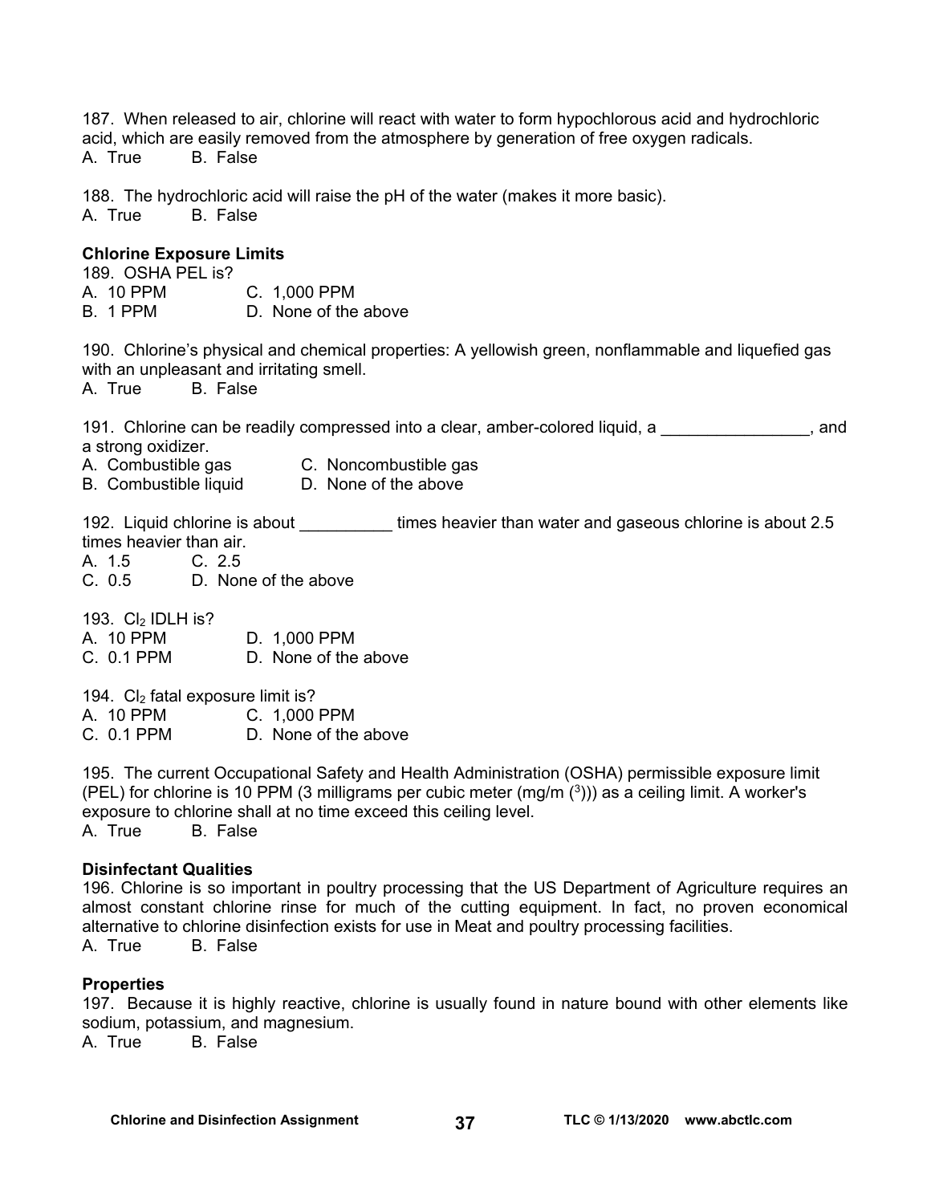187. When released to air, chlorine will react with water to form hypochlorous acid and hydrochloric acid, which are easily removed from the atmosphere by generation of free oxygen radicals.
A. True B. False

188. The hydrochloric acid will raise the pH of the water (makes it more basic).
A. True B. False

**Chlorine Exposure Limits**

189. OSHA PEL is?
A. 10 PPM C. 1,000 PPM
B. 1 PPM D. None of the above

190. Chlorine's physical and chemical properties: A yellowish green, nonflammable and liquefied gas with an unpleasant and irritating smell.
A. True B. False

191. Chlorine can be readily compressed into a clear, amber-colored liquid, a ________________, and a strong oxidizer.
A. Combustible gas C. Noncombustible gas
B. Combustible liquid D. None of the above

192. Liquid chlorine is about __________ times heavier than water and gaseous chlorine is about 2.5 times heavier than air.
A. 1.5 C. 2.5
C. 0.5 D. None of the above

193. $Cl_2$ IDLH is?
A. 10 PPM D. 1,000 PPM
C. 0.1 PPM D. None of the above

194. $Cl_2$ fatal exposure limit is?
A. 10 PPM C. 1,000 PPM
C. 0.1 PPM D. None of the above

195. The current Occupational Safety and Health Administration (OSHA) permissible exposure limit (PEL) for chlorine is 10 PPM (3 milligrams per cubic meter (mg/m $(^3)$)) as a ceiling limit. A worker's exposure to chlorine shall at no time exceed this ceiling level.
A. True B. False

**Disinfectant Qualities**

196. Chlorine is so important in poultry processing that the US Department of Agriculture requires an almost constant chlorine rinse for much of the cutting equipment. In fact, no proven economical alternative to chlorine disinfection exists for use in Meat and poultry processing facilities.
A. True B. False

**Properties**

197. Because it is highly reactive, chlorine is usually found in nature bound with other elements like sodium, potassium, and magnesium.
A. True B. False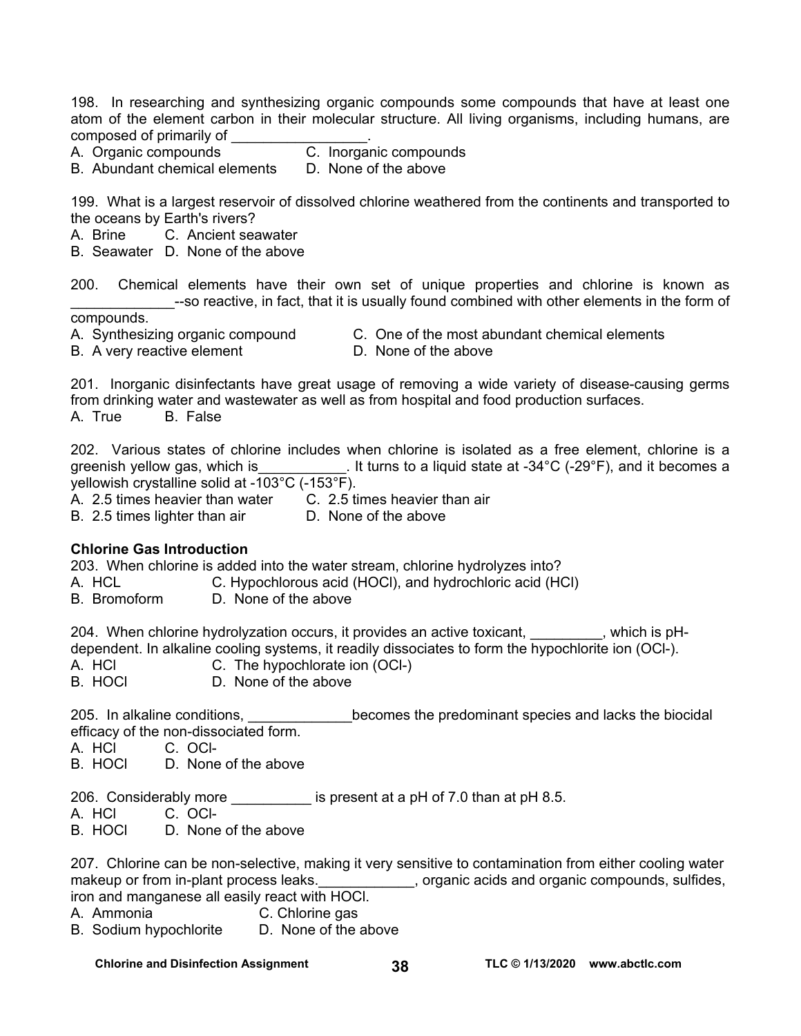198. In researching and synthesizing organic compounds some compounds that have at least one atom of the element carbon in their molecular structure. All living organisms, including humans, are composed of primarily of _________________.

A. Organic compounds  
B. Abundant chemical elements  
C. Inorganic compounds  
D. None of the above

199. What is a largest reservoir of dissolved chlorine weathered from the continents and transported to the oceans by Earth's rivers?

A. Brine  
B. Seawater  
C. Ancient seawater  
D. None of the above

200. Chemical elements have their own set of unique properties and chlorine is known as _____________--so reactive, in fact, that it is usually found combined with other elements in the form of compounds.

A. Synthesizing organic compound  
B. A very reactive element  
C. One of the most abundant chemical elements  
D. None of the above

201. Inorganic disinfectants have great usage of removing a wide variety of disease-causing germs from drinking water and wastewater as well as from hospital and food production surfaces.

A. True  
B. False

202. Various states of chlorine includes when chlorine is isolated as a free element, chlorine is a greenish yellow gas, which is___________. It turns to a liquid state at -34°C (-29°F), and it becomes a yellowish crystalline solid at -103°C (-153°F).

A. 2.5 times heavier than water  
B. 2.5 times lighter than air  
C. 2.5 times heavier than air  
D. None of the above

**Chlorine Gas Introduction**

203. When chlorine is added into the water stream, chlorine hydrolyzes into?

A. HCL  
B. Bromoform  
C. Hypochlorous acid (HOCl), and hydrochloric acid (HCl)  
D. None of the above

204. When chlorine hydrolyzation occurs, it provides an active toxicant, _________, which is pH-dependent. In alkaline cooling systems, it readily dissociates to form the hypochlorite ion ($OCl^-$).

A. HCl  
B. HOCl  
C. The hypochlorate ion ($OCl^-$)  
D. None of the above

205. In alkaline conditions, _____________becomes the predominant species and lacks the biocidal efficacy of the non-dissociated form.

A. HCl  
B. HOCl  
C. $OCl^-$  
D. None of the above

206. Considerably more __________ is present at a pH of 7.0 than at pH 8.5.

A. HCl  
B. HOCl  
C. $OCl^-$  
D. None of the above

207. Chlorine can be non-selective, making it very sensitive to contamination from either cooling water makeup or from in-plant process leaks.____________, organic acids and organic compounds, sulfides, iron and manganese all easily react with HOCl.

A. Ammonia  
B. Sodium hypochlorite  
C. Chlorine gas  
D. None of the above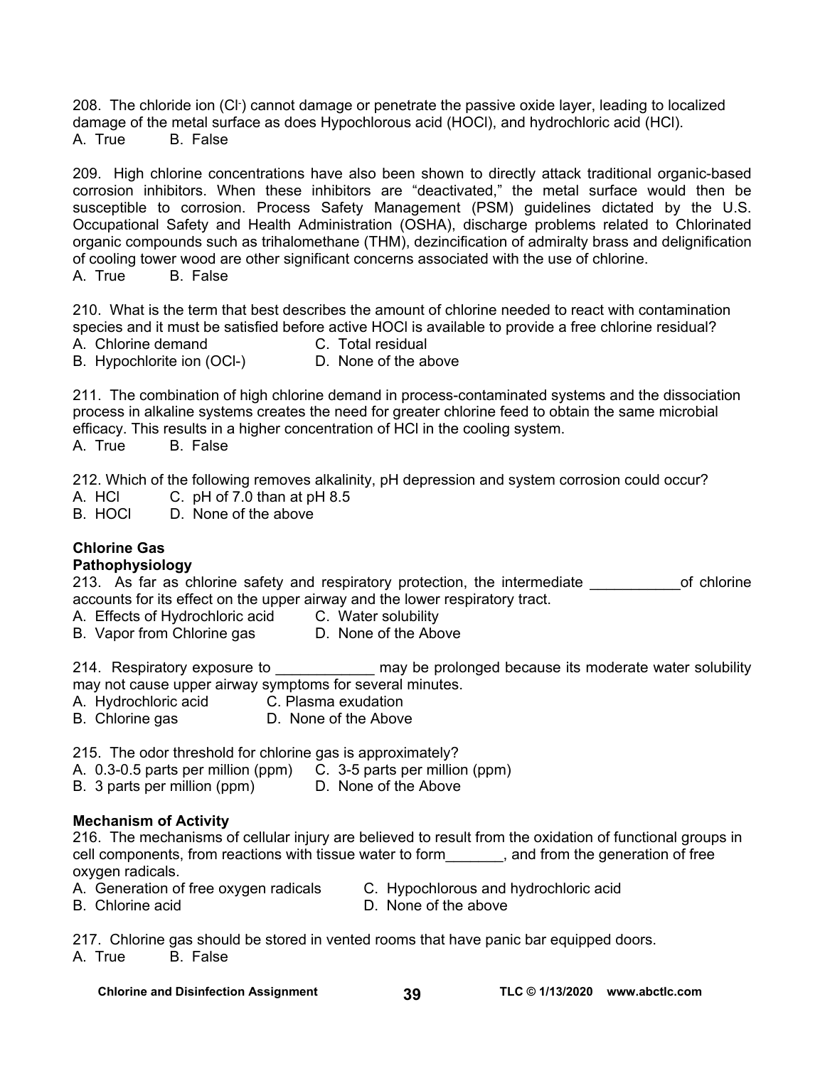208. The chloride ion ($Cl^-$) cannot damage or penetrate the passive oxide layer, leading to localized damage of the metal surface as does Hypochlorous acid (HOCl), and hydrochloric acid (HCl).
A. True B. False

209. High chlorine concentrations have also been shown to directly attack traditional organic-based corrosion inhibitors. When these inhibitors are "deactivated," the metal surface would then be susceptible to corrosion. Process Safety Management (PSM) guidelines dictated by the U.S. Occupational Safety and Health Administration (OSHA), discharge problems related to Chlorinated organic compounds such as trihalomethane (THM), dezincification of admiralty brass and delignification of cooling tower wood are other significant concerns associated with the use of chlorine.
A. True B. False

210. What is the term that best describes the amount of chlorine needed to react with contamination species and it must be satisfied before active HOCl is available to provide a free chlorine residual?
A. Chlorine demand
B. Hypochlorite ion (OCl-)
C. Total residual
D. None of the above

211. The combination of high chlorine demand in process-contaminated systems and the dissociation process in alkaline systems creates the need for greater chlorine feed to obtain the same microbial efficacy. This results in a higher concentration of HCl in the cooling system.
A. True B. False

212. Which of the following removes alkalinity, pH depression and system corrosion could occur?
A. HCl
B. HOCl
C. pH of 7.0 than at pH 8.5
D. None of the above

**Chlorine Gas**

**Pathophysiology**

213. As far as chlorine safety and respiratory protection, the intermediate ___________of chlorine accounts for its effect on the upper airway and the lower respiratory tract.
A. Effects of Hydrochloric acid
B. Vapor from Chlorine gas
C. Water solubility
D. None of the Above

214. Respiratory exposure to ____________ may be prolonged because its moderate water solubility may not cause upper airway symptoms for several minutes.
A. Hydrochloric acid
B. Chlorine gas
C. Plasma exudation
D. None of the Above

215. The odor threshold for chlorine gas is approximately?
A. 0.3-0.5 parts per million (ppm)
B. 3 parts per million (ppm)
C. 3-5 parts per million (ppm)
D. None of the Above

**Mechanism of Activity**

216. The mechanisms of cellular injury are believed to result from the oxidation of functional groups in cell components, from reactions with tissue water to form_______, and from the generation of free oxygen radicals.
A. Generation of free oxygen radicals
B. Chlorine acid
C. Hypochlorous and hydrochloric acid
D. None of the above

217. Chlorine gas should be stored in vented rooms that have panic bar equipped doors.
A. True B. False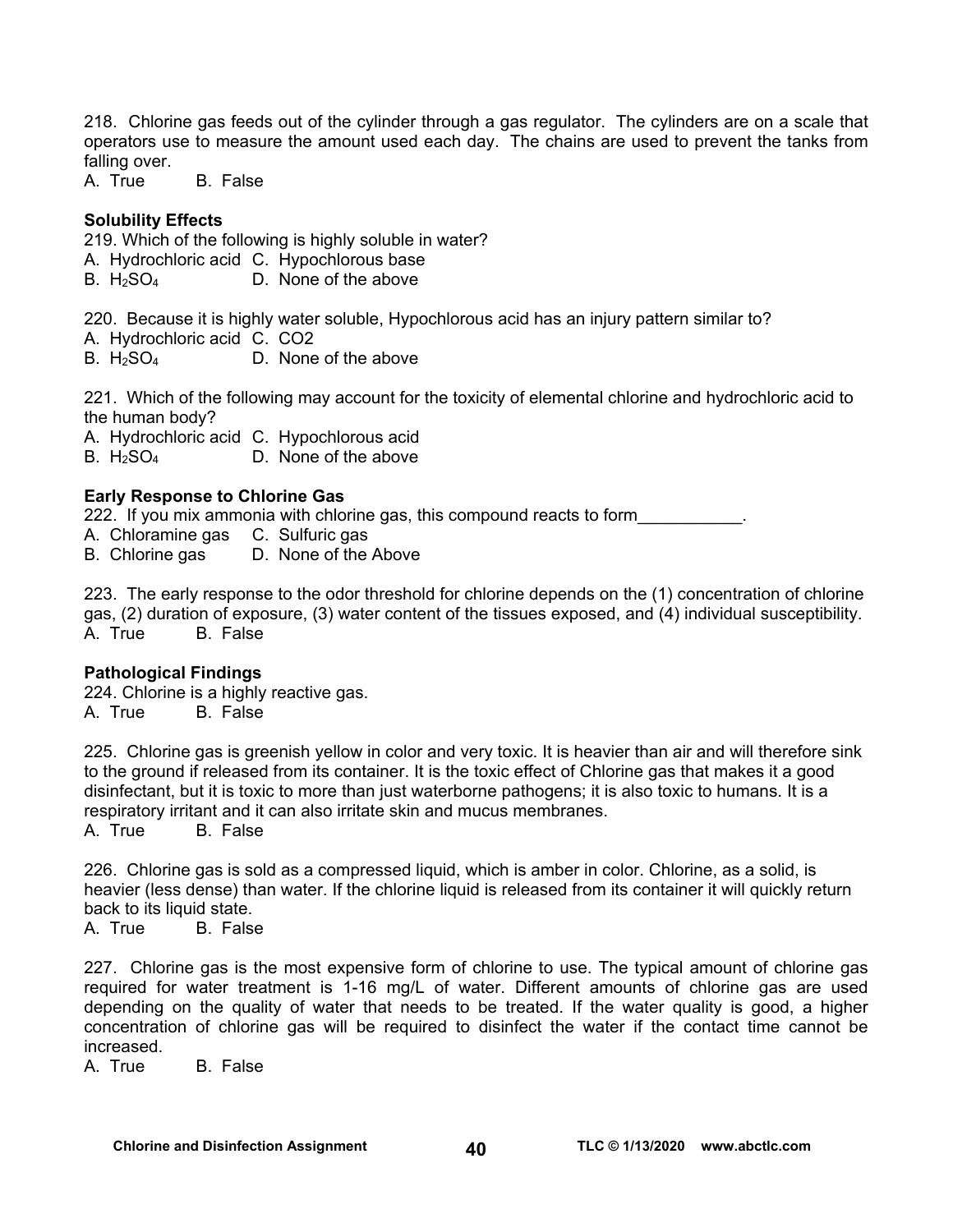218. Chlorine gas feeds out of the cylinder through a gas regulator. The cylinders are on a scale that operators use to measure the amount used each day. The chains are used to prevent the tanks from falling over.

A. True B. False

**Solubility Effects**

219. Which of the following is highly soluble in water?

A. Hydrochloric acid C. Hypochlorous base
B. $H_2SO_4$ D. None of the above

220. Because it is highly water soluble, Hypochlorous acid has an injury pattern similar to?

A. Hydrochloric acid C. CO2
B. $H_2SO_4$ D. None of the above

221. Which of the following may account for the toxicity of elemental chlorine and hydrochloric acid to the human body?

A. Hydrochloric acid C. Hypochlorous acid
B. $H_2SO_4$ D. None of the above

**Early Response to Chlorine Gas**

222. If you mix ammonia with chlorine gas, this compound reacts to form___________.

A. Chloramine gas C. Sulfuric gas
B. Chlorine gas D. None of the Above

223. The early response to the odor threshold for chlorine depends on the (1) concentration of chlorine gas, (2) duration of exposure, (3) water content of the tissues exposed, and (4) individual susceptibility.

A. True B. False

**Pathological Findings**

224. Chlorine is a highly reactive gas.

A. True B. False

225. Chlorine gas is greenish yellow in color and very toxic. It is heavier than air and will therefore sink to the ground if released from its container. It is the toxic effect of Chlorine gas that makes it a good disinfectant, but it is toxic to more than just waterborne pathogens; it is also toxic to humans. It is a respiratory irritant and it can also irritate skin and mucus membranes.

A. True B. False

226. Chlorine gas is sold as a compressed liquid, which is amber in color. Chlorine, as a solid, is heavier (less dense) than water. If the chlorine liquid is released from its container it will quickly return back to its liquid state.

A. True B. False

227. Chlorine gas is the most expensive form of chlorine to use. The typical amount of chlorine gas required for water treatment is 1-16 mg/L of water. Different amounts of chlorine gas are used depending on the quality of water that needs to be treated. If the water quality is good, a higher concentration of chlorine gas will be required to disinfect the water if the contact time cannot be increased.

A. True B. False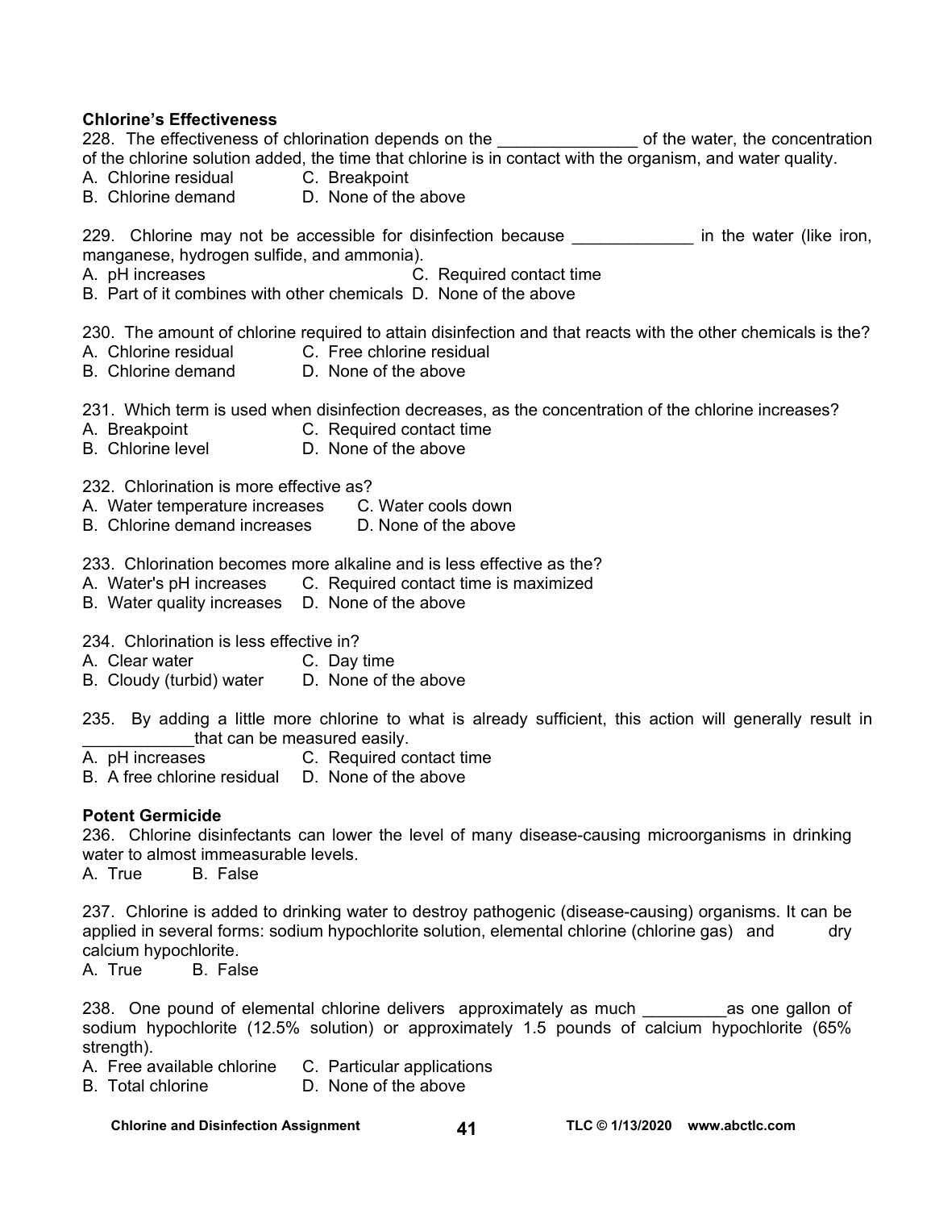**Chlorine's Effectiveness**

228. The effectiveness of chlorination depends on the _______________ of the water, the concentration of the chlorine solution added, the time that chlorine is in contact with the organism, and water quality.
A. Chlorine residual C. Breakpoint
B. Chlorine demand D. None of the above

229. Chlorine may not be accessible for disinfection because _____________ in the water (like iron, manganese, hydrogen sulfide, and ammonia).
A. pH increases C. Required contact time
B. Part of it combines with other chemicals D. None of the above

230. The amount of chlorine required to attain disinfection and that reacts with the other chemicals is the?
A. Chlorine residual C. Free chlorine residual
B. Chlorine demand D. None of the above

231. Which term is used when disinfection decreases, as the concentration of the chlorine increases?
A. Breakpoint C. Required contact time
B. Chlorine level D. None of the above

232. Chlorination is more effective as?
A. Water temperature increases C. Water cools down
B. Chlorine demand increases D. None of the above

233. Chlorination becomes more alkaline and is less effective as the?
A. Water's pH increases C. Required contact time is maximized
B. Water quality increases D. None of the above

234. Chlorination is less effective in?
A. Clear water C. Day time
B. Cloudy (turbid) water D. None of the above

235. By adding a little more chlorine to what is already sufficient, this action will generally result in ____________that can be measured easily.
A. pH increases C. Required contact time
B. A free chlorine residual D. None of the above

**Potent Germicide**

236. Chlorine disinfectants can lower the level of many disease-causing microorganisms in drinking water to almost immeasurable levels.
A. True B. False

237. Chlorine is added to drinking water to destroy pathogenic (disease-causing) organisms. It can be applied in several forms: sodium hypochlorite solution, elemental chlorine (chlorine gas) and dry calcium hypochlorite.
A. True B. False

238. One pound of elemental chlorine delivers approximately as much _________as one gallon of sodium hypochlorite (12.5% solution) or approximately 1.5 pounds of calcium hypochlorite (65% strength).
A. Free available chlorine C. Particular applications
B. Total chlorine D. None of the above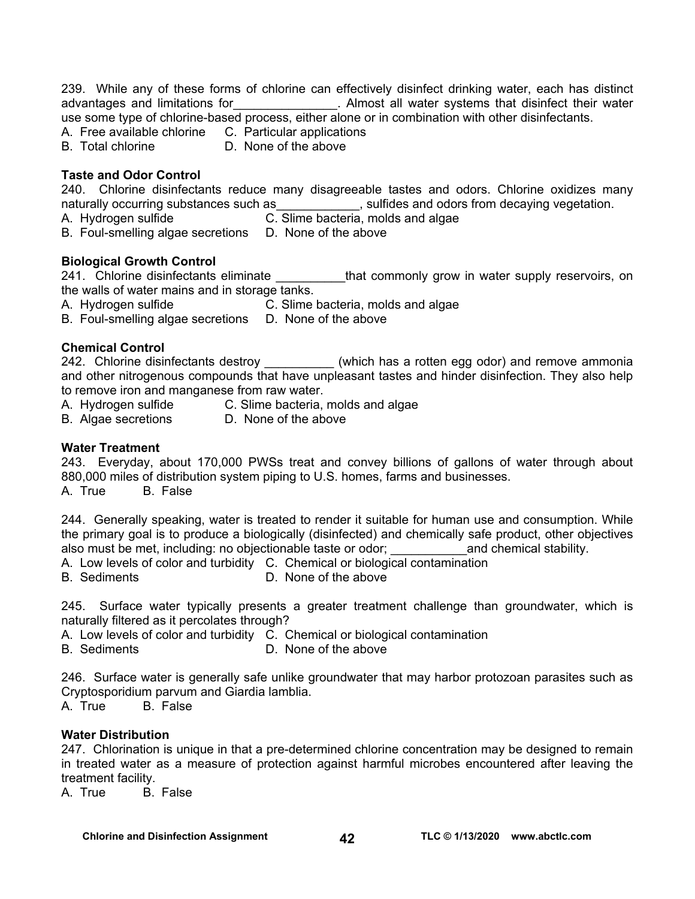239. While any of these forms of chlorine can effectively disinfect drinking water, each has distinct advantages and limitations for_______________. Almost all water systems that disinfect their water use some type of chlorine-based process, either alone or in combination with other disinfectants.
A. Free available chlorine  C. Particular applications
B. Total chlorine  D. None of the above

**Taste and Odor Control**
240. Chlorine disinfectants reduce many disagreeable tastes and odors. Chlorine oxidizes many naturally occurring substances such as____________, sulfides and odors from decaying vegetation.
A. Hydrogen sulfide  C. Slime bacteria, molds and algae
B. Foul-smelling algae secretions  D. None of the above

**Biological Growth Control**
241. Chlorine disinfectants eliminate __________that commonly grow in water supply reservoirs, on the walls of water mains and in storage tanks.
A. Hydrogen sulfide  C. Slime bacteria, molds and algae
B. Foul-smelling algae secretions  D. None of the above

**Chemical Control**
242. Chlorine disinfectants destroy __________ (which has a rotten egg odor) and remove ammonia and other nitrogenous compounds that have unpleasant tastes and hinder disinfection. They also help to remove iron and manganese from raw water.
A. Hydrogen sulfide  C. Slime bacteria, molds and algae
B. Algae secretions  D. None of the above

**Water Treatment**
243. Everyday, about 170,000 PWSs treat and convey billions of gallons of water through about 880,000 miles of distribution system piping to U.S. homes, farms and businesses.
A. True  B. False

244. Generally speaking, water is treated to render it suitable for human use and consumption. While the primary goal is to produce a biologically (disinfected) and chemically safe product, other objectives also must be met, including: no objectionable taste or odor; ___________and chemical stability.
A. Low levels of color and turbidity  C. Chemical or biological contamination
B. Sediments  D. None of the above

245. Surface water typically presents a greater treatment challenge than groundwater, which is naturally filtered as it percolates through?
A. Low levels of color and turbidity  C. Chemical or biological contamination
B. Sediments  D. None of the above

246. Surface water is generally safe unlike groundwater that may harbor protozoan parasites such as Cryptosporidium parvum and Giardia lamblia.
A. True  B. False

**Water Distribution**
247. Chlorination is unique in that a pre-determined chlorine concentration may be designed to remain in treated water as a measure of protection against harmful microbes encountered after leaving the treatment facility.
A. True  B. False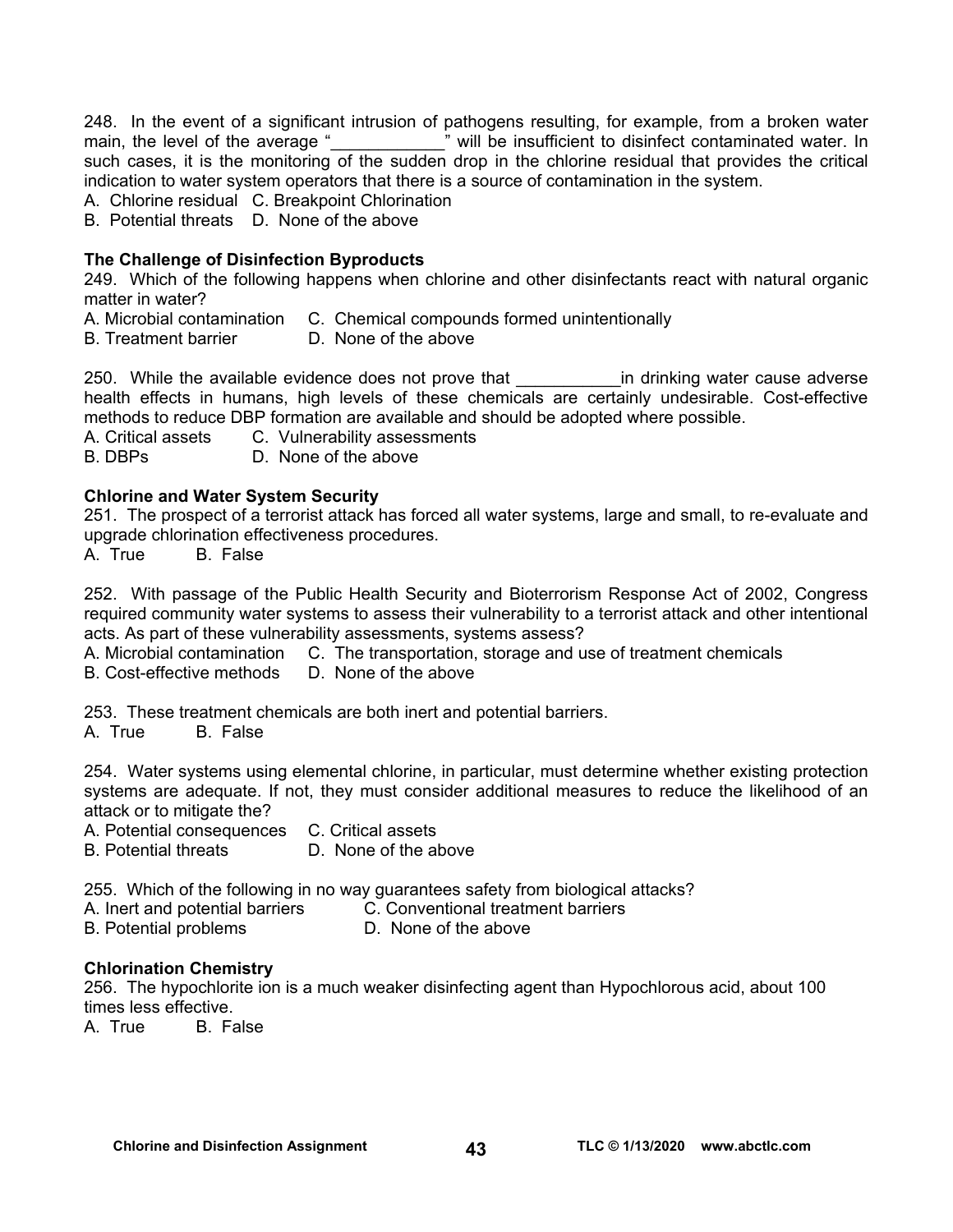248. In the event of a significant intrusion of pathogens resulting, for example, from a broken water main, the level of the average "____________" will be insufficient to disinfect contaminated water. In such cases, it is the monitoring of the sudden drop in the chlorine residual that provides the critical indication to water system operators that there is a source of contamination in the system.

A. Chlorine residual C. Breakpoint Chlorination
B. Potential threats D. None of the above

### The Challenge of Disinfection Byproducts

249. Which of the following happens when chlorine and other disinfectants react with natural organic matter in water?

A. Microbial contamination C. Chemical compounds formed unintentionally
B. Treatment barrier D. None of the above

250. While the available evidence does not prove that ___________in drinking water cause adverse health effects in humans, high levels of these chemicals are certainly undesirable. Cost-effective methods to reduce DBP formation are available and should be adopted where possible.

A. Critical assets C. Vulnerability assessments
B. DBPs D. None of the above

### Chlorine and Water System Security

251. The prospect of a terrorist attack has forced all water systems, large and small, to re-evaluate and upgrade chlorination effectiveness procedures.

A. True B. False

252. With passage of the Public Health Security and Bioterrorism Response Act of 2002, Congress required community water systems to assess their vulnerability to a terrorist attack and other intentional acts. As part of these vulnerability assessments, systems assess?

A. Microbial contamination C. The transportation, storage and use of treatment chemicals
B. Cost-effective methods D. None of the above

253. These treatment chemicals are both inert and potential barriers.

A. True B. False

254. Water systems using elemental chlorine, in particular, must determine whether existing protection systems are adequate. If not, they must consider additional measures to reduce the likelihood of an attack or to mitigate the?

A. Potential consequences C. Critical assets
B. Potential threats D. None of the above

255. Which of the following in no way guarantees safety from biological attacks?

A. Inert and potential barriers C. Conventional treatment barriers
B. Potential problems D. None of the above

### Chlorination Chemistry

256. The hypochlorite ion is a much weaker disinfecting agent than Hypochlorous acid, about 100 times less effective.

A. True B. False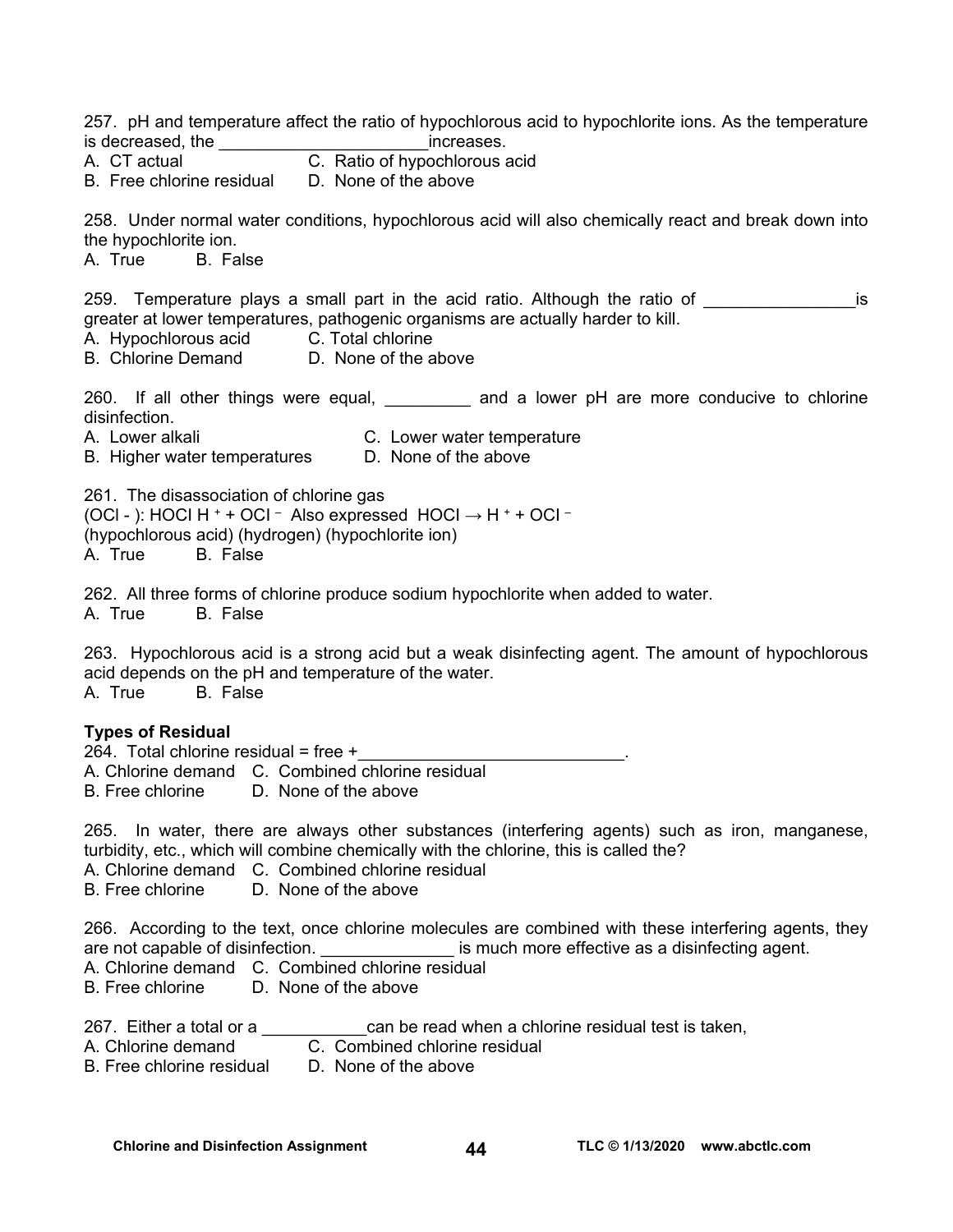257. pH and temperature affect the ratio of hypochlorous acid to hypochlorite ions. As the temperature is decreased, the ______________________increases.

A. CT actual  C. Ratio of hypochlorous acid
B. Free chlorine residual  D. None of the above

258. Under normal water conditions, hypochlorous acid will also chemically react and break down into the hypochlorite ion.

A. True  B. False

259. Temperature plays a small part in the acid ratio. Although the ratio of ________________is greater at lower temperatures, pathogenic organisms are actually harder to kill.

A. Hypochlorous acid  C. Total chlorine
B. Chlorine Demand  D. None of the above

260. If all other things were equal, _________ and a lower pH are more conducive to chlorine disinfection.

A. Lower alkali  C. Lower water temperature
B. Higher water temperatures  D. None of the above

261. The disassociation of chlorine gas
($OCl^-$): HOCl $H^+ + OCl^-$ Also expressed $HOCl \rightarrow H^+ + OCl^-$
(hypochlorous acid) (hydrogen) (hypochlorite ion)

A. True  B. False

262. All three forms of chlorine produce sodium hypochlorite when added to water.

A. True  B. False

263. Hypochlorous acid is a strong acid but a weak disinfecting agent. The amount of hypochlorous acid depends on the pH and temperature of the water.

A. True  B. False

**Types of Residual**

264. Total chlorine residual = free +____________________________.

A. Chlorine demand  C. Combined chlorine residual
B. Free chlorine  D. None of the above

265. In water, there are always other substances (interfering agents) such as iron, manganese, turbidity, etc., which will combine chemically with the chlorine, this is called the?

A. Chlorine demand  C. Combined chlorine residual
B. Free chlorine  D. None of the above

266. According to the text, once chlorine molecules are combined with these interfering agents, they are not capable of disinfection. ______________ is much more effective as a disinfecting agent.

A. Chlorine demand  C. Combined chlorine residual
B. Free chlorine  D. None of the above

267. Either a total or a ___________can be read when a chlorine residual test is taken,

A. Chlorine demand  C. Combined chlorine residual
B. Free chlorine residual  D. None of the above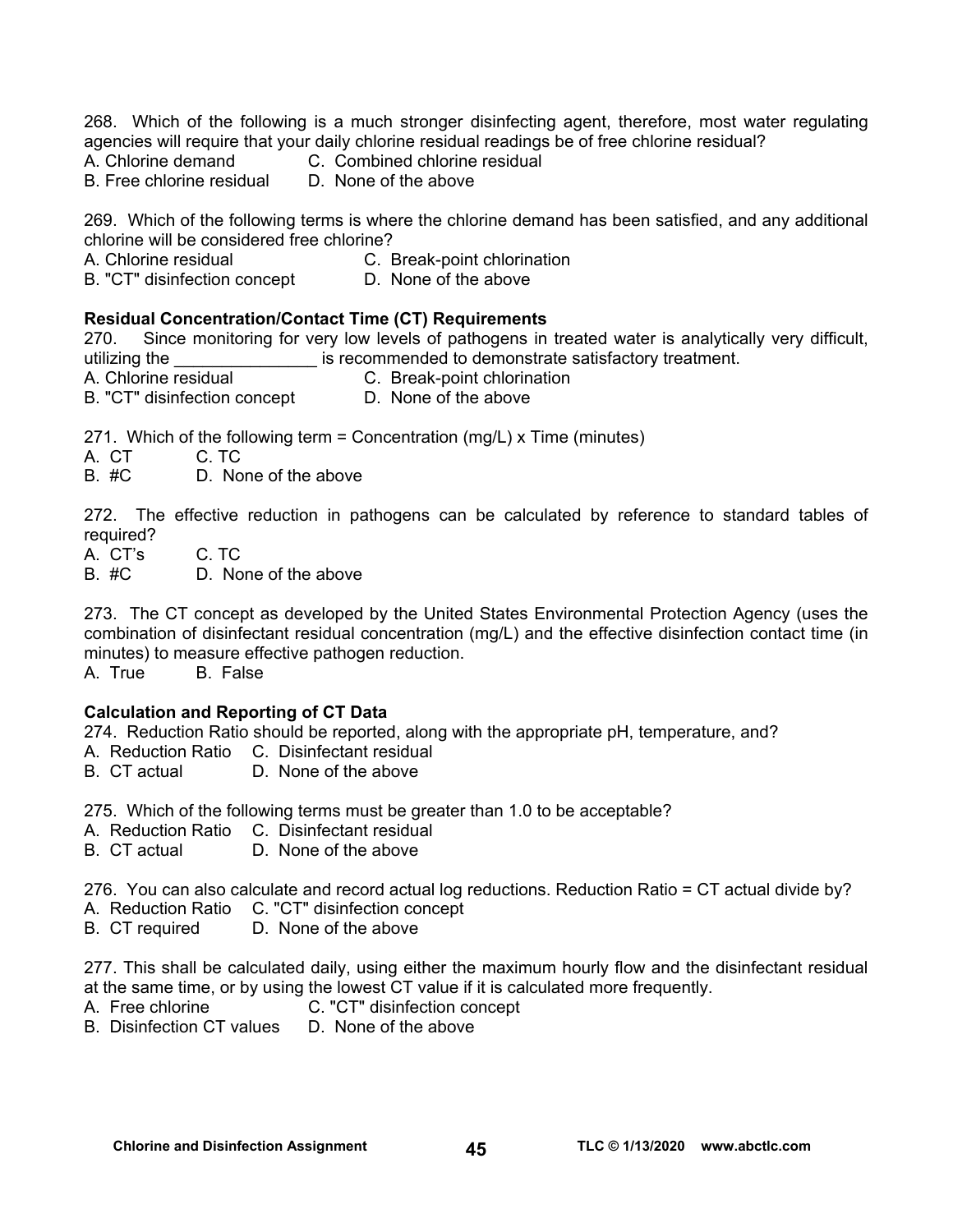268. Which of the following is a much stronger disinfecting agent, therefore, most water regulating agencies will require that your daily chlorine residual readings be of free chlorine residual?

A. Chlorine demand
B. Free chlorine residual
C. Combined chlorine residual
D. None of the above

269. Which of the following terms is where the chlorine demand has been satisfied, and any additional chlorine will be considered free chlorine?

A. Chlorine residual
B. "CT" disinfection concept
C. Break-point chlorination
D. None of the above

**Residual Concentration/Contact Time (CT) Requirements**

270. Since monitoring for very low levels of pathogens in treated water is analytically very difficult, utilizing the _______________ is recommended to demonstrate satisfactory treatment.

A. Chlorine residual
B. "CT" disinfection concept
C. Break-point chlorination
D. None of the above

271. Which of the following term = Concentration (mg/L) x Time (minutes)

A. CT
B. #C
C. TC
D. None of the above

272. The effective reduction in pathogens can be calculated by reference to standard tables of required?

A. CT's
B. #C
C. TC
D. None of the above

273. The CT concept as developed by the United States Environmental Protection Agency (uses the combination of disinfectant residual concentration (mg/L) and the effective disinfection contact time (in minutes) to measure effective pathogen reduction.

A. True
B. False

**Calculation and Reporting of CT Data**

274. Reduction Ratio should be reported, along with the appropriate pH, temperature, and?

A. Reduction Ratio
B. CT actual
C. Disinfectant residual
D. None of the above

275. Which of the following terms must be greater than 1.0 to be acceptable?

A. Reduction Ratio
B. CT actual
C. Disinfectant residual
D. None of the above

276. You can also calculate and record actual log reductions. Reduction Ratio = CT actual divide by?

A. Reduction Ratio
B. CT required
C. "CT" disinfection concept
D. None of the above

277. This shall be calculated daily, using either the maximum hourly flow and the disinfectant residual at the same time, or by using the lowest CT value if it is calculated more frequently.

A. Free chlorine
B. Disinfection CT values
C. "CT" disinfection concept
D. None of the above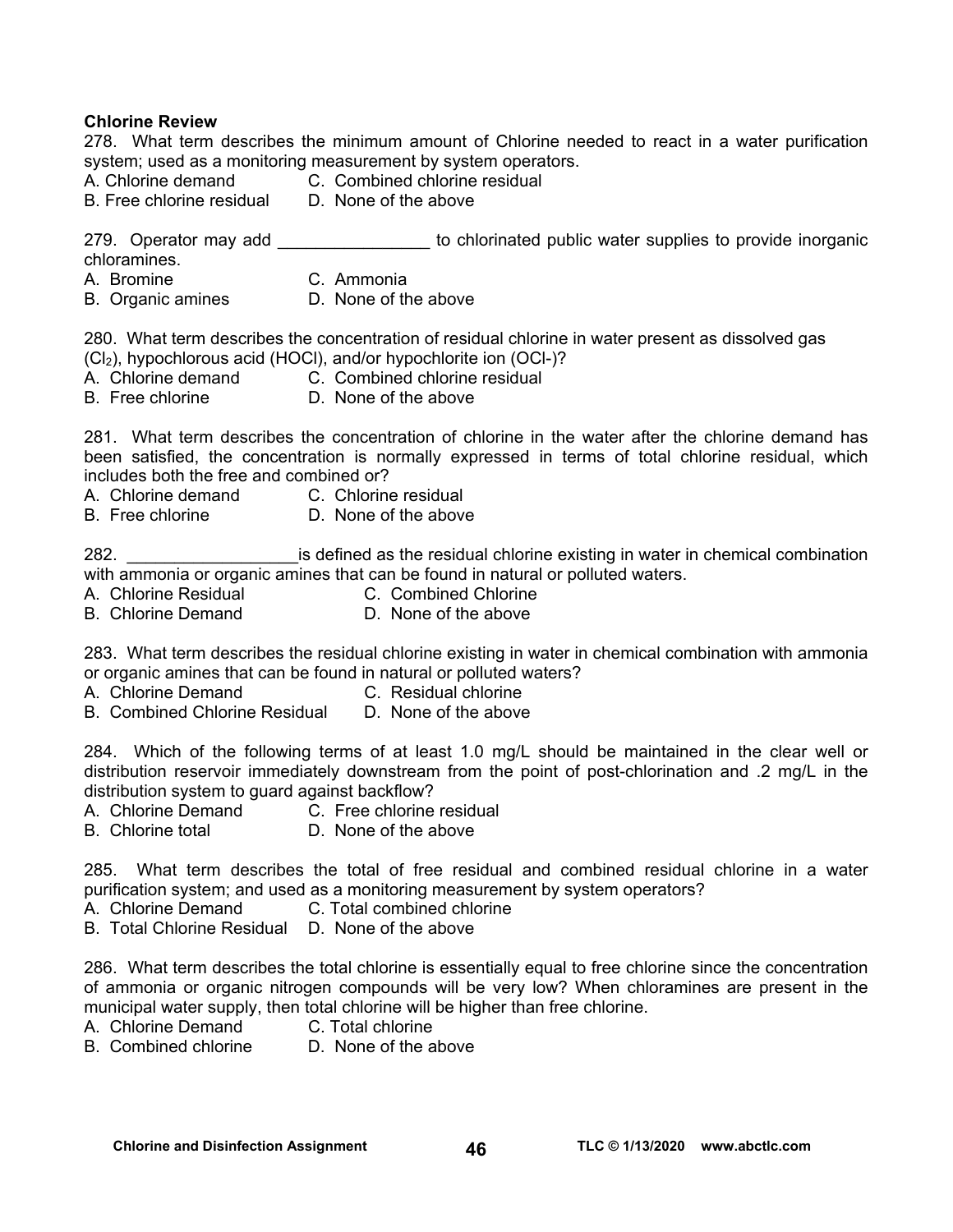**Chlorine Review**

278. What term describes the minimum amount of Chlorine needed to react in a water purification system; used as a monitoring measurement by system operators.

A. Chlorine demand  
B. Free chlorine residual  
C. Combined chlorine residual  
D. None of the above

279. Operator may add ________________ to chlorinated public water supplies to provide inorganic chloramines.

A. Bromine  
B. Organic amines  
C. Ammonia  
D. None of the above

280. What term describes the concentration of residual chlorine in water present as dissolved gas ($Cl_2$), hypochlorous acid (HOCl), and/or hypochlorite ion ($OCl^-$)?

A. Chlorine demand  
B. Free chlorine  
C. Combined chlorine residual  
D. None of the above

281. What term describes the concentration of chlorine in the water after the chlorine demand has been satisfied, the concentration is normally expressed in terms of total chlorine residual, which includes both the free and combined or?

A. Chlorine demand  
B. Free chlorine  
C. Chlorine residual  
D. None of the above

282. __________________is defined as the residual chlorine existing in water in chemical combination with ammonia or organic amines that can be found in natural or polluted waters.

A. Chlorine Residual  
B. Chlorine Demand  
C. Combined Chlorine  
D. None of the above

283. What term describes the residual chlorine existing in water in chemical combination with ammonia or organic amines that can be found in natural or polluted waters?

A. Chlorine Demand  
B. Combined Chlorine Residual  
C. Residual chlorine  
D. None of the above

284. Which of the following terms of at least 1.0 mg/L should be maintained in the clear well or distribution reservoir immediately downstream from the point of post-chlorination and .2 mg/L in the distribution system to guard against backflow?

A. Chlorine Demand  
B. Chlorine total  
C. Free chlorine residual  
D. None of the above

285. What term describes the total of free residual and combined residual chlorine in a water purification system; and used as a monitoring measurement by system operators?

A. Chlorine Demand  
B. Total Chlorine Residual  
C. Total combined chlorine  
D. None of the above

286. What term describes the total chlorine is essentially equal to free chlorine since the concentration of ammonia or organic nitrogen compounds will be very low? When chloramines are present in the municipal water supply, then total chlorine will be higher than free chlorine.

A. Chlorine Demand  
B. Combined chlorine  
C. Total chlorine  
D. None of the above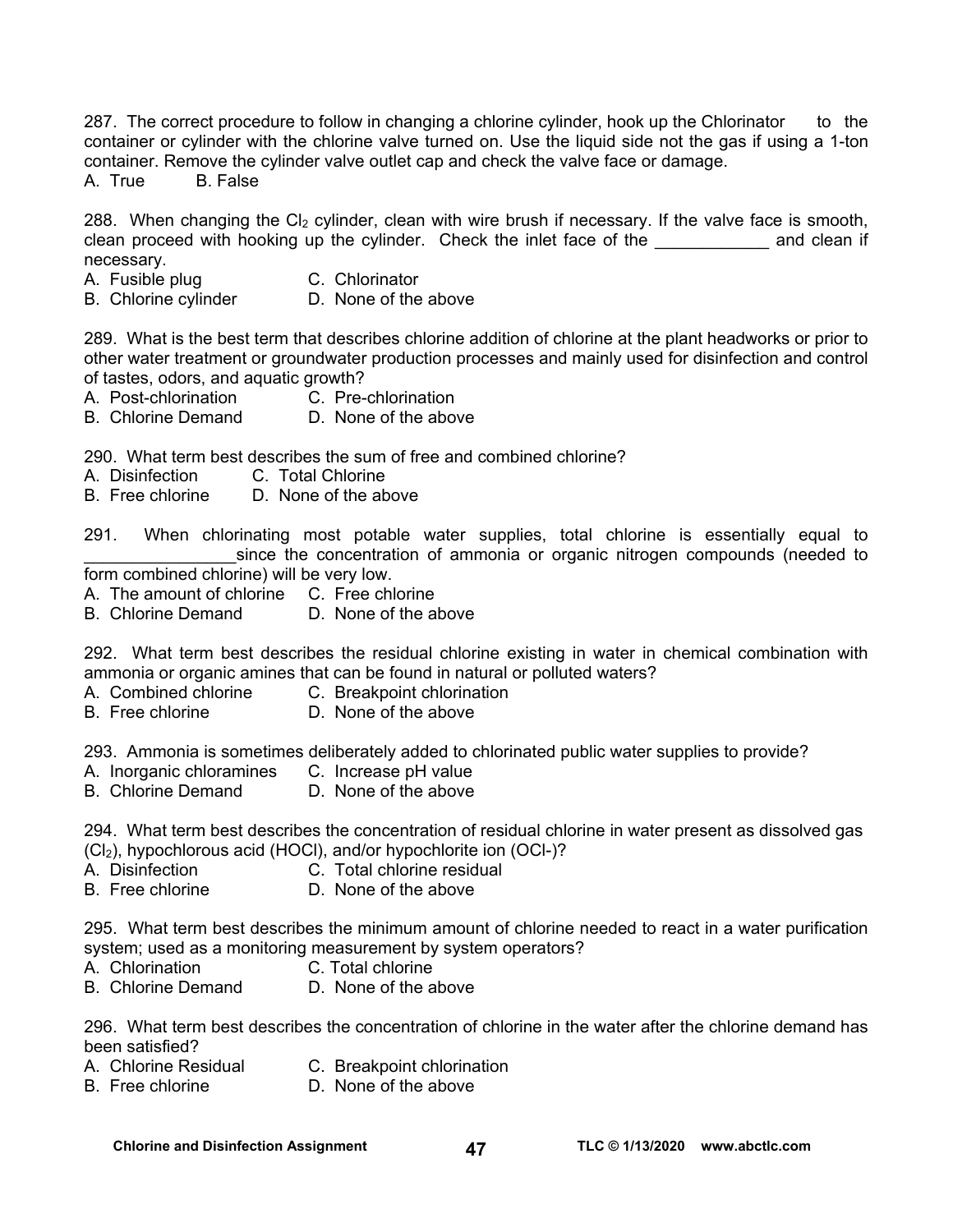287. The correct procedure to follow in changing a chlorine cylinder, hook up the Chlorinator to the container or cylinder with the chlorine valve turned on. Use the liquid side not the gas if using a 1-ton container. Remove the cylinder valve outlet cap and check the valve face or damage.

A. True B. False

288. When changing the $Cl_2$ cylinder, clean with wire brush if necessary. If the valve face is smooth, clean proceed with hooking up the cylinder. Check the inlet face of the ____________ and clean if necessary.

A. Fusible plug
B. Chlorine cylinder
C. Chlorinator
D. None of the above

289. What is the best term that describes chlorine addition of chlorine at the plant headworks or prior to other water treatment or groundwater production processes and mainly used for disinfection and control of tastes, odors, and aquatic growth?

A. Post-chlorination
B. Chlorine Demand
C. Pre-chlorination
D. None of the above

290. What term best describes the sum of free and combined chlorine?

A. Disinfection
B. Free chlorine
C. Total Chlorine
D. None of the above

291. When chlorinating most potable water supplies, total chlorine is essentially equal to ________________since the concentration of ammonia or organic nitrogen compounds (needed to form combined chlorine) will be very low.

A. The amount of chlorine
B. Chlorine Demand
C. Free chlorine
D. None of the above

292. What term best describes the residual chlorine existing in water in chemical combination with ammonia or organic amines that can be found in natural or polluted waters?

A. Combined chlorine
B. Free chlorine
C. Breakpoint chlorination
D. None of the above

293. Ammonia is sometimes deliberately added to chlorinated public water supplies to provide?

A. Inorganic chloramines
B. Chlorine Demand
C. Increase pH value
D. None of the above

294. What term best describes the concentration of residual chlorine in water present as dissolved gas ($Cl_2$), hypochlorous acid (HOCl), and/or hypochlorite ion ($OCl^-$)?

A. Disinfection
B. Free chlorine
C. Total chlorine residual
D. None of the above

295. What term best describes the minimum amount of chlorine needed to react in a water purification system; used as a monitoring measurement by system operators?

A. Chlorination
B. Chlorine Demand
C. Total chlorine
D. None of the above

296. What term best describes the concentration of chlorine in the water after the chlorine demand has been satisfied?

A. Chlorine Residual
B. Free chlorine
C. Breakpoint chlorination
D. None of the above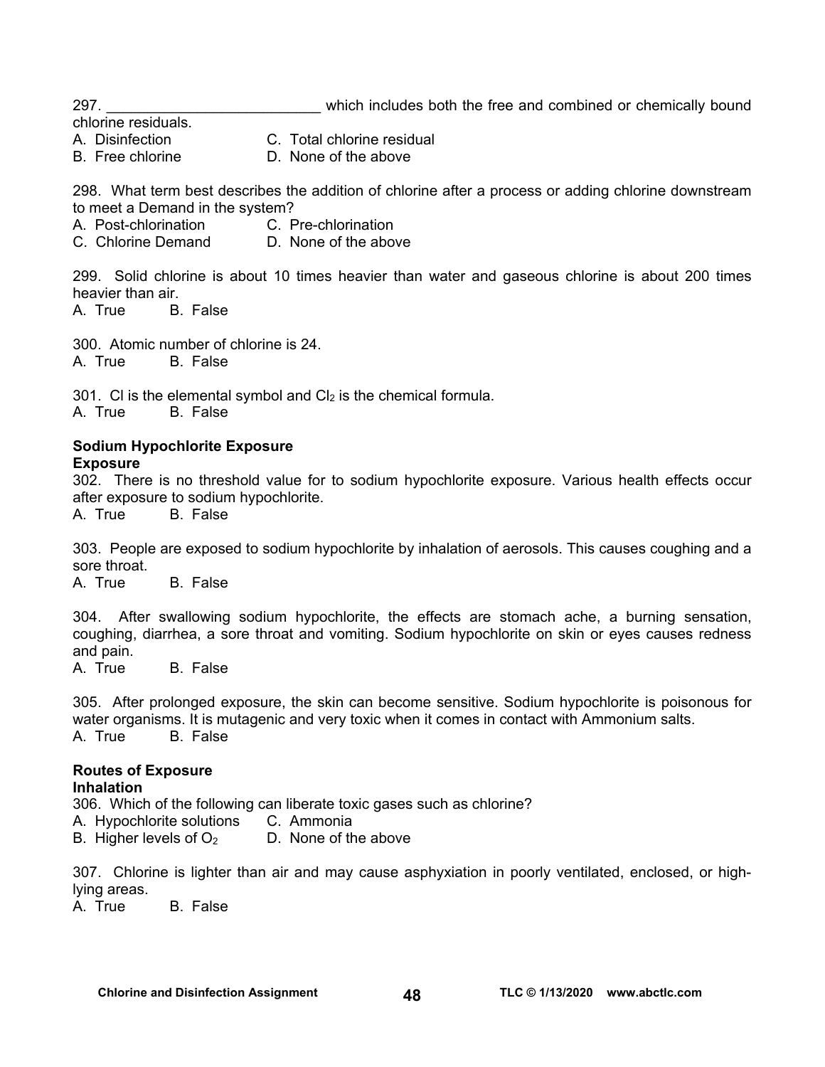297. __________________________ which includes both the free and combined or chemically bound chlorine residuals.

A. Disinfection  C. Total chlorine residual
B. Free chlorine  D. None of the above

298. What term best describes the addition of chlorine after a process or adding chlorine downstream to meet a Demand in the system?

A. Post-chlorination  C. Pre-chlorination
C. Chlorine Demand  D. None of the above

299. Solid chlorine is about 10 times heavier than water and gaseous chlorine is about 200 times heavier than air.

A. True  B. False

300. Atomic number of chlorine is 24.

A. True  B. False

301. Cl is the elemental symbol and $Cl_2$ is the chemical formula.

A. True  B. False

**Sodium Hypochlorite Exposure**

**Exposure**

302. There is no threshold value for to sodium hypochlorite exposure. Various health effects occur after exposure to sodium hypochlorite.

A. True  B. False

303. People are exposed to sodium hypochlorite by inhalation of aerosols. This causes coughing and a sore throat.

A. True  B. False

304. After swallowing sodium hypochlorite, the effects are stomach ache, a burning sensation, coughing, diarrhea, a sore throat and vomiting. Sodium hypochlorite on skin or eyes causes redness and pain.

A. True  B. False

305. After prolonged exposure, the skin can become sensitive. Sodium hypochlorite is poisonous for water organisms. It is mutagenic and very toxic when it comes in contact with Ammonium salts.

A. True  B. False

**Routes of Exposure**

**Inhalation**

306. Which of the following can liberate toxic gases such as chlorine?

A. Hypochlorite solutions  C. Ammonia
B. Higher levels of $O_2$  D. None of the above

307. Chlorine is lighter than air and may cause asphyxiation in poorly ventilated, enclosed, or high-lying areas.

A. True  B. False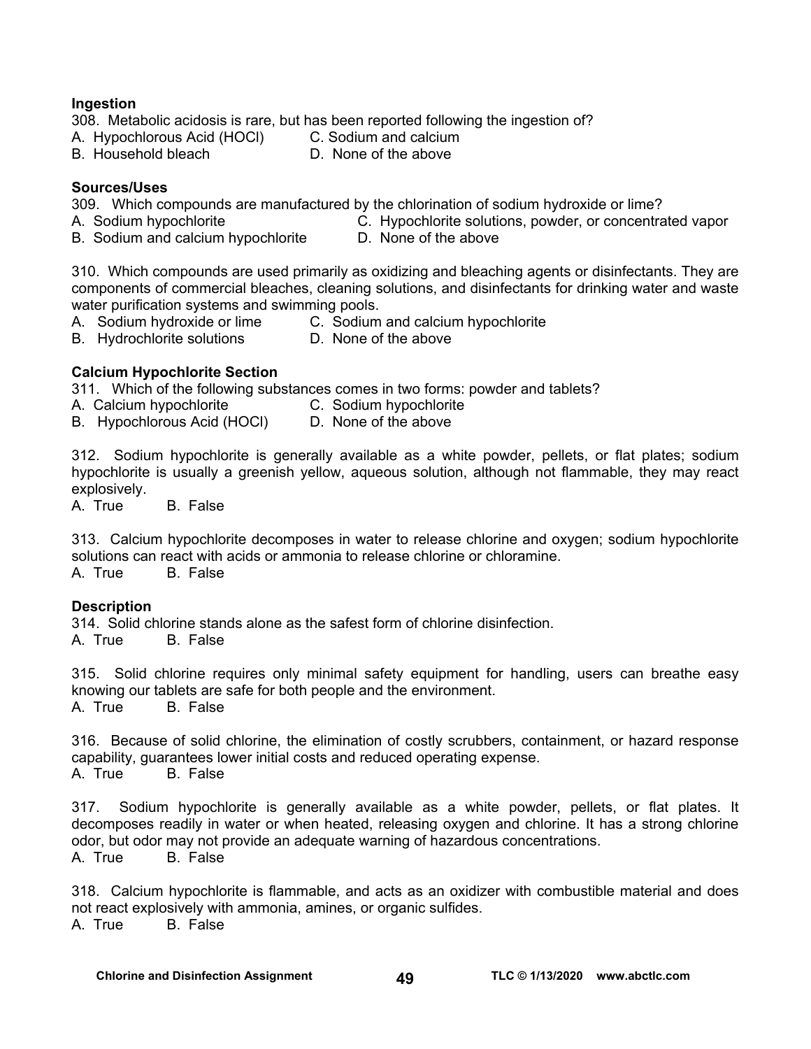**Ingestion**

308. Metabolic acidosis is rare, but has been reported following the ingestion of?

A. Hypochlorous Acid (HOCl)
B. Household bleach
C. Sodium and calcium
D. None of the above

**Sources/Uses**

309. Which compounds are manufactured by the chlorination of sodium hydroxide or lime?

A. Sodium hypochlorite
B. Sodium and calcium hypochlorite
C. Hypochlorite solutions, powder, or concentrated vapor
D. None of the above

310. Which compounds are used primarily as oxidizing and bleaching agents or disinfectants. They are components of commercial bleaches, cleaning solutions, and disinfectants for drinking water and waste water purification systems and swimming pools.

A. Sodium hydroxide or lime
B. Hydrochlorite solutions
C. Sodium and calcium hypochlorite
D. None of the above

**Calcium Hypochlorite Section**

311. Which of the following substances comes in two forms: powder and tablets?

A. Calcium hypochlorite
B. Hypochlorous Acid (HOCl)
C. Sodium hypochlorite
D. None of the above

312. Sodium hypochlorite is generally available as a white powder, pellets, or flat plates; sodium hypochlorite is usually a greenish yellow, aqueous solution, although not flammable, they may react explosively.

A. True B. False

313. Calcium hypochlorite decomposes in water to release chlorine and oxygen; sodium hypochlorite solutions can react with acids or ammonia to release chlorine or chloramine.

A. True B. False

**Description**

314. Solid chlorine stands alone as the safest form of chlorine disinfection.

A. True B. False

315. Solid chlorine requires only minimal safety equipment for handling, users can breathe easy knowing our tablets are safe for both people and the environment.

A. True B. False

316. Because of solid chlorine, the elimination of costly scrubbers, containment, or hazard response capability, guarantees lower initial costs and reduced operating expense.

A. True B. False

317. Sodium hypochlorite is generally available as a white powder, pellets, or flat plates. It decomposes readily in water or when heated, releasing oxygen and chlorine. It has a strong chlorine odor, but odor may not provide an adequate warning of hazardous concentrations.

A. True B. False

318. Calcium hypochlorite is flammable, and acts as an oxidizer with combustible material and does not react explosively with ammonia, amines, or organic sulfides.

A. True B. False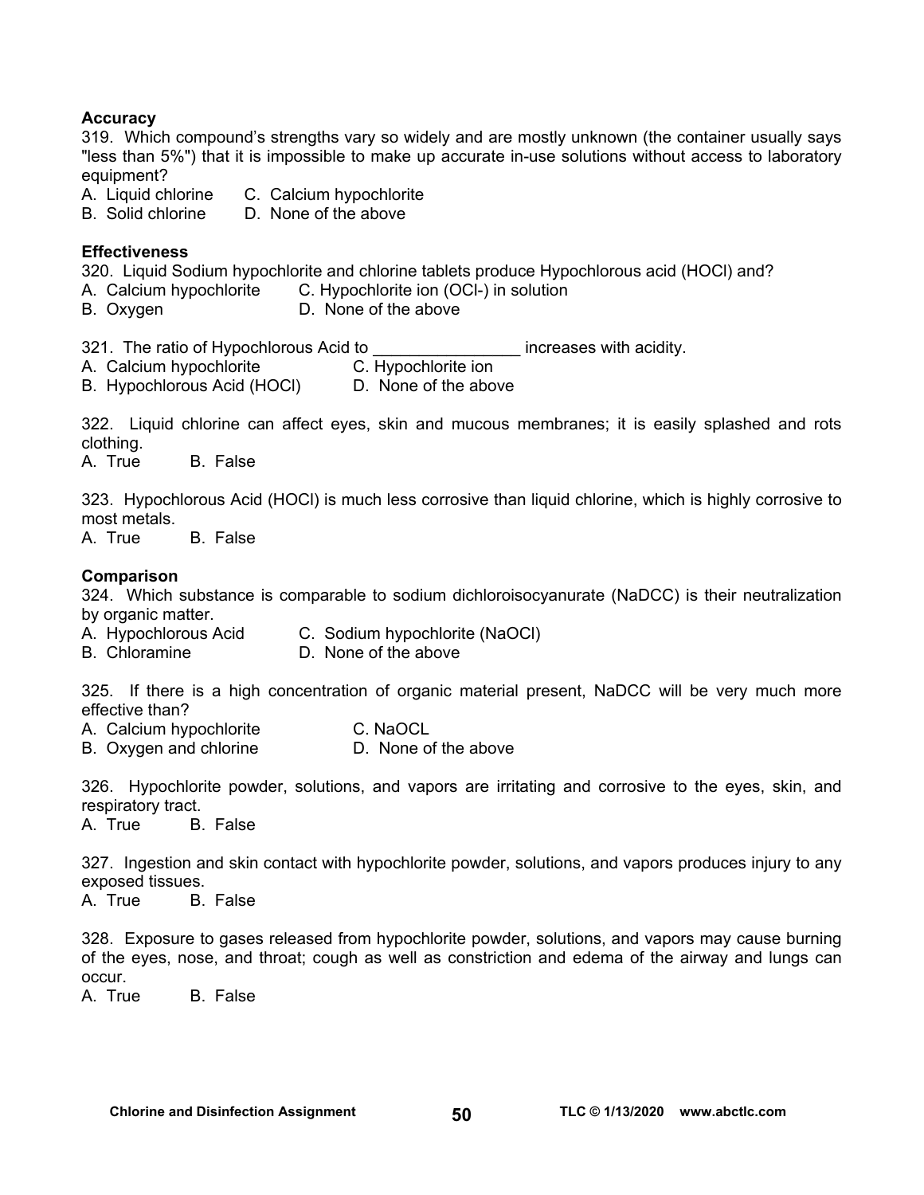**Accuracy**

319. Which compound's strengths vary so widely and are mostly unknown (the container usually says "less than 5%") that it is impossible to make up accurate in-use solutions without access to laboratory equipment?
A. Liquid chlorine   C. Calcium hypochlorite
B. Solid chlorine   D. None of the above

**Effectiveness**

320. Liquid Sodium hypochlorite and chlorine tablets produce Hypochlorous acid (HOCl) and?
A. Calcium hypochlorite   C. Hypochlorite ion (OCl-) in solution
B. Oxygen   D. None of the above

321. The ratio of Hypochlorous Acid to ________________ increases with acidity.
A. Calcium hypochlorite   C. Hypochlorite ion
B. Hypochlorous Acid (HOCl)   D. None of the above

322. Liquid chlorine can affect eyes, skin and mucous membranes; it is easily splashed and rots clothing.
A. True   B. False

323. Hypochlorous Acid (HOCl) is much less corrosive than liquid chlorine, which is highly corrosive to most metals.
A. True   B. False

**Comparison**

324. Which substance is comparable to sodium dichloroisocyanurate (NaDCC) is their neutralization by organic matter.
A. Hypochlorous Acid   C. Sodium hypochlorite (NaOCl)
B. Chloramine   D. None of the above

325. If there is a high concentration of organic material present, NaDCC will be very much more effective than?
A. Calcium hypochlorite   C. NaOCL
B. Oxygen and chlorine   D. None of the above

326. Hypochlorite powder, solutions, and vapors are irritating and corrosive to the eyes, skin, and respiratory tract.
A. True   B. False

327. Ingestion and skin contact with hypochlorite powder, solutions, and vapors produces injury to any exposed tissues.
A. True   B. False

328. Exposure to gases released from hypochlorite powder, solutions, and vapors may cause burning of the eyes, nose, and throat; cough as well as constriction and edema of the airway and lungs can occur.
A. True   B. False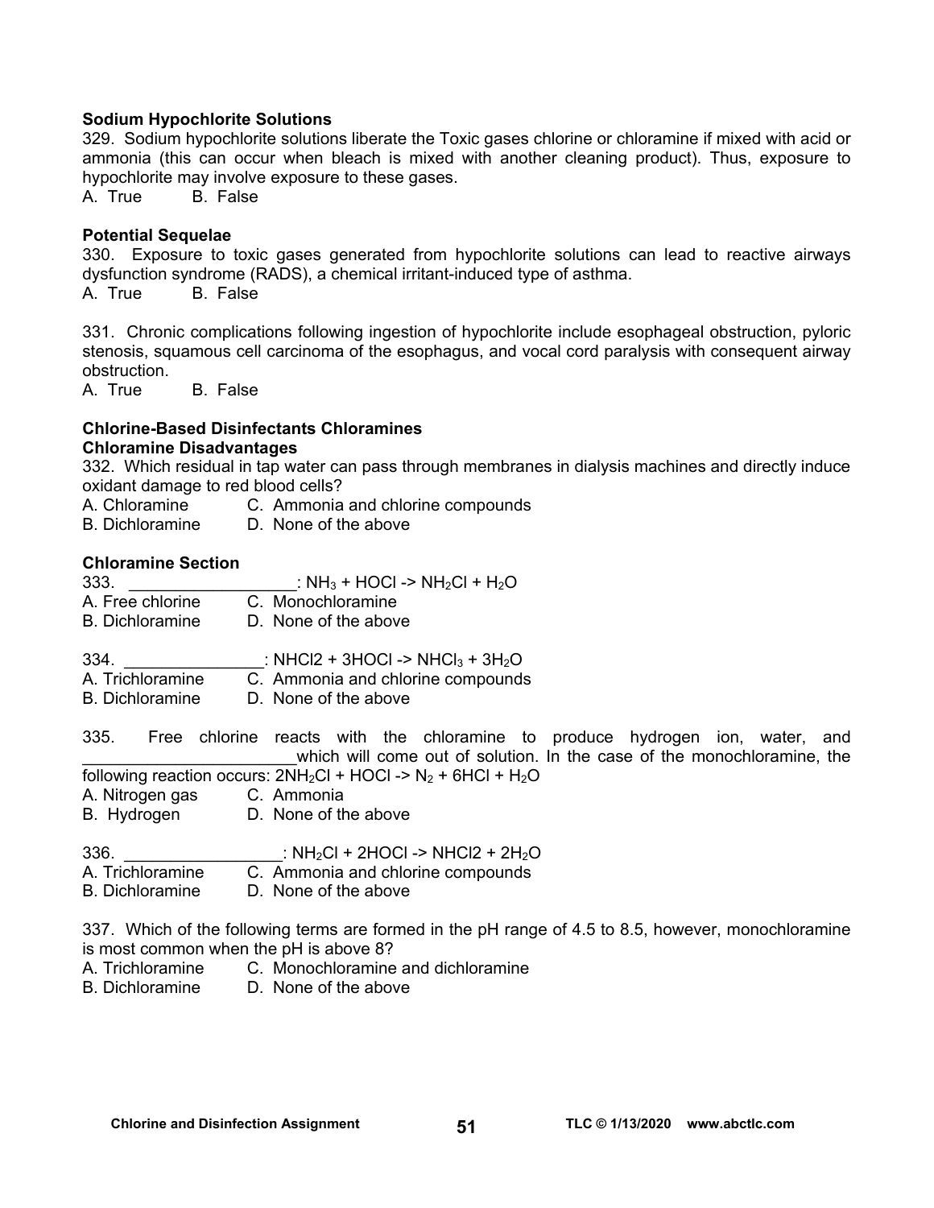**Sodium Hypochlorite Solutions**

329. Sodium hypochlorite solutions liberate the Toxic gases chlorine or chloramine if mixed with acid or ammonia (this can occur when bleach is mixed with another cleaning product). Thus, exposure to hypochlorite may involve exposure to these gases.

A. True B. False

**Potential Sequelae**

330. Exposure to toxic gases generated from hypochlorite solutions can lead to reactive airways dysfunction syndrome (RADS), a chemical irritant-induced type of asthma.

A. True B. False

331. Chronic complications following ingestion of hypochlorite include esophageal obstruction, pyloric stenosis, squamous cell carcinoma of the esophagus, and vocal cord paralysis with consequent airway obstruction.

A. True B. False

**Chlorine-Based Disinfectants Chloramines**

**Chloramine Disadvantages**

332. Which residual in tap water can pass through membranes in dialysis machines and directly induce oxidant damage to red blood cells?

A. Chloramine C. Ammonia and chlorine compounds
B. Dichloramine D. None of the above

**Chloramine Section**

333. __________________: $NH_3 + HOCl \rightarrow NH_2Cl + H_2O$

A. Free chlorine C. Monochloramine
B. Dichloramine D. None of the above

334. ________________: $NHCl2 + 3HOCl \rightarrow NHCl_3 + 3H_2O$

A. Trichloramine C. Ammonia and chlorine compounds
B. Dichloramine D. None of the above

335. Free chlorine reacts with the chloramine to produce hydrogen ion, water, and _______________________which will come out of solution. In the case of the monochloramine, the following reaction occurs: $2NH_2Cl + HOCl \rightarrow N_2 + 6HCl + H_2O$

A. Nitrogen gas C. Ammonia
B. Hydrogen D. None of the above

336. _________________: $NH_2Cl + 2HOCl \rightarrow NHCl2 + 2H_2O$

A. Trichloramine C. Ammonia and chlorine compounds
B. Dichloramine D. None of the above

337. Which of the following terms are formed in the pH range of 4.5 to 8.5, however, monochloramine is most common when the pH is above 8?

A. Trichloramine C. Monochloramine and dichloramine
B. Dichloramine D. None of the above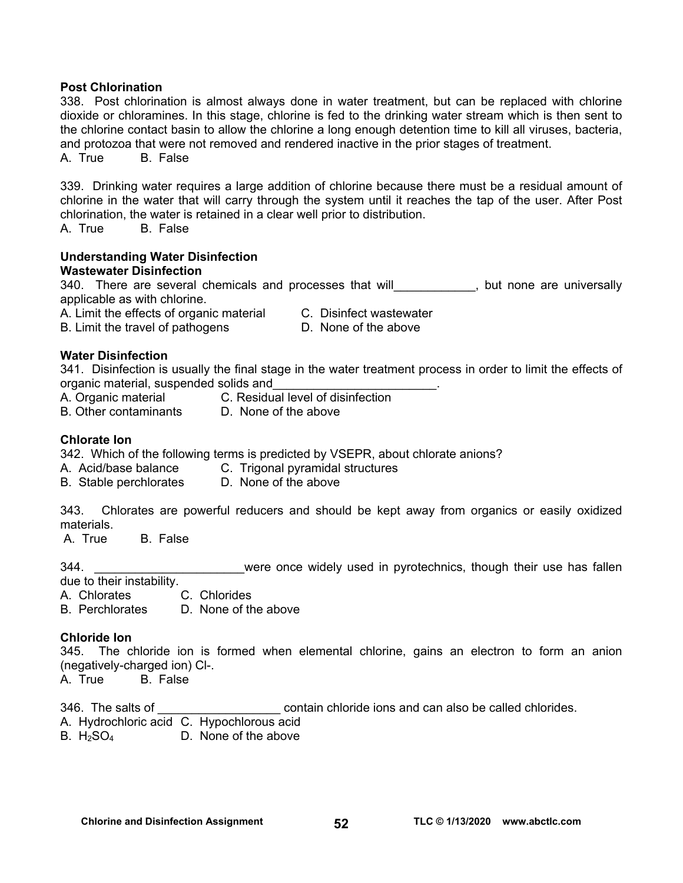**Post Chlorination**

338. Post chlorination is almost always done in water treatment, but can be replaced with chlorine dioxide or chloramines. In this stage, chlorine is fed to the drinking water stream which is then sent to the chlorine contact basin to allow the chlorine a long enough detention time to kill all viruses, bacteria, and protozoa that were not removed and rendered inactive in the prior stages of treatment.

A. True B. False

339. Drinking water requires a large addition of chlorine because there must be a residual amount of chlorine in the water that will carry through the system until it reaches the tap of the user. After Post chlorination, the water is retained in a clear well prior to distribution.

A. True B. False

**Understanding Water Disinfection**

**Wastewater Disinfection**

340. There are several chemicals and processes that will____________, but none are universally applicable as with chlorine.

A. Limit the effects of organic material
B. Limit the travel of pathogens
C. Disinfect wastewater
D. None of the above

**Water Disinfection**

341. Disinfection is usually the final stage in the water treatment process in order to limit the effects of organic material, suspended solids and________________________.

A. Organic material
B. Other contaminants
C. Residual level of disinfection
D. None of the above

**Chlorate Ion**

342. Which of the following terms is predicted by VSEPR, about chlorate anions?

A. Acid/base balance
B. Stable perchlorates
C. Trigonal pyramidal structures
D. None of the above

343. Chlorates are powerful reducers and should be kept away from organics or easily oxidized materials.

A. True B. False

344. ______________________were once widely used in pyrotechnics, though their use has fallen due to their instability.

A. Chlorates
B. Perchlorates
C. Chlorides
D. None of the above

**Chloride Ion**

345. The chloride ion is formed when elemental chlorine, gains an electron to form an anion (negatively-charged ion) Cl-.

A. True B. False

346. The salts of __________________ contain chloride ions and can also be called chlorides.

A. Hydrochloric acid
B. $H_2SO_4$
C. Hypochlorous acid
D. None of the above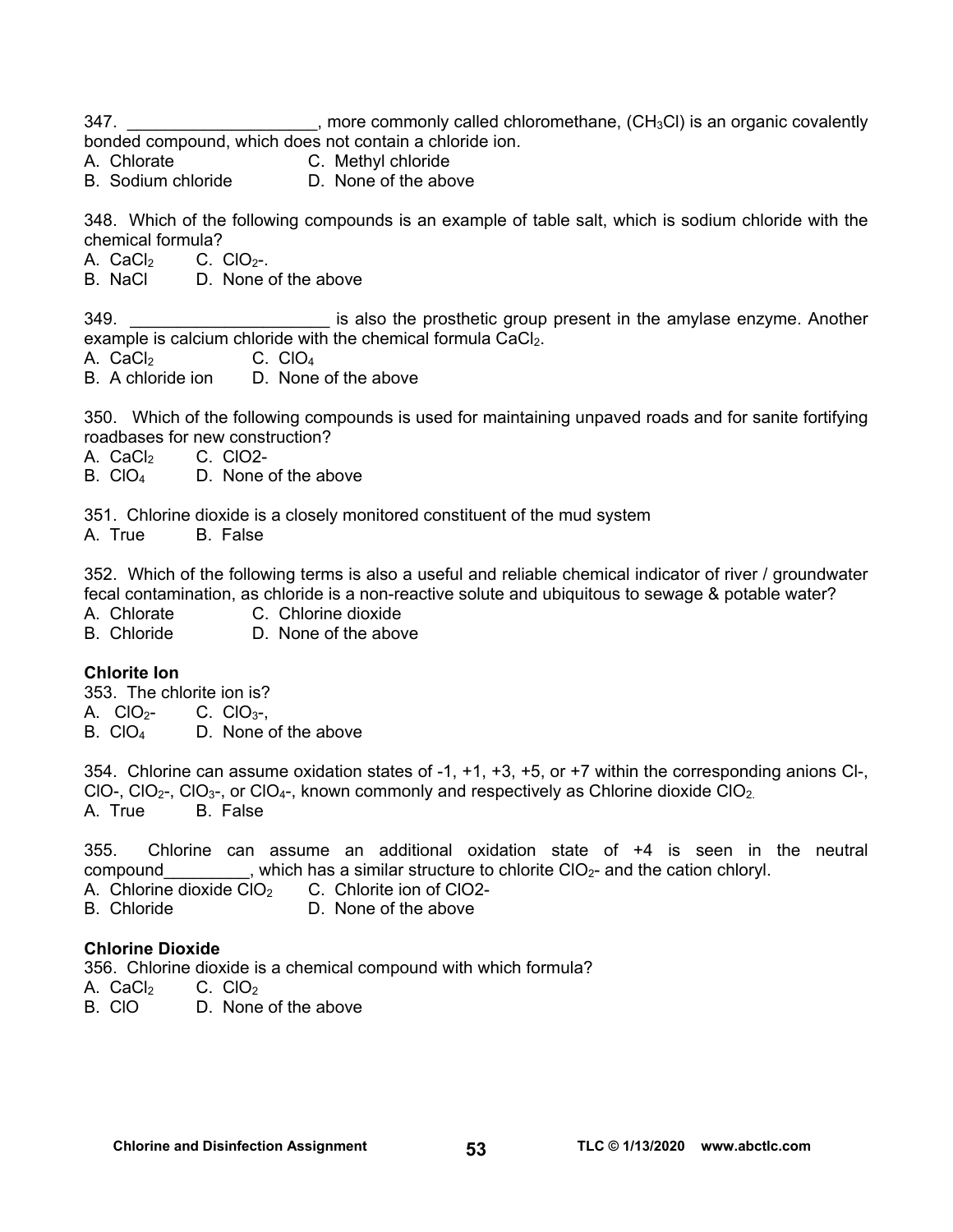347. ____________________, more commonly called chloromethane, ($CH_3Cl$) is an organic covalently bonded compound, which does not contain a chloride ion.
A. Chlorate
B. Sodium chloride
C. Methyl chloride
D. None of the above

348. Which of the following compounds is an example of table salt, which is sodium chloride with the chemical formula?
A. $CaCl_2$
B. NaCl
C. $ClO_2$-.
D. None of the above

349. _____________________ is also the prosthetic group present in the amylase enzyme. Another example is calcium chloride with the chemical formula $CaCl_2$.
A. $CaCl_2$
B. A chloride ion
C. $ClO_4$
D. None of the above

350. Which of the following compounds is used for maintaining unpaved roads and for sanite fortifying roadbases for new construction?
A. $CaCl_2$
B. $ClO_4$
C. ClO2-
D. None of the above

351. Chlorine dioxide is a closely monitored constituent of the mud system
A. True
B. False

352. Which of the following terms is also a useful and reliable chemical indicator of river / groundwater fecal contamination, as chloride is a non-reactive solute and ubiquitous to sewage & potable water?
A. Chlorate
B. Chloride
C. Chlorine dioxide
D. None of the above

**Chlorite Ion**

353. The chlorite ion is?
A. $ClO_2$-
B. $ClO_4$
C. $ClO_3$-,
D. None of the above

354. Chlorine can assume oxidation states of -1, +1, +3, +5, or +7 within the corresponding anions Cl-, ClO-, $ClO_2$-, $ClO_3$-, or $ClO_4$-, known commonly and respectively as Chlorine dioxide $ClO_2$.
A. True
B. False

355. Chlorine can assume an additional oxidation state of +4 is seen in the neutral compound_________, which has a similar structure to chlorite $ClO_2$- and the cation chloryl.
A. Chlorine dioxide $ClO_2$
B. Chloride
C. Chlorite ion of ClO2-
D. None of the above

**Chlorine Dioxide**

356. Chlorine dioxide is a chemical compound with which formula?
A. $CaCl_2$
B. ClO
C. $ClO_2$
D. None of the above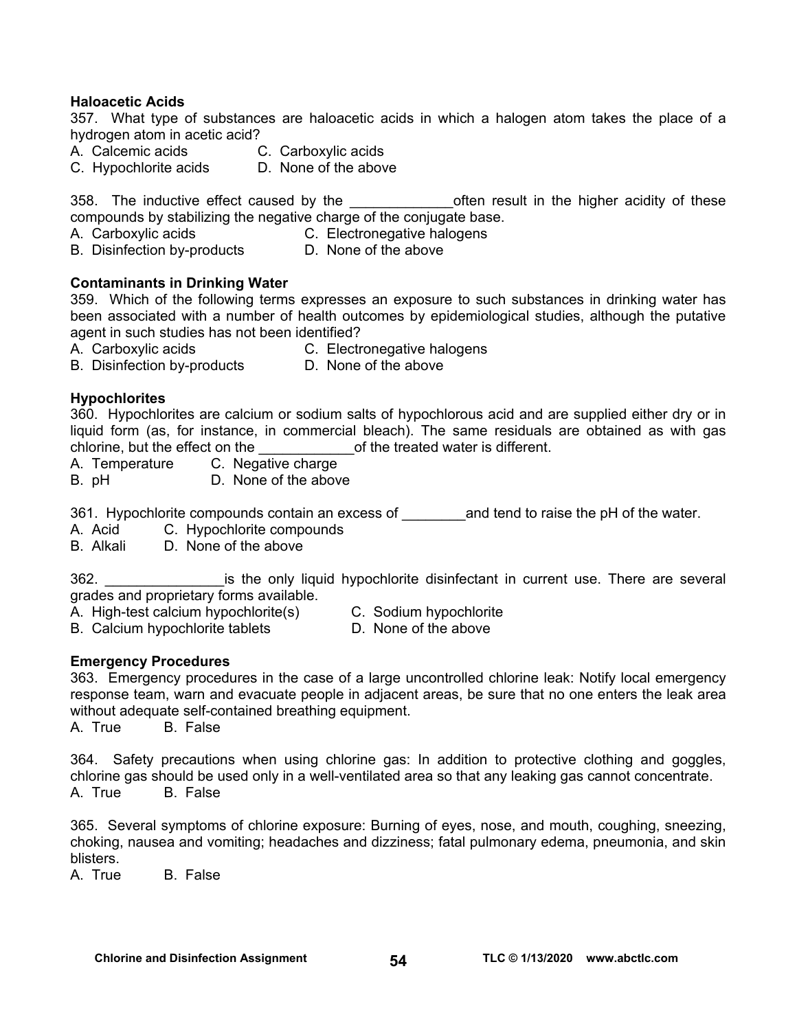**Haloacetic Acids**

357. What type of substances are haloacetic acids in which a halogen atom takes the place of a hydrogen atom in acetic acid?

A. Calcemic acids C. Carboxylic acids
C. Hypochlorite acids D. None of the above

358. The inductive effect caused by the _____________often result in the higher acidity of these compounds by stabilizing the negative charge of the conjugate base.

A. Carboxylic acids C. Electronegative halogens
B. Disinfection by-products D. None of the above

**Contaminants in Drinking Water**

359. Which of the following terms expresses an exposure to such substances in drinking water has been associated with a number of health outcomes by epidemiological studies, although the putative agent in such studies has not been identified?

A. Carboxylic acids C. Electronegative halogens
B. Disinfection by-products D. None of the above

**Hypochlorites**

360. Hypochlorites are calcium or sodium salts of hypochlorous acid and are supplied either dry or in liquid form (as, for instance, in commercial bleach). The same residuals are obtained as with gas chlorine, but the effect on the ____________of the treated water is different.

A. Temperature C. Negative charge
B. pH D. None of the above

361. Hypochlorite compounds contain an excess of ________and tend to raise the pH of the water.

A. Acid C. Hypochlorite compounds
B. Alkali D. None of the above

362. _______________is the only liquid hypochlorite disinfectant in current use. There are several grades and proprietary forms available.

A. High-test calcium hypochlorite(s) C. Sodium hypochlorite
B. Calcium hypochlorite tablets D. None of the above

**Emergency Procedures**

363. Emergency procedures in the case of a large uncontrolled chlorine leak: Notify local emergency response team, warn and evacuate people in adjacent areas, be sure that no one enters the leak area without adequate self-contained breathing equipment.

A. True B. False

364. Safety precautions when using chlorine gas: In addition to protective clothing and goggles, chlorine gas should be used only in a well-ventilated area so that any leaking gas cannot concentrate.

A. True B. False

365. Several symptoms of chlorine exposure: Burning of eyes, nose, and mouth, coughing, sneezing, choking, nausea and vomiting; headaches and dizziness; fatal pulmonary edema, pneumonia, and skin blisters.

A. True B. False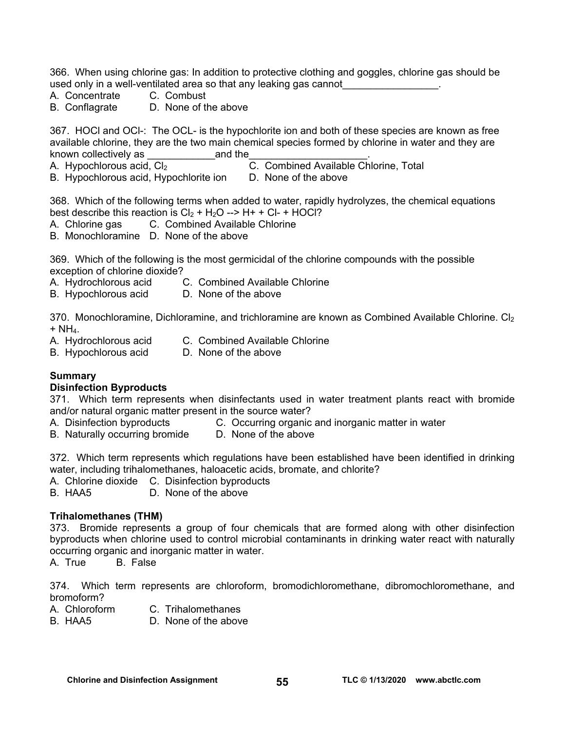366. When using chlorine gas: In addition to protective clothing and goggles, chlorine gas should be used only in a well-ventilated area so that any leaking gas cannot_________________.

A. Concentrate  C. Combust
B. Conflagrate  D. None of the above

367. HOCl and OCl-: The OCL- is the hypochlorite ion and both of these species are known as free available chlorine, they are the two main chemical species formed by chlorine in water and they are known collectively as ____________and the_____________________.

A. Hypochlorous acid, $Cl_2$  C. Combined Available Chlorine, Total
B. Hypochlorous acid, Hypochlorite ion  D. None of the above

368. Which of the following terms when added to water, rapidly hydrolyzes, the chemical equations best describe this reaction is $Cl_2 + H_2O \rightarrow H^+ + Cl^- + HOCl$?

A. Chlorine gas  C. Combined Available Chlorine
B. Monochloramine  D. None of the above

369. Which of the following is the most germicidal of the chlorine compounds with the possible exception of chlorine dioxide?

A. Hydrochlorous acid  C. Combined Available Chlorine
B. Hypochlorous acid  D. None of the above

370. Monochloramine, Dichloramine, and trichloramine are known as Combined Available Chlorine. $Cl_2 + NH_4$.

A. Hydrochlorous acid  C. Combined Available Chlorine
B. Hypochlorous acid  D. None of the above

**Summary**

**Disinfection Byproducts**

371. Which term represents when disinfectants used in water treatment plants react with bromide and/or natural organic matter present in the source water?

A. Disinfection byproducts  C. Occurring organic and inorganic matter in water
B. Naturally occurring bromide  D. None of the above

372. Which term represents which regulations have been established have been identified in drinking water, including trihalomethanes, haloacetic acids, bromate, and chlorite?

A. Chlorine dioxide  C. Disinfection byproducts
B. HAA5  D. None of the above

**Trihalomethanes (THM)**

373. Bromide represents a group of four chemicals that are formed along with other disinfection byproducts when chlorine used to control microbial contaminants in drinking water react with naturally occurring organic and inorganic matter in water.

A. True  B. False

374. Which term represents are chloroform, bromodichloromethane, dibromochloromethane, and bromoform?

A. Chloroform  C. Trihalomethanes
B. HAA5  D. None of the above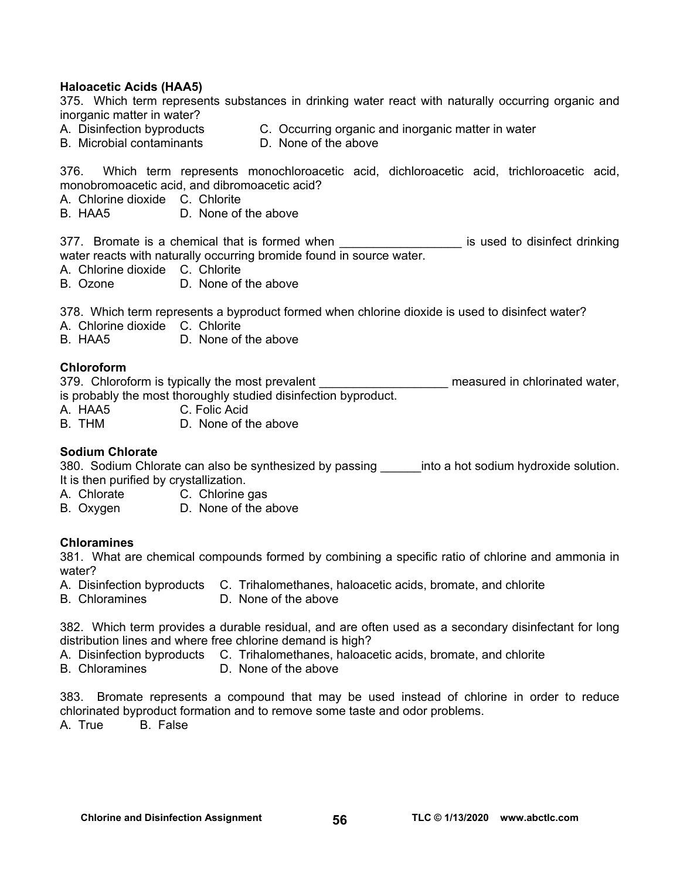**Haloacetic Acids (HAA5)**

375. Which term represents substances in drinking water react with naturally occurring organic and inorganic matter in water?

A. Disinfection byproducts  
B. Microbial contaminants  
C. Occurring organic and inorganic matter in water  
D. None of the above

376. Which term represents monochloroacetic acid, dichloroacetic acid, trichloroacetic acid, monobromoacetic acid, and dibromoacetic acid?

A. Chlorine dioxide  
B. HAA5  
C. Chlorite  
D. None of the above

377. Bromate is a chemical that is formed when __________________ is used to disinfect drinking water reacts with naturally occurring bromide found in source water.

A. Chlorine dioxide  
B. Ozone  
C. Chlorite  
D. None of the above

378. Which term represents a byproduct formed when chlorine dioxide is used to disinfect water?

A. Chlorine dioxide  
B. HAA5  
C. Chlorite  
D. None of the above

**Chloroform**

379. Chloroform is typically the most prevalent ___________________ measured in chlorinated water, is probably the most thoroughly studied disinfection byproduct.

A. HAA5  
B. THM  
C. Folic Acid  
D. None of the above

**Sodium Chlorate**

380. Sodium Chlorate can also be synthesized by passing ______into a hot sodium hydroxide solution. It is then purified by crystallization.

A. Chlorate  
B. Oxygen  
C. Chlorine gas  
D. None of the above

**Chloramines**

381. What are chemical compounds formed by combining a specific ratio of chlorine and ammonia in water?

A. Disinfection byproducts  
B. Chloramines  
C. Trihalomethanes, haloacetic acids, bromate, and chlorite  
D. None of the above

382. Which term provides a durable residual, and are often used as a secondary disinfectant for long distribution lines and where free chlorine demand is high?

A. Disinfection byproducts  
B. Chloramines  
C. Trihalomethanes, haloacetic acids, bromate, and chlorite  
D. None of the above

383. Bromate represents a compound that may be used instead of chlorine in order to reduce chlorinated byproduct formation and to remove some taste and odor problems.

A. True  
B. False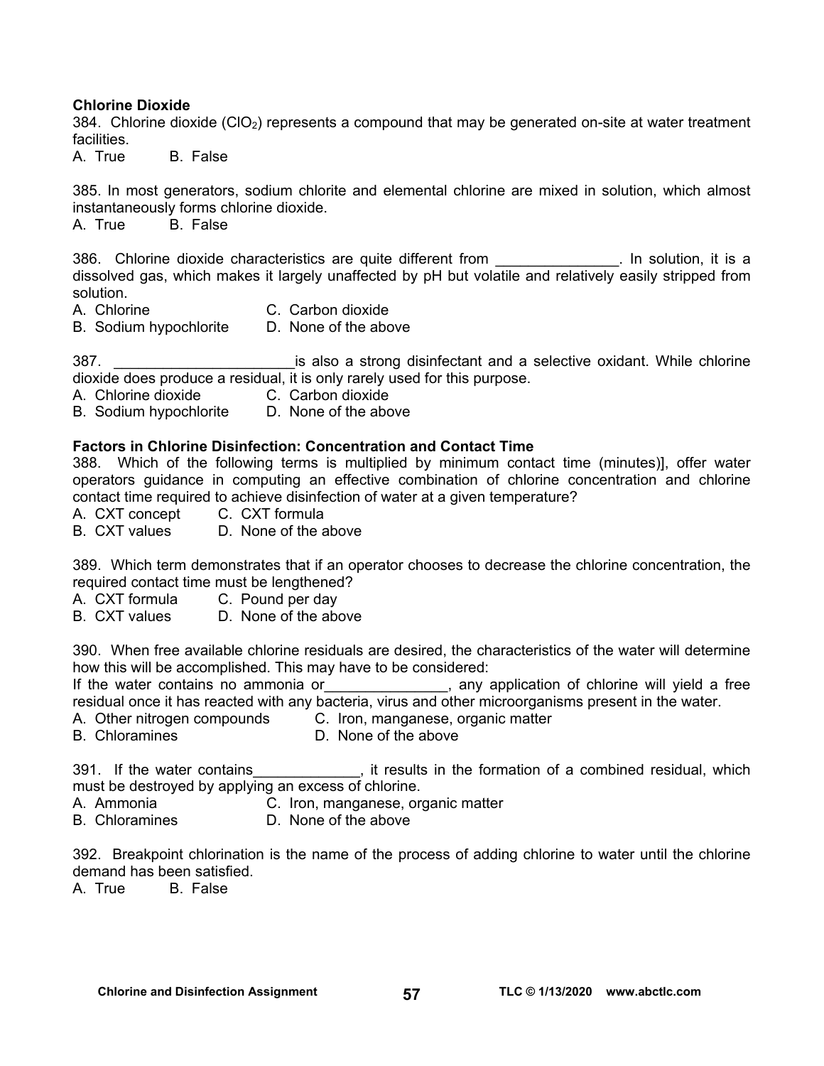**Chlorine Dioxide**

384. Chlorine dioxide ($ClO_2$) represents a compound that may be generated on-site at water treatment facilities.

A. True B. False

385. In most generators, sodium chlorite and elemental chlorine are mixed in solution, which almost instantaneously forms chlorine dioxide.

A. True B. False

386. Chlorine dioxide characteristics are quite different from _______________. In solution, it is a dissolved gas, which makes it largely unaffected by pH but volatile and relatively easily stripped from solution.

A. Chlorine C. Carbon dioxide
B. Sodium hypochlorite D. None of the above

387. ______________________is also a strong disinfectant and a selective oxidant. While chlorine dioxide does produce a residual, it is only rarely used for this purpose.

A. Chlorine dioxide C. Carbon dioxide
B. Sodium hypochlorite D. None of the above

**Factors in Chlorine Disinfection: Concentration and Contact Time**

388. Which of the following terms is multiplied by minimum contact time (minutes)], offer water operators guidance in computing an effective combination of chlorine concentration and chlorine contact time required to achieve disinfection of water at a given temperature?

A. CXT concept C. CXT formula
B. CXT values D. None of the above

389. Which term demonstrates that if an operator chooses to decrease the chlorine concentration, the required contact time must be lengthened?

A. CXT formula C. Pound per day
B. CXT values D. None of the above

390. When free available chlorine residuals are desired, the characteristics of the water will determine how this will be accomplished. This may have to be considered:
If the water contains no ammonia or_______________, any application of chlorine will yield a free residual once it has reacted with any bacteria, virus and other microorganisms present in the water.

A. Other nitrogen compounds C. Iron, manganese, organic matter
B. Chloramines D. None of the above

391. If the water contains_____________, it results in the formation of a combined residual, which must be destroyed by applying an excess of chlorine.

A. Ammonia C. Iron, manganese, organic matter
B. Chloramines D. None of the above

392. Breakpoint chlorination is the name of the process of adding chlorine to water until the chlorine demand has been satisfied.

A. True B. False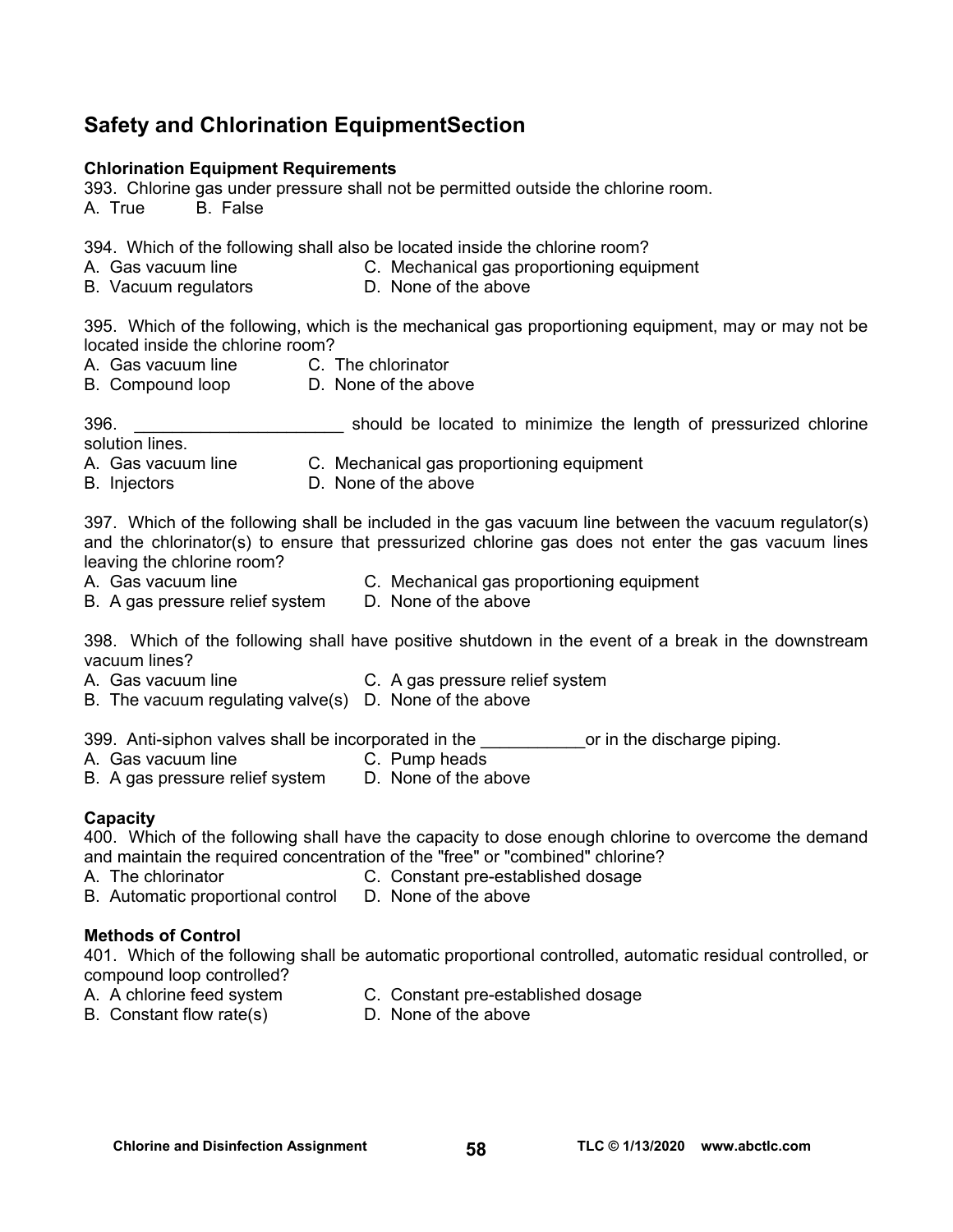## Safety and Chlorination EquipmentSection

### Chlorination Equipment Requirements

393. Chlorine gas under pressure shall not be permitted outside the chlorine room.
A. True B. False

394. Which of the following shall also be located inside the chlorine room?
A. Gas vacuum line
B. Vacuum regulators
C. Mechanical gas proportioning equipment
D. None of the above

395. Which of the following, which is the mechanical gas proportioning equipment, may or may not be located inside the chlorine room?
A. Gas vacuum line
B. Compound loop
C. The chlorinator
D. None of the above

396. ______________________ should be located to minimize the length of pressurized chlorine solution lines.
A. Gas vacuum line
B. Injectors
C. Mechanical gas proportioning equipment
D. None of the above

397. Which of the following shall be included in the gas vacuum line between the vacuum regulator(s) and the chlorinator(s) to ensure that pressurized chlorine gas does not enter the gas vacuum lines leaving the chlorine room?
A. Gas vacuum line
B. A gas pressure relief system
C. Mechanical gas proportioning equipment
D. None of the above

398. Which of the following shall have positive shutdown in the event of a break in the downstream vacuum lines?
A. Gas vacuum line
B. The vacuum regulating valve(s)
C. A gas pressure relief system
D. None of the above

399. Anti-siphon valves shall be incorporated in the ___________or in the discharge piping.
A. Gas vacuum line
B. A gas pressure relief system
C. Pump heads
D. None of the above

### Capacity

400. Which of the following shall have the capacity to dose enough chlorine to overcome the demand and maintain the required concentration of the "free" or "combined" chlorine?
A. The chlorinator
B. Automatic proportional control
C. Constant pre-established dosage
D. None of the above

### Methods of Control

401. Which of the following shall be automatic proportional controlled, automatic residual controlled, or compound loop controlled?
A. A chlorine feed system
B. Constant flow rate(s)
C. Constant pre-established dosage
D. None of the above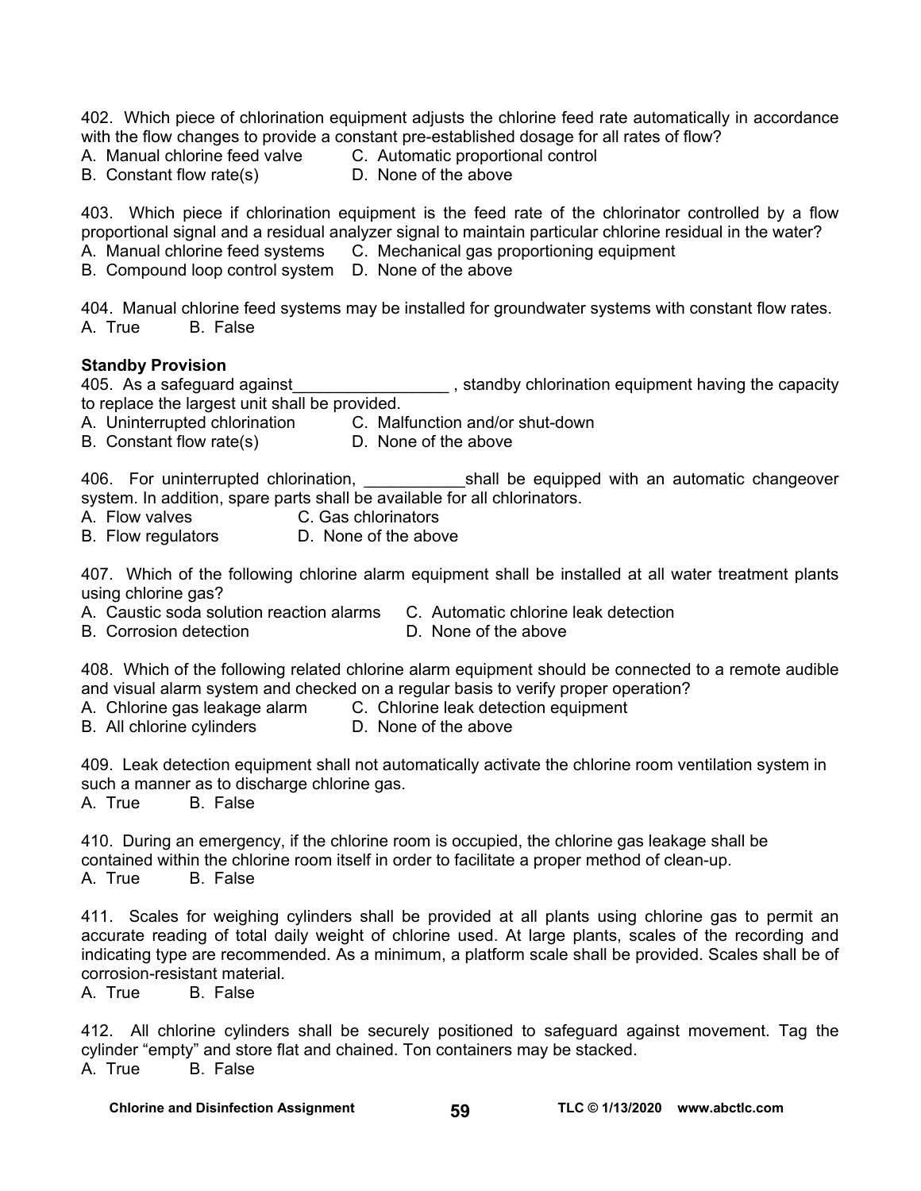402. Which piece of chlorination equipment adjusts the chlorine feed rate automatically in accordance with the flow changes to provide a constant pre-established dosage for all rates of flow?
A. Manual chlorine feed valve C. Automatic proportional control
B. Constant flow rate(s) D. None of the above

403. Which piece if chlorination equipment is the feed rate of the chlorinator controlled by a flow proportional signal and a residual analyzer signal to maintain particular chlorine residual in the water?
A. Manual chlorine feed systems C. Mechanical gas proportioning equipment
B. Compound loop control system D. None of the above

404. Manual chlorine feed systems may be installed for groundwater systems with constant flow rates.
A. True B. False

**Standby Provision**

405. As a safeguard against_________________ , standby chlorination equipment having the capacity to replace the largest unit shall be provided.
A. Uninterrupted chlorination C. Malfunction and/or shut-down
B. Constant flow rate(s) D. None of the above

406. For uninterrupted chlorination, ___________shall be equipped with an automatic changeover system. In addition, spare parts shall be available for all chlorinators.
A. Flow valves C. Gas chlorinators
B. Flow regulators D. None of the above

407. Which of the following chlorine alarm equipment shall be installed at all water treatment plants using chlorine gas?
A. Caustic soda solution reaction alarms C. Automatic chlorine leak detection
B. Corrosion detection D. None of the above

408. Which of the following related chlorine alarm equipment should be connected to a remote audible and visual alarm system and checked on a regular basis to verify proper operation?
A. Chlorine gas leakage alarm C. Chlorine leak detection equipment
B. All chlorine cylinders D. None of the above

409. Leak detection equipment shall not automatically activate the chlorine room ventilation system in such a manner as to discharge chlorine gas.
A. True B. False

410. During an emergency, if the chlorine room is occupied, the chlorine gas leakage shall be contained within the chlorine room itself in order to facilitate a proper method of clean-up.
A. True B. False

411. Scales for weighing cylinders shall be provided at all plants using chlorine gas to permit an accurate reading of total daily weight of chlorine used. At large plants, scales of the recording and indicating type are recommended. As a minimum, a platform scale shall be provided. Scales shall be of corrosion-resistant material.
A. True B. False

412. All chlorine cylinders shall be securely positioned to safeguard against movement. Tag the cylinder "empty" and store flat and chained. Ton containers may be stacked.
A. True B. False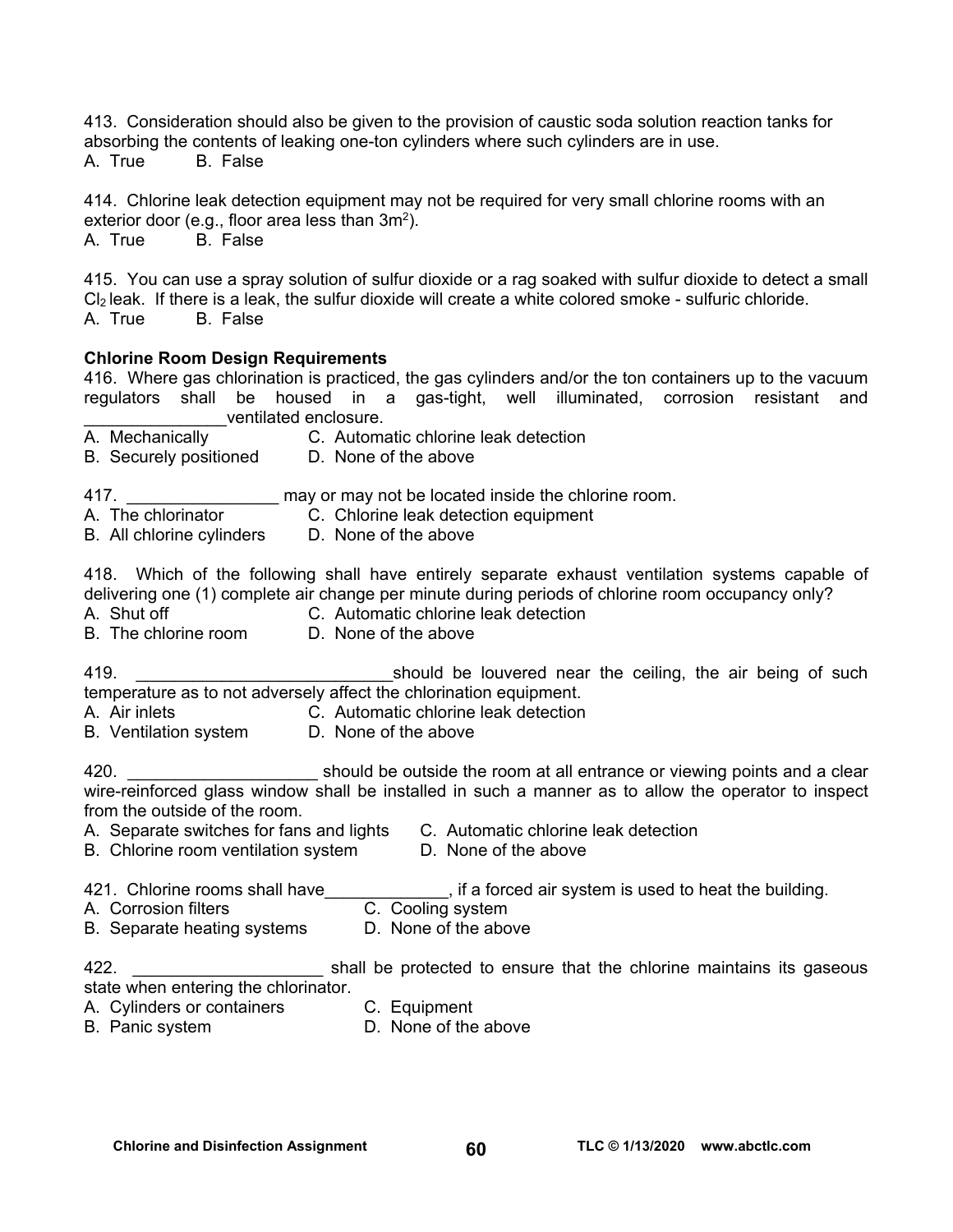413. Consideration should also be given to the provision of caustic soda solution reaction tanks for absorbing the contents of leaking one-ton cylinders where such cylinders are in use.
A. True B. False

414. Chlorine leak detection equipment may not be required for very small chlorine rooms with an exterior door (e.g., floor area less than $3m^2$).
A. True B. False

415. You can use a spray solution of sulfur dioxide or a rag soaked with sulfur dioxide to detect a small $Cl_2$ leak. If there is a leak, the sulfur dioxide will create a white colored smoke - sulfuric chloride.
A. True B. False

**Chlorine Room Design Requirements**

416. Where gas chlorination is practiced, the gas cylinders and/or the ton containers up to the vacuum regulators shall be housed in a gas-tight, well illuminated, corrosion resistant and _______________ventilated enclosure.
A. Mechanically C. Automatic chlorine leak detection
B. Securely positioned D. None of the above

417. ________________ may or may not be located inside the chlorine room.
A. The chlorinator C. Chlorine leak detection equipment
B. All chlorine cylinders D. None of the above

418. Which of the following shall have entirely separate exhaust ventilation systems capable of delivering one (1) complete air change per minute during periods of chlorine room occupancy only?
A. Shut off C. Automatic chlorine leak detection
B. The chlorine room D. None of the above

419. ___________________________should be louvered near the ceiling, the air being of such temperature as to not adversely affect the chlorination equipment.
A. Air inlets C. Automatic chlorine leak detection
B. Ventilation system D. None of the above

420. ____________________ should be outside the room at all entrance or viewing points and a clear wire-reinforced glass window shall be installed in such a manner as to allow the operator to inspect from the outside of the room.
A. Separate switches for fans and lights C. Automatic chlorine leak detection
B. Chlorine room ventilation system D. None of the above

421. Chlorine rooms shall have_____________, if a forced air system is used to heat the building.
A. Corrosion filters C. Cooling system
B. Separate heating systems D. None of the above

422. ____________________ shall be protected to ensure that the chlorine maintains its gaseous state when entering the chlorinator.
A. Cylinders or containers C. Equipment
B. Panic system D. None of the above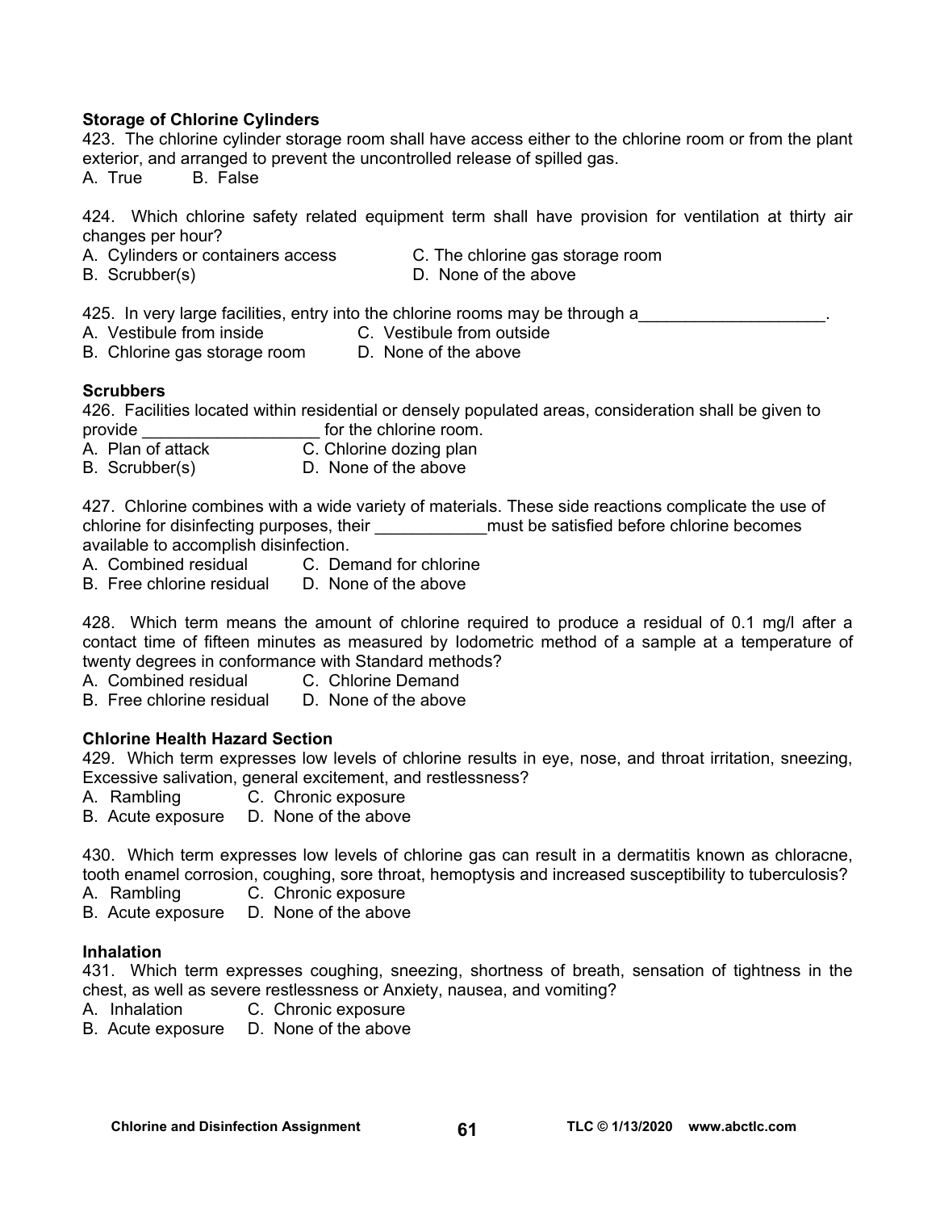**Storage of Chlorine Cylinders**

423. The chlorine cylinder storage room shall have access either to the chlorine room or from the plant exterior, and arranged to prevent the uncontrolled release of spilled gas.

A. True  B. False

424. Which chlorine safety related equipment term shall have provision for ventilation at thirty air changes per hour?

A. Cylinders or containers access  
B. Scrubber(s)  
C. The chlorine gas storage room  
D. None of the above

425. In very large facilities, entry into the chlorine rooms may be through a____________________.

A. Vestibule from inside  
B. Chlorine gas storage room  
C. Vestibule from outside  
D. None of the above

**Scrubbers**

426. Facilities located within residential or densely populated areas, consideration shall be given to provide ___________________ for the chlorine room.

A. Plan of attack  
B. Scrubber(s)  
C. Chlorine dozing plan  
D. None of the above

427. Chlorine combines with a wide variety of materials. These side reactions complicate the use of chlorine for disinfecting purposes, their ____________must be satisfied before chlorine becomes available to accomplish disinfection.

A. Combined residual  
B. Free chlorine residual  
C. Demand for chlorine  
D. None of the above

428. Which term means the amount of chlorine required to produce a residual of 0.1 mg/l after a contact time of fifteen minutes as measured by Iodometric method of a sample at a temperature of twenty degrees in conformance with Standard methods?

A. Combined residual  
B. Free chlorine residual  
C. Chlorine Demand  
D. None of the above

**Chlorine Health Hazard Section**

429. Which term expresses low levels of chlorine results in eye, nose, and throat irritation, sneezing, Excessive salivation, general excitement, and restlessness?

A. Rambling  
B. Acute exposure  
C. Chronic exposure  
D. None of the above

430. Which term expresses low levels of chlorine gas can result in a dermatitis known as chloracne, tooth enamel corrosion, coughing, sore throat, hemoptysis and increased susceptibility to tuberculosis?

A. Rambling  
B. Acute exposure  
C. Chronic exposure  
D. None of the above

**Inhalation**

431. Which term expresses coughing, sneezing, shortness of breath, sensation of tightness in the chest, as well as severe restlessness or Anxiety, nausea, and vomiting?

A. Inhalation  
B. Acute exposure  
C. Chronic exposure  
D. None of the above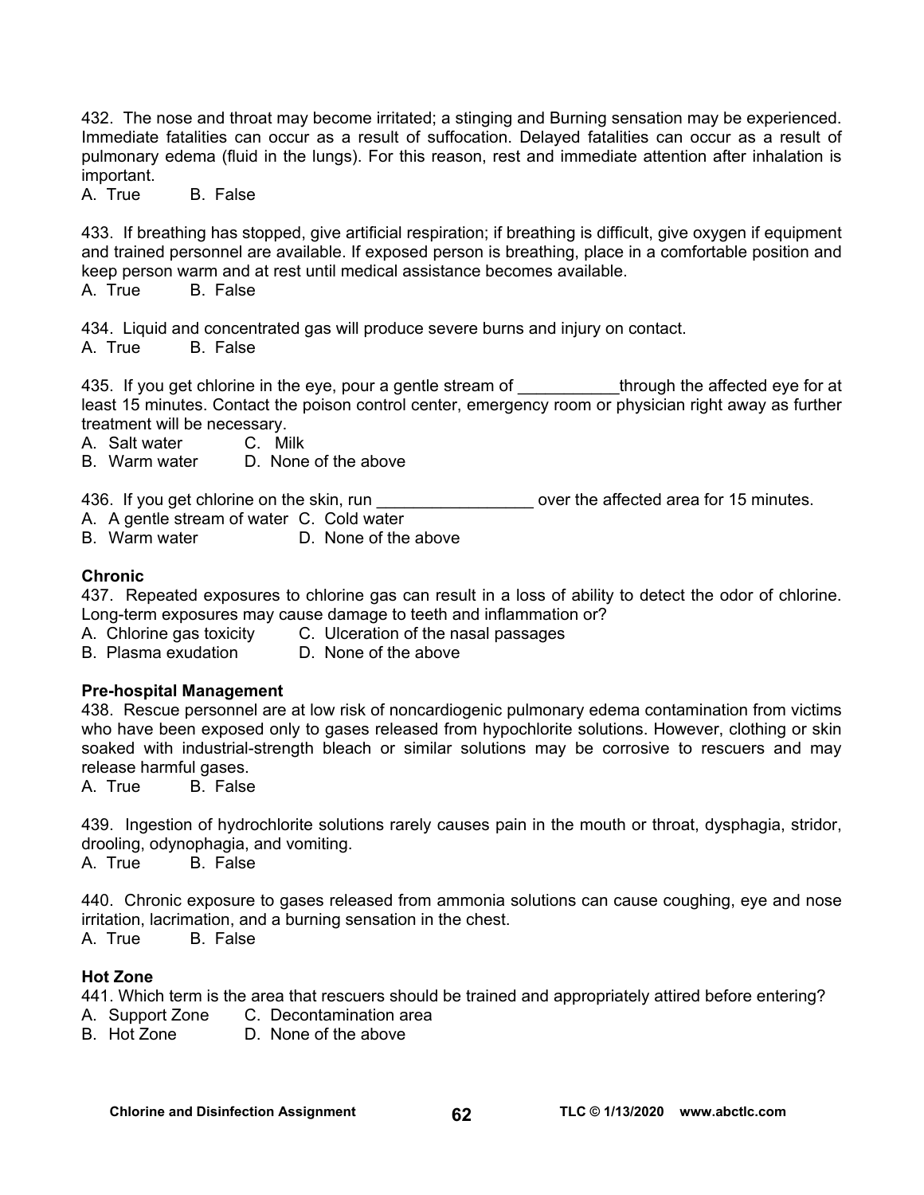432. The nose and throat may become irritated; a stinging and Burning sensation may be experienced. Immediate fatalities can occur as a result of suffocation. Delayed fatalities can occur as a result of pulmonary edema (fluid in the lungs). For this reason, rest and immediate attention after inhalation is important.
A. True B. False

433. If breathing has stopped, give artificial respiration; if breathing is difficult, give oxygen if equipment and trained personnel are available. If exposed person is breathing, place in a comfortable position and keep person warm and at rest until medical assistance becomes available.
A. True B. False

434. Liquid and concentrated gas will produce severe burns and injury on contact.
A. True B. False

435. If you get chlorine in the eye, pour a gentle stream of ___________through the affected eye for at least 15 minutes. Contact the poison control center, emergency room or physician right away as further treatment will be necessary.
A. Salt water C. Milk
B. Warm water D. None of the above

436. If you get chlorine on the skin, run _________________ over the affected area for 15 minutes.
A. A gentle stream of water C. Cold water
B. Warm water D. None of the above

**Chronic**

437. Repeated exposures to chlorine gas can result in a loss of ability to detect the odor of chlorine. Long-term exposures may cause damage to teeth and inflammation or?
A. Chlorine gas toxicity C. Ulceration of the nasal passages
B. Plasma exudation D. None of the above

**Pre-hospital Management**

438. Rescue personnel are at low risk of noncardiogenic pulmonary edema contamination from victims who have been exposed only to gases released from hypochlorite solutions. However, clothing or skin soaked with industrial-strength bleach or similar solutions may be corrosive to rescuers and may release harmful gases.
A. True B. False

439. Ingestion of hydrochlorite solutions rarely causes pain in the mouth or throat, dysphagia, stridor, drooling, odynophagia, and vomiting.
A. True B. False

440. Chronic exposure to gases released from ammonia solutions can cause coughing, eye and nose irritation, lacrimation, and a burning sensation in the chest.
A. True B. False

**Hot Zone**

441. Which term is the area that rescuers should be trained and appropriately attired before entering?
A. Support Zone C. Decontamination area
B. Hot Zone D. None of the above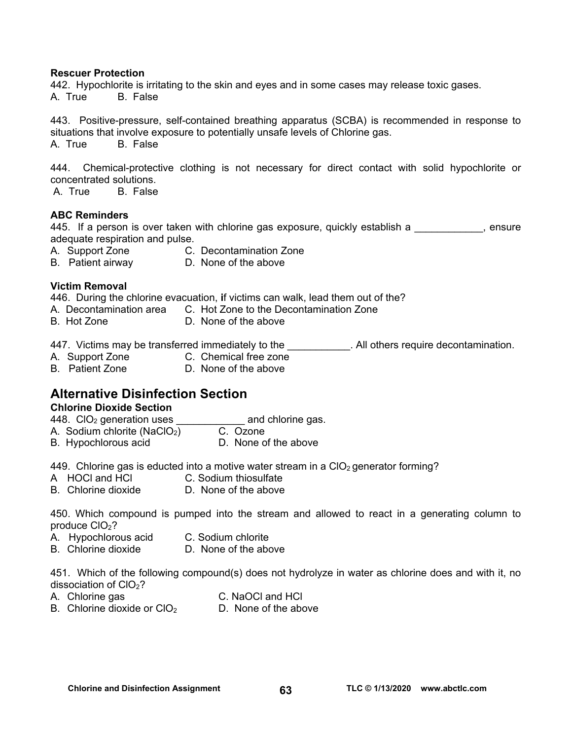**Rescuer Protection**

442. Hypochlorite is irritating to the skin and eyes and in some cases may release toxic gases.
A. True B. False

443. Positive-pressure, self-contained breathing apparatus (SCBA) is recommended in response to situations that involve exposure to potentially unsafe levels of Chlorine gas.
A. True B. False

444. Chemical-protective clothing is not necessary for direct contact with solid hypochlorite or concentrated solutions.
A. True B. False

**ABC Reminders**

445. If a person is over taken with chlorine gas exposure, quickly establish a ____________, ensure adequate respiration and pulse.
A. Support Zone C. Decontamination Zone
B. Patient airway D. None of the above

**Victim Removal**

446. During the chlorine evacuation, **i**f victims can walk, lead them out of the?
A. Decontamination area C. Hot Zone to the Decontamination Zone
B. Hot Zone D. None of the above

447. Victims may be transferred immediately to the ___________. All others require decontamination.
A. Support Zone C. Chemical free zone
B. Patient Zone D. None of the above

## Alternative Disinfection Section

### Chlorine Dioxide Section

448. $ClO_2$ generation uses ____________ and chlorine gas.
A. Sodium chlorite ($NaClO_2$) C. Ozone
B. Hypochlorous acid D. None of the above

449. Chlorine gas is educted into a motive water stream in a $ClO_2$ generator forming?
A HOCl and HCl C. Sodium thiosulfate
B. Chlorine dioxide D. None of the above

450. Which compound is pumped into the stream and allowed to react in a generating column to produce $ClO_2$?
A. Hypochlorous acid C. Sodium chlorite
B. Chlorine dioxide D. None of the above

451. Which of the following compound(s) does not hydrolyze in water as chlorine does and with it, no dissociation of $ClO_2$?
A. Chlorine gas C. NaOCl and HCl
B. Chlorine dioxide or $ClO_2$ D. None of the above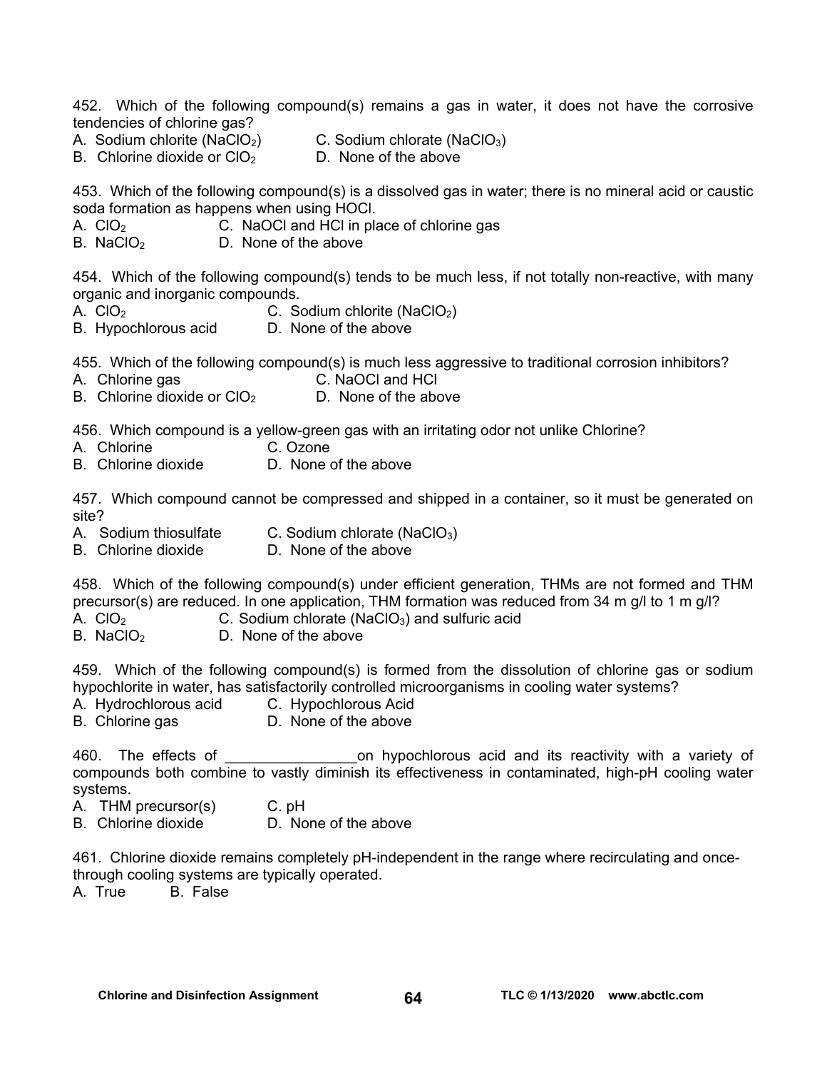452. Which of the following compound(s) remains a gas in water, it does not have the corrosive tendencies of chlorine gas?

A. Sodium chlorite ($NaClO_2$)
B. Chlorine dioxide or $ClO_2$
C. Sodium chlorate ($NaClO_3$)
D. None of the above

453. Which of the following compound(s) is a dissolved gas in water; there is no mineral acid or caustic soda formation as happens when using HOCl.

A. $ClO_2$
B. $NaClO_2$
C. NaOCl and HCl in place of chlorine gas
D. None of the above

454. Which of the following compound(s) tends to be much less, if not totally non-reactive, with many organic and inorganic compounds.

A. $ClO_2$
B. Hypochlorous acid
C. Sodium chlorite ($NaClO_2$)
D. None of the above

455. Which of the following compound(s) is much less aggressive to traditional corrosion inhibitors?

A. Chlorine gas
B. Chlorine dioxide or $ClO_2$
C. NaOCl and HCl
D. None of the above

456. Which compound is a yellow-green gas with an irritating odor not unlike Chlorine?

A. Chlorine
B. Chlorine dioxide
C. Ozone
D. None of the above

457. Which compound cannot be compressed and shipped in a container, so it must be generated on site?

A. Sodium thiosulfate
B. Chlorine dioxide
C. Sodium chlorate ($NaClO_3$)
D. None of the above

458. Which of the following compound(s) under efficient generation, THMs are not formed and THM precursor(s) are reduced. In one application, THM formation was reduced from 34 m g/l to 1 m g/l?

A. $ClO_2$
B. $NaClO_2$
C. Sodium chlorate ($NaClO_3$) and sulfuric acid
D. None of the above

459. Which of the following compound(s) is formed from the dissolution of chlorine gas or sodium hypochlorite in water, has satisfactorily controlled microorganisms in cooling water systems?

A. Hydrochlorous acid
B. Chlorine gas
C. Hypochlorous Acid
D. None of the above

460. The effects of ________________on hypochlorous acid and its reactivity with a variety of compounds both combine to vastly diminish its effectiveness in contaminated, high-pH cooling water systems.

A. THM precursor(s)
B. Chlorine dioxide
C. pH
D. None of the above

461. Chlorine dioxide remains completely pH-independent in the range where recirculating and once-through cooling systems are typically operated.

A. True
B. False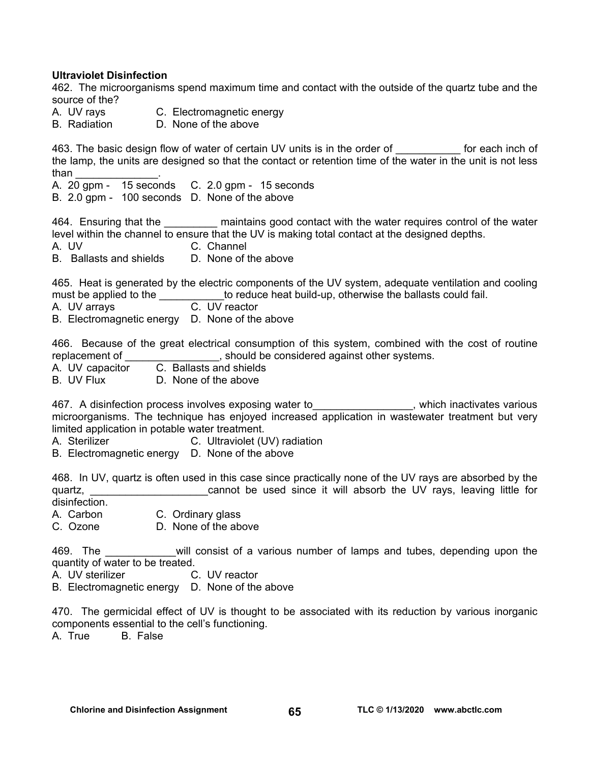**Ultraviolet Disinfection**

462. The microorganisms spend maximum time and contact with the outside of the quartz tube and the source of the?

A. UV rays C. Electromagnetic energy
B. Radiation D. None of the above

463. The basic design flow of water of certain UV units is in the order of ___________ for each inch of the lamp, the units are designed so that the contact or retention time of the water in the unit is not less than ______________.

A. 20 gpm - 15 seconds C. 2.0 gpm - 15 seconds
B. 2.0 gpm - 100 seconds D. None of the above

464. Ensuring that the _________ maintains good contact with the water requires control of the water level within the channel to ensure that the UV is making total contact at the designed depths.

A. UV C. Channel
B. Ballasts and shields D. None of the above

465. Heat is generated by the electric components of the UV system, adequate ventilation and cooling must be applied to the ___________to reduce heat build-up, otherwise the ballasts could fail.

A. UV arrays C. UV reactor
B. Electromagnetic energy D. None of the above

466. Because of the great electrical consumption of this system, combined with the cost of routine replacement of ________________, should be considered against other systems.

A. UV capacitor C. Ballasts and shields
B. UV Flux D. None of the above

467. A disinfection process involves exposing water to_________________, which inactivates various microorganisms. The technique has enjoyed increased application in wastewater treatment but very limited application in potable water treatment.

A. Sterilizer C. Ultraviolet (UV) radiation
B. Electromagnetic energy D. None of the above

468. In UV, quartz is often used in this case since practically none of the UV rays are absorbed by the quartz, ____________________cannot be used since it will absorb the UV rays, leaving little for disinfection.

A. Carbon C. Ordinary glass
C. Ozone D. None of the above

469. The ____________will consist of a various number of lamps and tubes, depending upon the quantity of water to be treated.

A. UV sterilizer C. UV reactor
B. Electromagnetic energy D. None of the above

470. The germicidal effect of UV is thought to be associated with its reduction by various inorganic components essential to the cell's functioning.

A. True B. False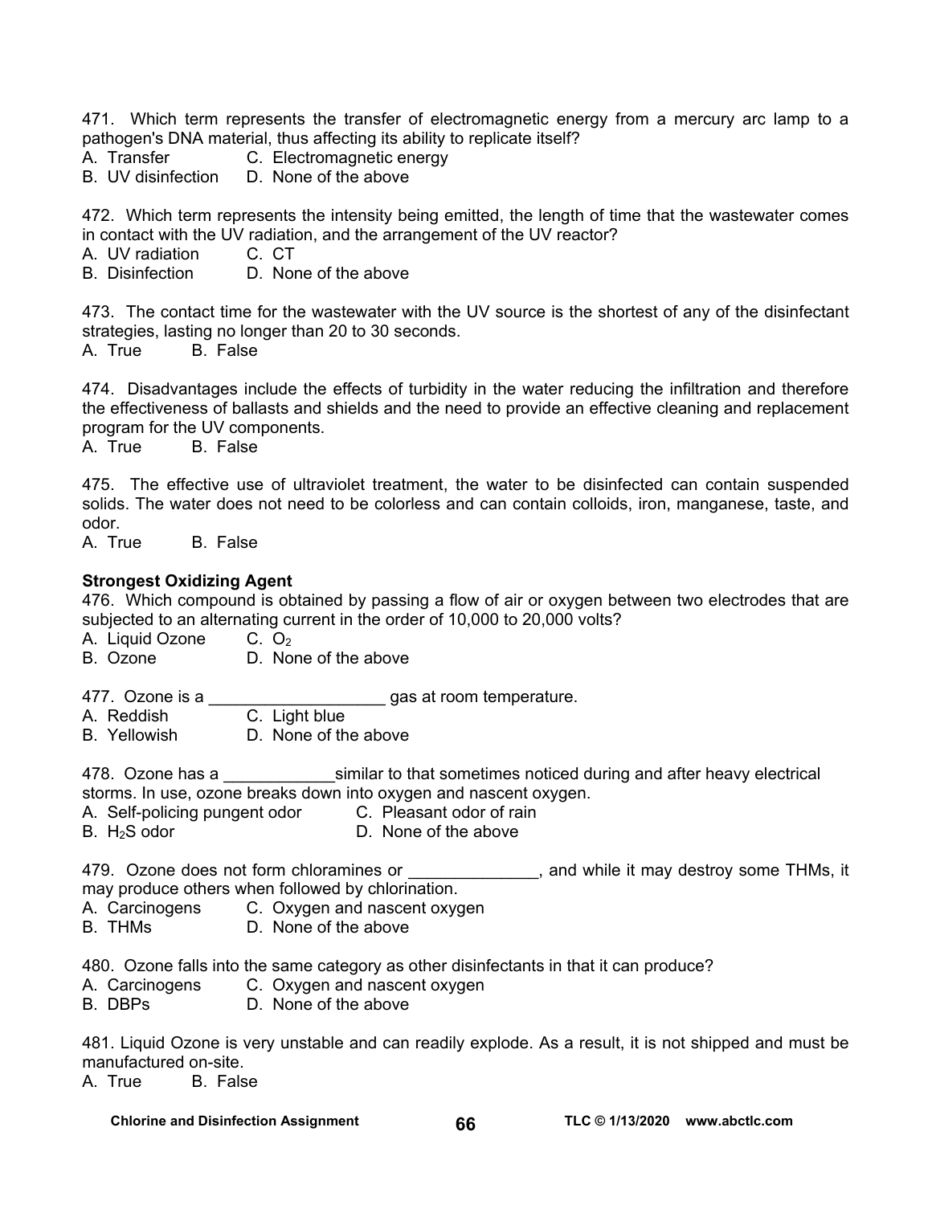471. Which term represents the transfer of electromagnetic energy from a mercury arc lamp to a pathogen's DNA material, thus affecting its ability to replicate itself?

A. Transfer  
B. UV disinfection  
C. Electromagnetic energy  
D. None of the above

472. Which term represents the intensity being emitted, the length of time that the wastewater comes in contact with the UV radiation, and the arrangement of the UV reactor?

A. UV radiation  
B. Disinfection  
C. CT  
D. None of the above

473. The contact time for the wastewater with the UV source is the shortest of any of the disinfectant strategies, lasting no longer than 20 to 30 seconds.

A. True  
B. False

474. Disadvantages include the effects of turbidity in the water reducing the infiltration and therefore the effectiveness of ballasts and shields and the need to provide an effective cleaning and replacement program for the UV components.

A. True  
B. False

475. The effective use of ultraviolet treatment, the water to be disinfected can contain suspended solids. The water does not need to be colorless and can contain colloids, iron, manganese, taste, and odor.

A. True  
B. False

**Strongest Oxidizing Agent**

476. Which compound is obtained by passing a flow of air or oxygen between two electrodes that are subjected to an alternating current in the order of 10,000 to 20,000 volts?

A. Liquid Ozone  
B. Ozone  
C. $O_2$  
D. None of the above

477. Ozone is a ___________________ gas at room temperature.

A. Reddish  
B. Yellowish  
C. Light blue  
D. None of the above

478. Ozone has a ____________similar to that sometimes noticed during and after heavy electrical storms. In use, ozone breaks down into oxygen and nascent oxygen.

A. Self-policing pungent odor  
B. $H_2S$ odor  
C. Pleasant odor of rain  
D. None of the above

479. Ozone does not form chloramines or ______________, and while it may destroy some THMs, it may produce others when followed by chlorination.

A. Carcinogens  
B. THMs  
C. Oxygen and nascent oxygen  
D. None of the above

480. Ozone falls into the same category as other disinfectants in that it can produce?

A. Carcinogens  
B. DBPs  
C. Oxygen and nascent oxygen  
D. None of the above

481. Liquid Ozone is very unstable and can readily explode. As a result, it is not shipped and must be manufactured on-site.

A. True  
B. False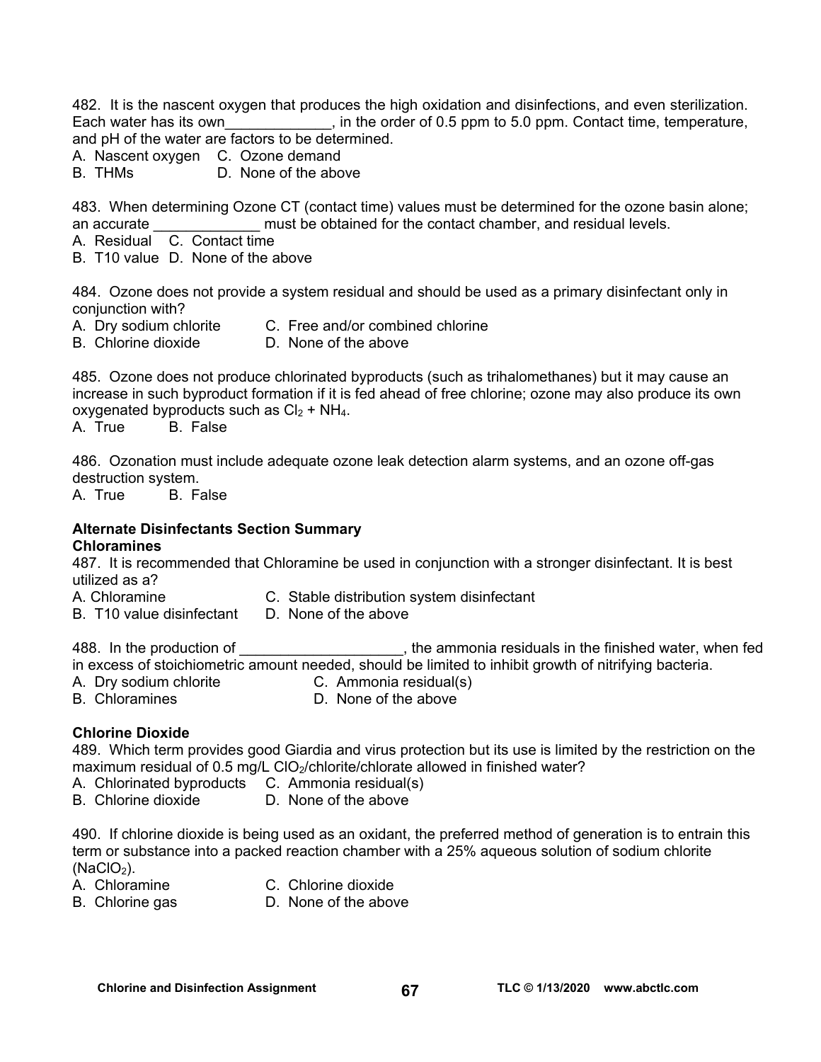482. It is the nascent oxygen that produces the high oxidation and disinfections, and even sterilization. Each water has its own_____________, in the order of 0.5 ppm to 5.0 ppm. Contact time, temperature, and pH of the water are factors to be determined.

A. Nascent oxygen  C. Ozone demand
B. THMs  D. None of the above

483. When determining Ozone CT (contact time) values must be determined for the ozone basin alone; an accurate _____________ must be obtained for the contact chamber, and residual levels.

A. Residual  C. Contact time
B. T10 value  D. None of the above

484. Ozone does not provide a system residual and should be used as a primary disinfectant only in conjunction with?

A. Dry sodium chlorite  C. Free and/or combined chlorine
B. Chlorine dioxide  D. None of the above

485. Ozone does not produce chlorinated byproducts (such as trihalomethanes) but it may cause an increase in such byproduct formation if it is fed ahead of free chlorine; ozone may also produce its own oxygenated byproducts such as $Cl_2 + NH_4$.

A. True  B. False

486. Ozonation must include adequate ozone leak detection alarm systems, and an ozone off-gas destruction system.

A. True  B. False

**Alternate Disinfectants Section Summary**

**Chloramines**

487. It is recommended that Chloramine be used in conjunction with a stronger disinfectant. It is best utilized as a?

A. Chloramine  C. Stable distribution system disinfectant
B. T10 value disinfectant  D. None of the above

488. In the production of ____________________, the ammonia residuals in the finished water, when fed in excess of stoichiometric amount needed, should be limited to inhibit growth of nitrifying bacteria.

A. Dry sodium chlorite  C. Ammonia residual(s)
B. Chloramines  D. None of the above

**Chlorine Dioxide**

489. Which term provides good Giardia and virus protection but its use is limited by the restriction on the maximum residual of 0.5 mg/L $ClO_2$/chlorite/chlorate allowed in finished water?

A. Chlorinated byproducts  C. Ammonia residual(s)
B. Chlorine dioxide  D. None of the above

490. If chlorine dioxide is being used as an oxidant, the preferred method of generation is to entrain this term or substance into a packed reaction chamber with a 25% aqueous solution of sodium chlorite ($NaClO_2$).

A. Chloramine  C. Chlorine dioxide
B. Chlorine gas  D. None of the above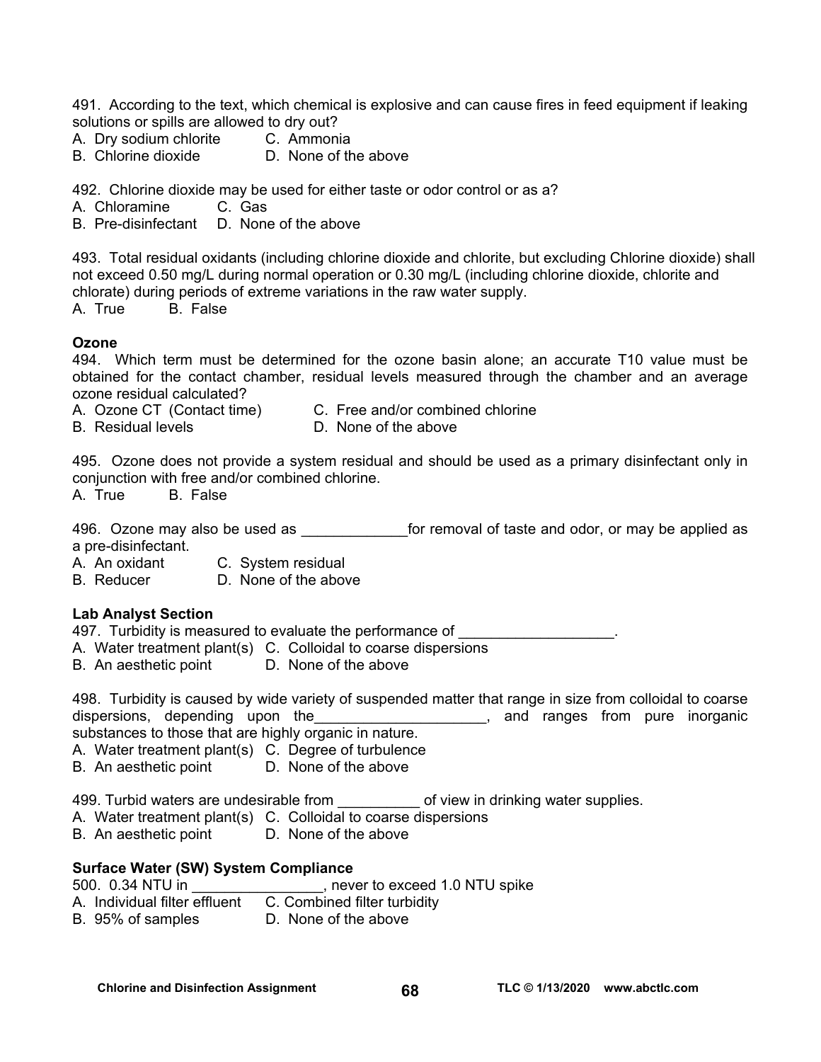491. According to the text, which chemical is explosive and can cause fires in feed equipment if leaking solutions or spills are allowed to dry out?

A. Dry sodium chlorite  C. Ammonia
B. Chlorine dioxide  D. None of the above

492. Chlorine dioxide may be used for either taste or odor control or as a?

A. Chloramine  C. Gas
B. Pre-disinfectant  D. None of the above

493. Total residual oxidants (including chlorine dioxide and chlorite, but excluding Chlorine dioxide) shall not exceed 0.50 mg/L during normal operation or 0.30 mg/L (including chlorine dioxide, chlorite and chlorate) during periods of extreme variations in the raw water supply.

A. True  B. False

**Ozone**

494. Which term must be determined for the ozone basin alone; an accurate T10 value must be obtained for the contact chamber, residual levels measured through the chamber and an average ozone residual calculated?

A. Ozone CT (Contact time)  C. Free and/or combined chlorine
B. Residual levels  D. None of the above

495. Ozone does not provide a system residual and should be used as a primary disinfectant only in conjunction with free and/or combined chlorine.

A. True  B. False

496. Ozone may also be used as _____________for removal of taste and odor, or may be applied as a pre-disinfectant.

A. An oxidant  C. System residual
B. Reducer  D. None of the above

**Lab Analyst Section**

497. Turbidity is measured to evaluate the performance of ___________________.

A. Water treatment plant(s)  C. Colloidal to coarse dispersions
B. An aesthetic point  D. None of the above

498. Turbidity is caused by wide variety of suspended matter that range in size from colloidal to coarse dispersions, depending upon the_____________________, and ranges from pure inorganic substances to those that are highly organic in nature.

A. Water treatment plant(s)  C. Degree of turbulence
B. An aesthetic point  D. None of the above

499. Turbid waters are undesirable from __________ of view in drinking water supplies.

A. Water treatment plant(s)  C. Colloidal to coarse dispersions
B. An aesthetic point  D. None of the above

**Surface Water (SW) System Compliance**

500. 0.34 NTU in ________________, never to exceed 1.0 NTU spike

A. Individual filter effluent  C. Combined filter turbidity
B. 95% of samples  D. None of the above